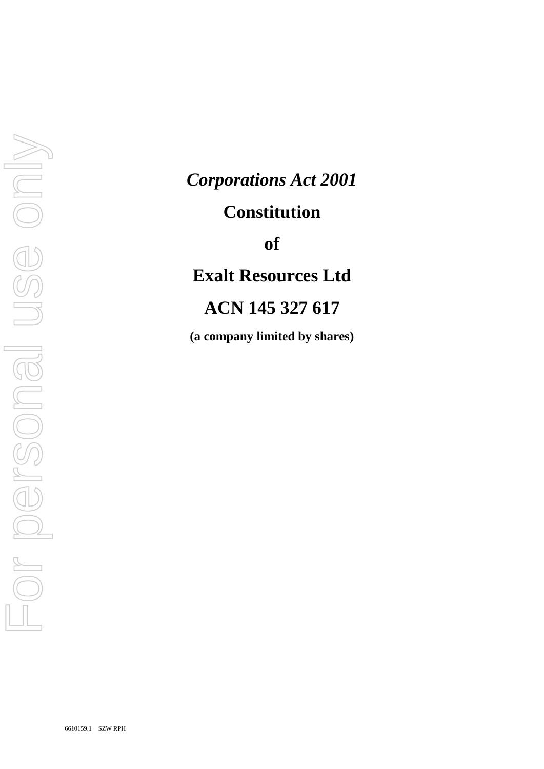***Corporations Act 2001***

# Constitution

**of**

# Exalt Resources Ltd

# ACN 145 327 617

**(a company limited by shares)**

6610159.1 SZW RPH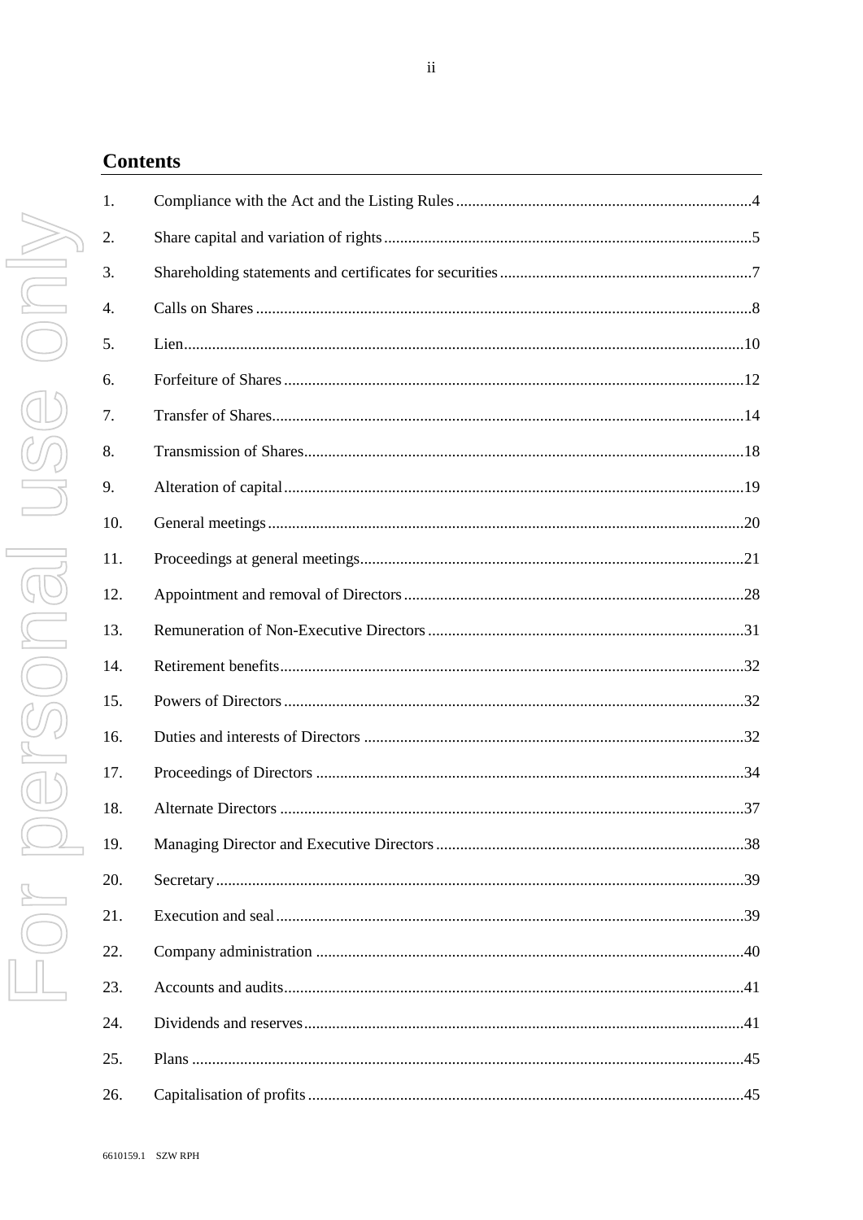## Contents

| | | |
|---|---|---|
| 1. | Compliance with the Act and the Listing Rules | 4 |
| 2. | Share capital and variation of rights | 5 |
| 3. | Shareholding statements and certificates for securities | 7 |
| 4. | Calls on Shares | 8 |
| 5. | Lien | 10 |
| 6. | Forfeiture of Shares | 12 |
| 7. | Transfer of Shares | 14 |
| 8. | Transmission of Shares | 18 |
| 9. | Alteration of capital | 19 |
| 10. | General meetings | 20 |
| 11. | Proceedings at general meetings | 21 |
| 12. | Appointment and removal of Directors | 28 |
| 13. | Remuneration of Non-Executive Directors | 31 |
| 14. | Retirement benefits | 32 |
| 15. | Powers of Directors | 32 |
| 16. | Duties and interests of Directors | 32 |
| 17. | Proceedings of Directors | 34 |
| 18. | Alternate Directors | 37 |
| 19. | Managing Director and Executive Directors | 38 |
| 20. | Secretary | 39 |
| 21. | Execution and seal | 39 |
| 22. | Company administration | 40 |
| 23. | Accounts and audits | 41 |
| 24. | Dividends and reserves | 41 |
| 25. | Plans | 45 |
| 26. | Capitalisation of profits | 45 |

6610159.1 SZW RPH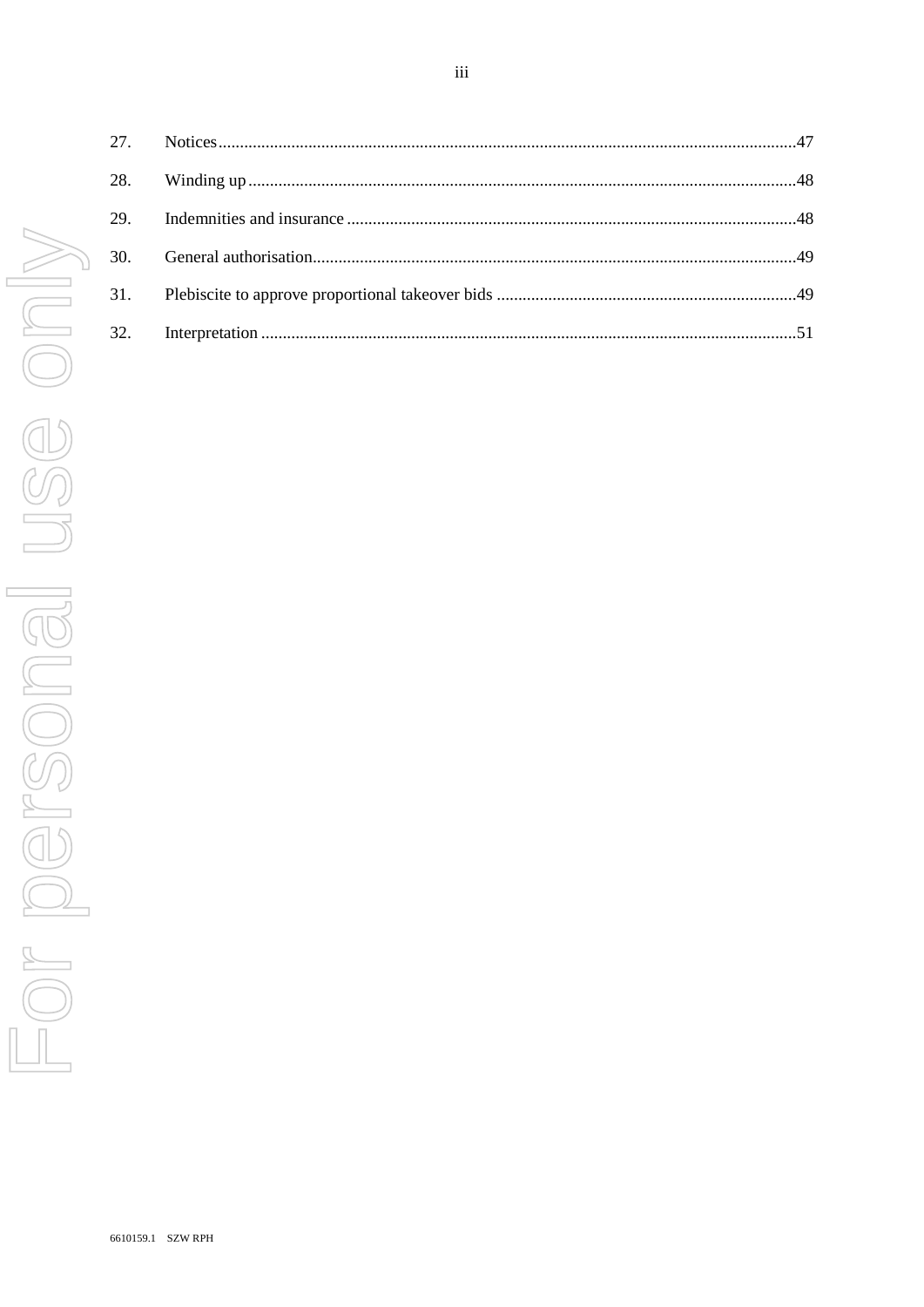| | | |
|---|---|---|
| 27. | Notices | 47 |
| 28. | Winding up | 48 |
| 29. | Indemnities and insurance | 48 |
| 30. | General authorisation | 49 |
| 31. | Plebiscite to approve proportional takeover bids | 49 |
| 32. | Interpretation | 51 |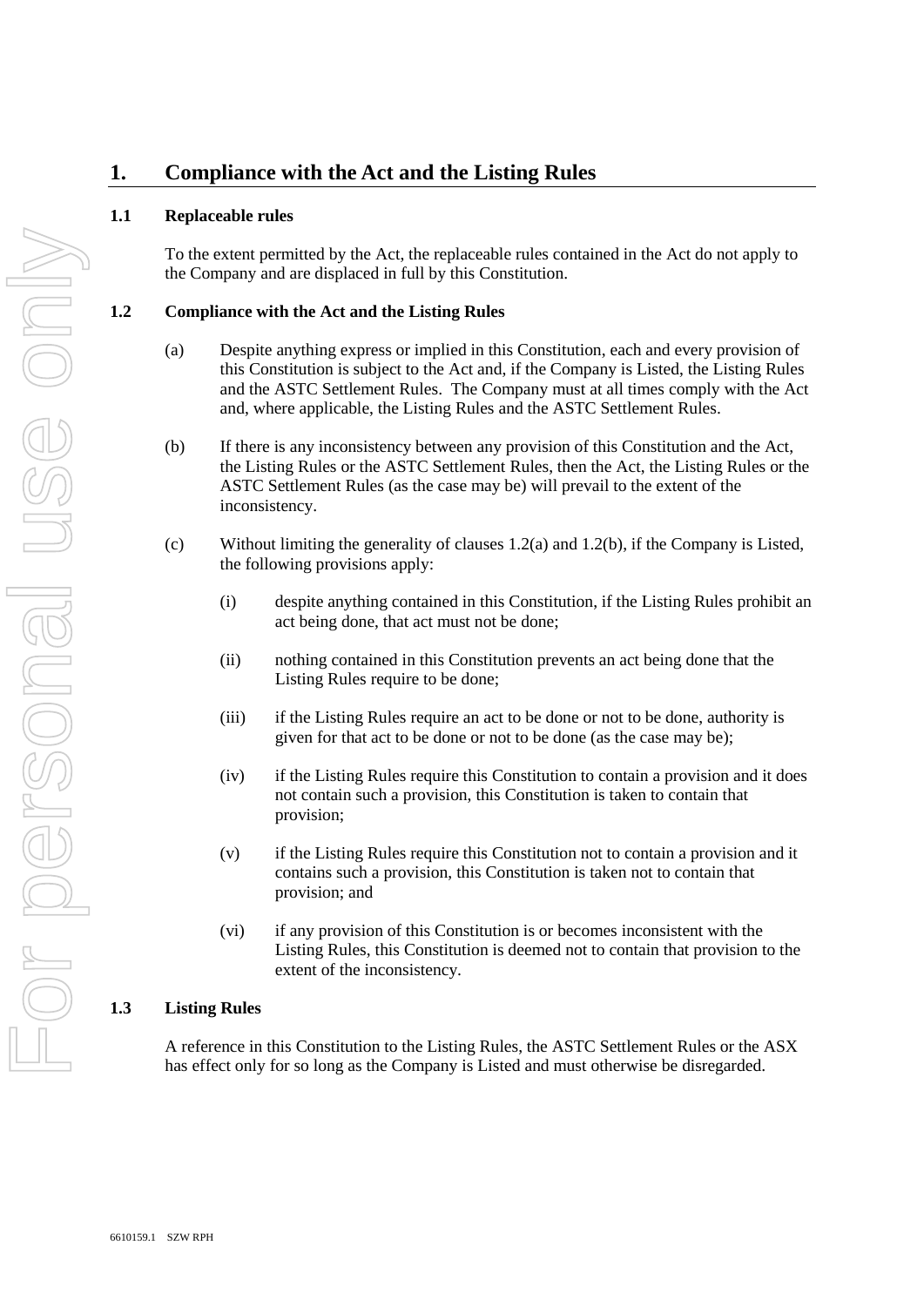# 1. Compliance with the Act and the Listing Rules

## 1.1 Replaceable rules

To the extent permitted by the Act, the replaceable rules contained in the Act do not apply to the Company and are displaced in full by this Constitution.

## 1.2 Compliance with the Act and the Listing Rules

(a) Despite anything express or implied in this Constitution, each and every provision of this Constitution is subject to the Act and, if the Company is Listed, the Listing Rules and the ASTC Settlement Rules. The Company must at all times comply with the Act and, where applicable, the Listing Rules and the ASTC Settlement Rules.

(b) If there is any inconsistency between any provision of this Constitution and the Act, the Listing Rules or the ASTC Settlement Rules, then the Act, the Listing Rules or the ASTC Settlement Rules (as the case may be) will prevail to the extent of the inconsistency.

(c) Without limiting the generality of clauses 1.2(a) and 1.2(b), if the Company is Listed, the following provisions apply:

(i) despite anything contained in this Constitution, if the Listing Rules prohibit an act being done, that act must not be done;

(ii) nothing contained in this Constitution prevents an act being done that the Listing Rules require to be done;

(iii) if the Listing Rules require an act to be done or not to be done, authority is given for that act to be done or not to be done (as the case may be);

(iv) if the Listing Rules require this Constitution to contain a provision and it does not contain such a provision, this Constitution is taken to contain that provision;

(v) if the Listing Rules require this Constitution not to contain a provision and it contains such a provision, this Constitution is taken not to contain that provision; and

(vi) if any provision of this Constitution is or becomes inconsistent with the Listing Rules, this Constitution is deemed not to contain that provision to the extent of the inconsistency.

## 1.3 Listing Rules

A reference in this Constitution to the Listing Rules, the ASTC Settlement Rules or the ASX has effect only for so long as the Company is Listed and must otherwise be disregarded.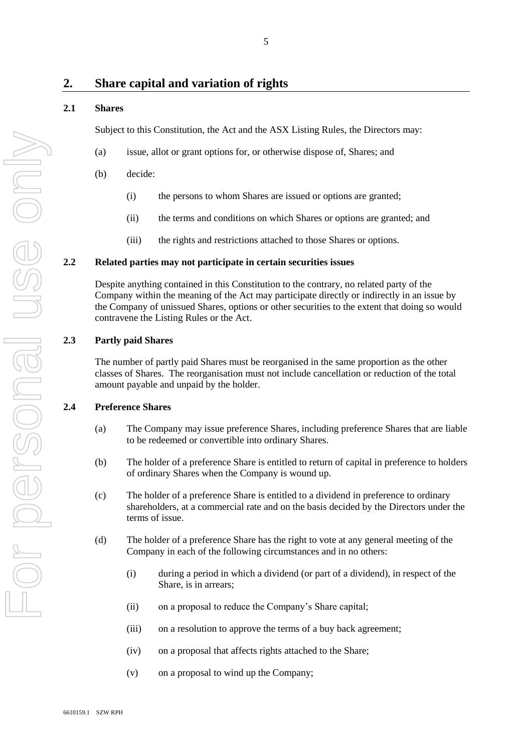## 2. Share capital and variation of rights

### 2.1 Shares

Subject to this Constitution, the Act and the ASX Listing Rules, the Directors may:

(a) issue, allot or grant options for, or otherwise dispose of, Shares; and

(b) decide:

  (i) the persons to whom Shares are issued or options are granted;

  (ii) the terms and conditions on which Shares or options are granted; and

  (iii) the rights and restrictions attached to those Shares or options.

### 2.2 Related parties may not participate in certain securities issues

Despite anything contained in this Constitution to the contrary, no related party of the Company within the meaning of the Act may participate directly or indirectly in an issue by the Company of unissued Shares, options or other securities to the extent that doing so would contravene the Listing Rules or the Act.

### 2.3 Partly paid Shares

The number of partly paid Shares must be reorganised in the same proportion as the other classes of Shares. The reorganisation must not include cancellation or reduction of the total amount payable and unpaid by the holder.

### 2.4 Preference Shares

(a) The Company may issue preference Shares, including preference Shares that are liable to be redeemed or convertible into ordinary Shares.

(b) The holder of a preference Share is entitled to return of capital in preference to holders of ordinary Shares when the Company is wound up.

(c) The holder of a preference Share is entitled to a dividend in preference to ordinary shareholders, at a commercial rate and on the basis decided by the Directors under the terms of issue.

(d) The holder of a preference Share has the right to vote at any general meeting of the Company in each of the following circumstances and in no others:

  (i) during a period in which a dividend (or part of a dividend), in respect of the Share, is in arrears;

  (ii) on a proposal to reduce the Company's Share capital;

  (iii) on a resolution to approve the terms of a buy back agreement;

  (iv) on a proposal that affects rights attached to the Share;

  (v) on a proposal to wind up the Company;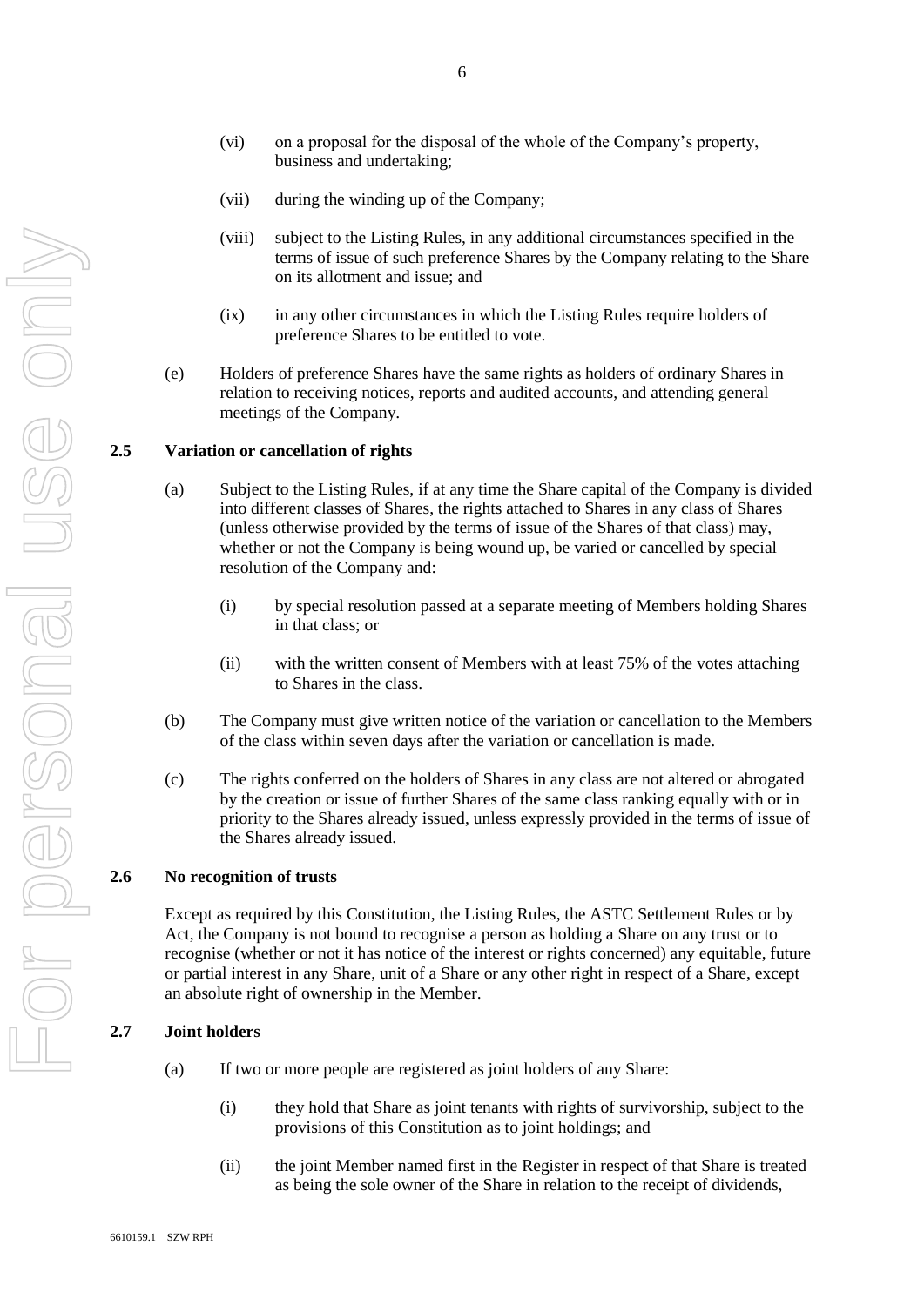(vi) on a proposal for the disposal of the whole of the Company's property, business and undertaking;

(vii) during the winding up of the Company;

(viii) subject to the Listing Rules, in any additional circumstances specified in the terms of issue of such preference Shares by the Company relating to the Share on its allotment and issue; and

(ix) in any other circumstances in which the Listing Rules require holders of preference Shares to be entitled to vote.

(e) Holders of preference Shares have the same rights as holders of ordinary Shares in relation to receiving notices, reports and audited accounts, and attending general meetings of the Company.

### 2.5 Variation or cancellation of rights

(a) Subject to the Listing Rules, if at any time the Share capital of the Company is divided into different classes of Shares, the rights attached to Shares in any class of Shares (unless otherwise provided by the terms of issue of the Shares of that class) may, whether or not the Company is being wound up, be varied or cancelled by special resolution of the Company and:

(i) by special resolution passed at a separate meeting of Members holding Shares in that class; or

(ii) with the written consent of Members with at least 75% of the votes attaching to Shares in the class.

(b) The Company must give written notice of the variation or cancellation to the Members of the class within seven days after the variation or cancellation is made.

(c) The rights conferred on the holders of Shares in any class are not altered or abrogated by the creation or issue of further Shares of the same class ranking equally with or in priority to the Shares already issued, unless expressly provided in the terms of issue of the Shares already issued.

### 2.6 No recognition of trusts

Except as required by this Constitution, the Listing Rules, the ASTC Settlement Rules or by Act, the Company is not bound to recognise a person as holding a Share on any trust or to recognise (whether or not it has notice of the interest or rights concerned) any equitable, future or partial interest in any Share, unit of a Share or any other right in respect of a Share, except an absolute right of ownership in the Member.

### 2.7 Joint holders

(a) If two or more people are registered as joint holders of any Share:

(i) they hold that Share as joint tenants with rights of survivorship, subject to the provisions of this Constitution as to joint holdings; and

(ii) the joint Member named first in the Register in respect of that Share is treated as being the sole owner of the Share in relation to the receipt of dividends,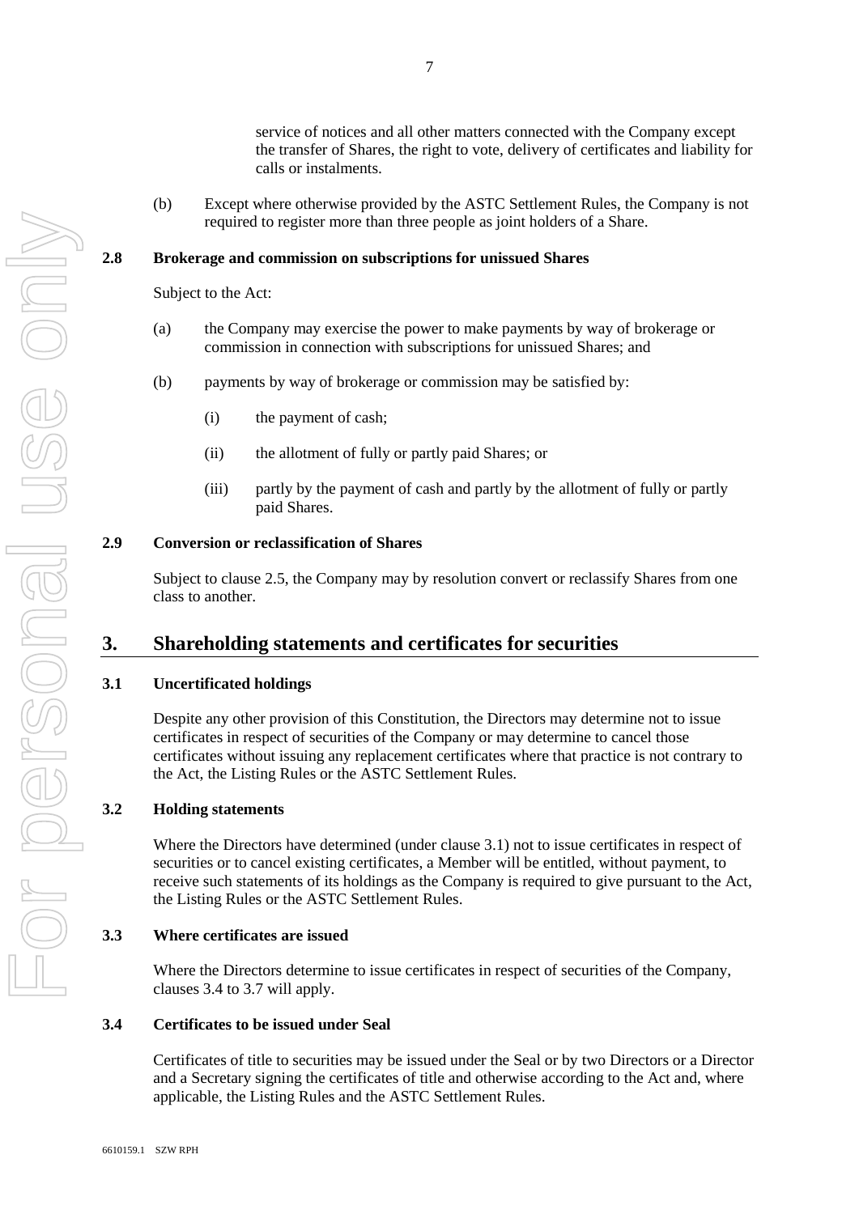service of notices and all other matters connected with the Company except the transfer of Shares, the right to vote, delivery of certificates and liability for calls or instalments.

(b) Except where otherwise provided by the ASTC Settlement Rules, the Company is not required to register more than three people as joint holders of a Share.

### 2.8 Brokerage and commission on subscriptions for unissued Shares

Subject to the Act:

(a) the Company may exercise the power to make payments by way of brokerage or commission in connection with subscriptions for unissued Shares; and

(b) payments by way of brokerage or commission may be satisfied by:

(i) the payment of cash;

(ii) the allotment of fully or partly paid Shares; or

(iii) partly by the payment of cash and partly by the allotment of fully or partly paid Shares.

### 2.9 Conversion or reclassification of Shares

Subject to clause 2.5, the Company may by resolution convert or reclassify Shares from one class to another.

## 3. Shareholding statements and certificates for securities

### 3.1 Uncertificated holdings

Despite any other provision of this Constitution, the Directors may determine not to issue certificates in respect of securities of the Company or may determine to cancel those certificates without issuing any replacement certificates where that practice is not contrary to the Act, the Listing Rules or the ASTC Settlement Rules.

### 3.2 Holding statements

Where the Directors have determined (under clause 3.1) not to issue certificates in respect of securities or to cancel existing certificates, a Member will be entitled, without payment, to receive such statements of its holdings as the Company is required to give pursuant to the Act, the Listing Rules or the ASTC Settlement Rules.

### 3.3 Where certificates are issued

Where the Directors determine to issue certificates in respect of securities of the Company, clauses 3.4 to 3.7 will apply.

### 3.4 Certificates to be issued under Seal

Certificates of title to securities may be issued under the Seal or by two Directors or a Director and a Secretary signing the certificates of title and otherwise according to the Act and, where applicable, the Listing Rules and the ASTC Settlement Rules.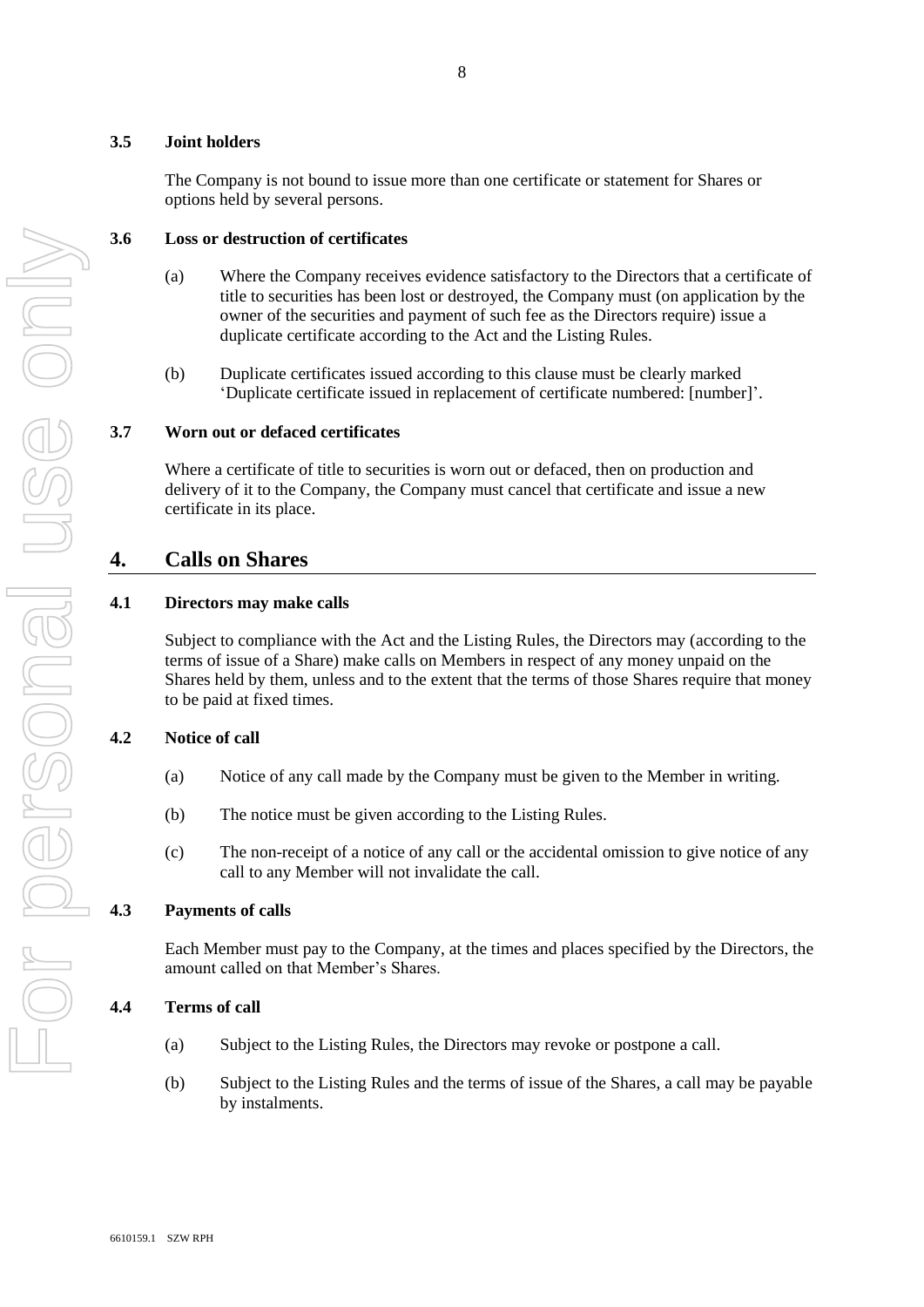### 3.5 Joint holders

The Company is not bound to issue more than one certificate or statement for Shares or options held by several persons.

### 3.6 Loss or destruction of certificates

(a) Where the Company receives evidence satisfactory to the Directors that a certificate of title to securities has been lost or destroyed, the Company must (on application by the owner of the securities and payment of such fee as the Directors require) issue a duplicate certificate according to the Act and the Listing Rules.

(b) Duplicate certificates issued according to this clause must be clearly marked 'Duplicate certificate issued in replacement of certificate numbered: [number]'.

### 3.7 Worn out or defaced certificates

Where a certificate of title to securities is worn out or defaced, then on production and delivery of it to the Company, the Company must cancel that certificate and issue a new certificate in its place.

## 4. Calls on Shares

### 4.1 Directors may make calls

Subject to compliance with the Act and the Listing Rules, the Directors may (according to the terms of issue of a Share) make calls on Members in respect of any money unpaid on the Shares held by them, unless and to the extent that the terms of those Shares require that money to be paid at fixed times.

### 4.2 Notice of call

(a) Notice of any call made by the Company must be given to the Member in writing.

(b) The notice must be given according to the Listing Rules.

(c) The non-receipt of a notice of any call or the accidental omission to give notice of any call to any Member will not invalidate the call.

### 4.3 Payments of calls

Each Member must pay to the Company, at the times and places specified by the Directors, the amount called on that Member's Shares.

### 4.4 Terms of call

(a) Subject to the Listing Rules, the Directors may revoke or postpone a call.

(b) Subject to the Listing Rules and the terms of issue of the Shares, a call may be payable by instalments.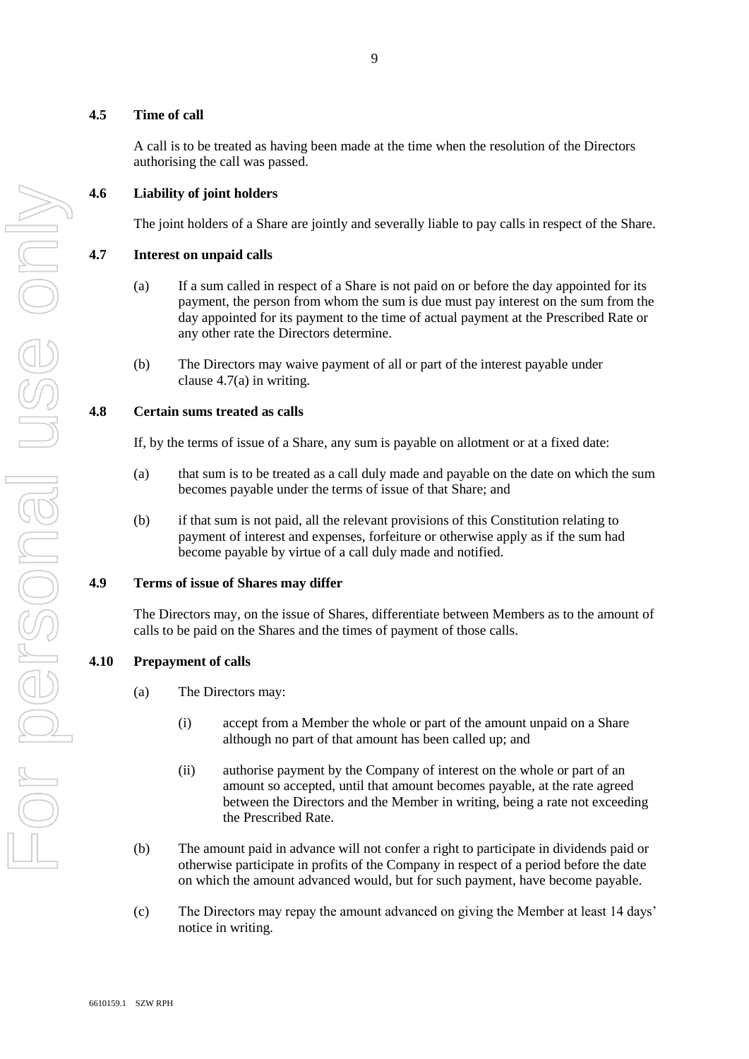### 4.5 Time of call

A call is to be treated as having been made at the time when the resolution of the Directors authorising the call was passed.

### 4.6 Liability of joint holders

The joint holders of a Share are jointly and severally liable to pay calls in respect of the Share.

### 4.7 Interest on unpaid calls

(a) If a sum called in respect of a Share is not paid on or before the day appointed for its payment, the person from whom the sum is due must pay interest on the sum from the day appointed for its payment to the time of actual payment at the Prescribed Rate or any other rate the Directors determine.

(b) The Directors may waive payment of all or part of the interest payable under clause 4.7(a) in writing.

### 4.8 Certain sums treated as calls

If, by the terms of issue of a Share, any sum is payable on allotment or at a fixed date:

(a) that sum is to be treated as a call duly made and payable on the date on which the sum becomes payable under the terms of issue of that Share; and

(b) if that sum is not paid, all the relevant provisions of this Constitution relating to payment of interest and expenses, forfeiture or otherwise apply as if the sum had become payable by virtue of a call duly made and notified.

### 4.9 Terms of issue of Shares may differ

The Directors may, on the issue of Shares, differentiate between Members as to the amount of calls to be paid on the Shares and the times of payment of those calls.

### 4.10 Prepayment of calls

(a) The Directors may:

(i) accept from a Member the whole or part of the amount unpaid on a Share although no part of that amount has been called up; and

(ii) authorise payment by the Company of interest on the whole or part of an amount so accepted, until that amount becomes payable, at the rate agreed between the Directors and the Member in writing, being a rate not exceeding the Prescribed Rate.

(b) The amount paid in advance will not confer a right to participate in dividends paid or otherwise participate in profits of the Company in respect of a period before the date on which the amount advanced would, but for such payment, have become payable.

(c) The Directors may repay the amount advanced on giving the Member at least 14 days' notice in writing.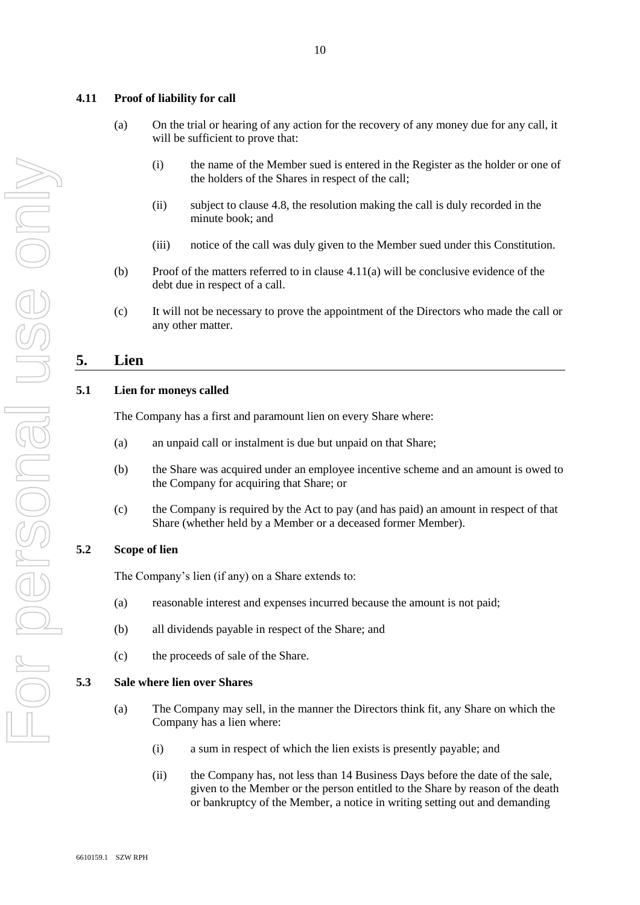### 4.11 Proof of liability for call

(a) On the trial or hearing of any action for the recovery of any money due for any call, it will be sufficient to prove that:

(i) the name of the Member sued is entered in the Register as the holder or one of the holders of the Shares in respect of the call;

(ii) subject to clause 4.8, the resolution making the call is duly recorded in the minute book; and

(iii) notice of the call was duly given to the Member sued under this Constitution.

(b) Proof of the matters referred to in clause 4.11(a) will be conclusive evidence of the debt due in respect of a call.

(c) It will not be necessary to prove the appointment of the Directors who made the call or any other matter.

## 5. Lien

### 5.1 Lien for moneys called

The Company has a first and paramount lien on every Share where:

(a) an unpaid call or instalment is due but unpaid on that Share;

(b) the Share was acquired under an employee incentive scheme and an amount is owed to the Company for acquiring that Share; or

(c) the Company is required by the Act to pay (and has paid) an amount in respect of that Share (whether held by a Member or a deceased former Member).

### 5.2 Scope of lien

The Company's lien (if any) on a Share extends to:

(a) reasonable interest and expenses incurred because the amount is not paid;

(b) all dividends payable in respect of the Share; and

(c) the proceeds of sale of the Share.

### 5.3 Sale where lien over Shares

(a) The Company may sell, in the manner the Directors think fit, any Share on which the Company has a lien where:

(i) a sum in respect of which the lien exists is presently payable; and

(ii) the Company has, not less than 14 Business Days before the date of the sale, given to the Member or the person entitled to the Share by reason of the death or bankruptcy of the Member, a notice in writing setting out and demanding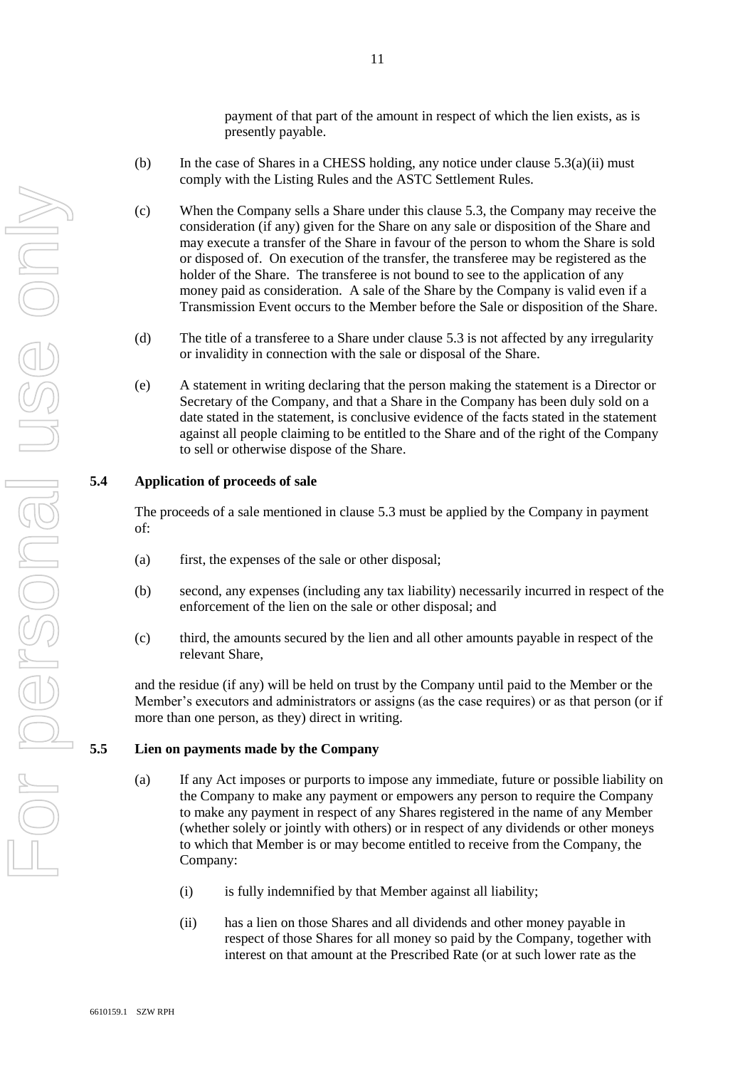payment of that part of the amount in respect of which the lien exists, as is presently payable.

(b) In the case of Shares in a CHESS holding, any notice under clause 5.3(a)(ii) must comply with the Listing Rules and the ASTC Settlement Rules.

(c) When the Company sells a Share under this clause 5.3, the Company may receive the consideration (if any) given for the Share on any sale or disposition of the Share and may execute a transfer of the Share in favour of the person to whom the Share is sold or disposed of. On execution of the transfer, the transferee may be registered as the holder of the Share. The transferee is not bound to see to the application of any money paid as consideration. A sale of the Share by the Company is valid even if a Transmission Event occurs to the Member before the Sale or disposition of the Share.

(d) The title of a transferee to a Share under clause 5.3 is not affected by any irregularity or invalidity in connection with the sale or disposal of the Share.

(e) A statement in writing declaring that the person making the statement is a Director or Secretary of the Company, and that a Share in the Company has been duly sold on a date stated in the statement, is conclusive evidence of the facts stated in the statement against all people claiming to be entitled to the Share and of the right of the Company to sell or otherwise dispose of the Share.

### 5.4 Application of proceeds of sale

The proceeds of a sale mentioned in clause 5.3 must be applied by the Company in payment of:

(a) first, the expenses of the sale or other disposal;

(b) second, any expenses (including any tax liability) necessarily incurred in respect of the enforcement of the lien on the sale or other disposal; and

(c) third, the amounts secured by the lien and all other amounts payable in respect of the relevant Share,

and the residue (if any) will be held on trust by the Company until paid to the Member or the Member's executors and administrators or assigns (as the case requires) or as that person (or if more than one person, as they) direct in writing.

### 5.5 Lien on payments made by the Company

(a) If any Act imposes or purports to impose any immediate, future or possible liability on the Company to make any payment or empowers any person to require the Company to make any payment in respect of any Shares registered in the name of any Member (whether solely or jointly with others) or in respect of any dividends or other moneys to which that Member is or may become entitled to receive from the Company, the Company:

(i) is fully indemnified by that Member against all liability;

(ii) has a lien on those Shares and all dividends and other money payable in respect of those Shares for all money so paid by the Company, together with interest on that amount at the Prescribed Rate (or at such lower rate as the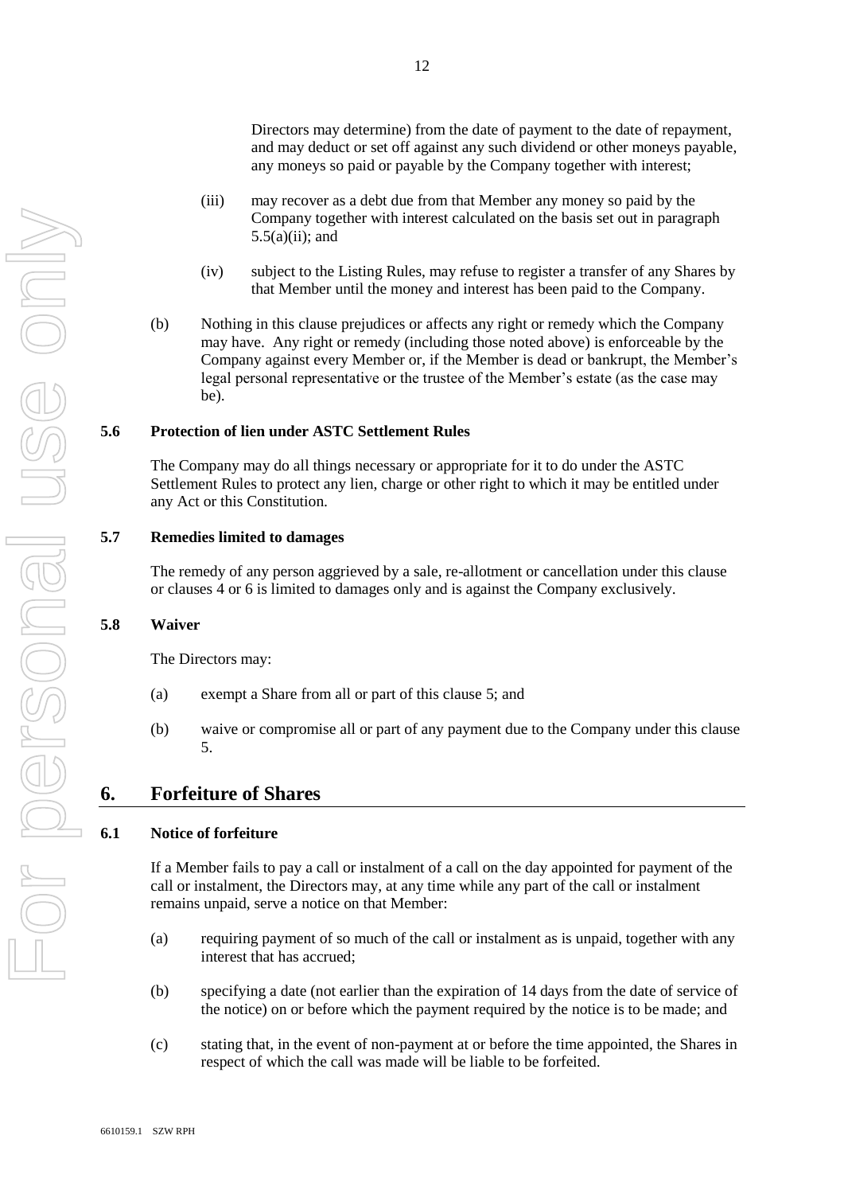Directors may determine) from the date of payment to the date of repayment, and may deduct or set off against any such dividend or other moneys payable, any moneys so paid or payable by the Company together with interest;

(iii) may recover as a debt due from that Member any money so paid by the Company together with interest calculated on the basis set out in paragraph 5.5(a)(ii); and

(iv) subject to the Listing Rules, may refuse to register a transfer of any Shares by that Member until the money and interest has been paid to the Company.

(b) Nothing in this clause prejudices or affects any right or remedy which the Company may have. Any right or remedy (including those noted above) is enforceable by the Company against every Member or, if the Member is dead or bankrupt, the Member's legal personal representative or the trustee of the Member's estate (as the case may be).

### 5.6 Protection of lien under ASTC Settlement Rules

The Company may do all things necessary or appropriate for it to do under the ASTC Settlement Rules to protect any lien, charge or other right to which it may be entitled under any Act or this Constitution.

### 5.7 Remedies limited to damages

The remedy of any person aggrieved by a sale, re-allotment or cancellation under this clause or clauses 4 or 6 is limited to damages only and is against the Company exclusively.

### 5.8 Waiver

The Directors may:

(a) exempt a Share from all or part of this clause 5; and

(b) waive or compromise all or part of any payment due to the Company under this clause 5.

## 6. Forfeiture of Shares

### 6.1 Notice of forfeiture

If a Member fails to pay a call or instalment of a call on the day appointed for payment of the call or instalment, the Directors may, at any time while any part of the call or instalment remains unpaid, serve a notice on that Member:

(a) requiring payment of so much of the call or instalment as is unpaid, together with any interest that has accrued;

(b) specifying a date (not earlier than the expiration of 14 days from the date of service of the notice) on or before which the payment required by the notice is to be made; and

(c) stating that, in the event of non-payment at or before the time appointed, the Shares in respect of which the call was made will be liable to be forfeited.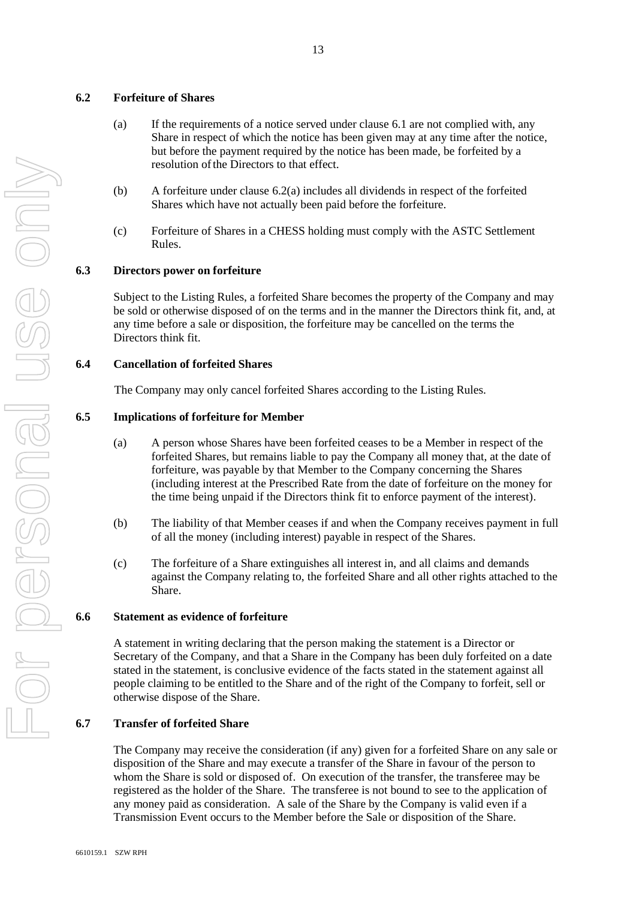### 6.2 Forfeiture of Shares

(a) If the requirements of a notice served under clause 6.1 are not complied with, any Share in respect of which the notice has been given may at any time after the notice, but before the payment required by the notice has been made, be forfeited by a resolution of the Directors to that effect.

(b) A forfeiture under clause 6.2(a) includes all dividends in respect of the forfeited Shares which have not actually been paid before the forfeiture.

(c) Forfeiture of Shares in a CHESS holding must comply with the ASTC Settlement Rules.

### 6.3 Directors power on forfeiture

Subject to the Listing Rules, a forfeited Share becomes the property of the Company and may be sold or otherwise disposed of on the terms and in the manner the Directors think fit, and, at any time before a sale or disposition, the forfeiture may be cancelled on the terms the Directors think fit.

### 6.4 Cancellation of forfeited Shares

The Company may only cancel forfeited Shares according to the Listing Rules.

### 6.5 Implications of forfeiture for Member

(a) A person whose Shares have been forfeited ceases to be a Member in respect of the forfeited Shares, but remains liable to pay the Company all money that, at the date of forfeiture, was payable by that Member to the Company concerning the Shares (including interest at the Prescribed Rate from the date of forfeiture on the money for the time being unpaid if the Directors think fit to enforce payment of the interest).

(b) The liability of that Member ceases if and when the Company receives payment in full of all the money (including interest) payable in respect of the Shares.

(c) The forfeiture of a Share extinguishes all interest in, and all claims and demands against the Company relating to, the forfeited Share and all other rights attached to the Share.

### 6.6 Statement as evidence of forfeiture

A statement in writing declaring that the person making the statement is a Director or Secretary of the Company, and that a Share in the Company has been duly forfeited on a date stated in the statement, is conclusive evidence of the facts stated in the statement against all people claiming to be entitled to the Share and of the right of the Company to forfeit, sell or otherwise dispose of the Share.

### 6.7 Transfer of forfeited Share

The Company may receive the consideration (if any) given for a forfeited Share on any sale or disposition of the Share and may execute a transfer of the Share in favour of the person to whom the Share is sold or disposed of. On execution of the transfer, the transferee may be registered as the holder of the Share. The transferee is not bound to see to the application of any money paid as consideration. A sale of the Share by the Company is valid even if a Transmission Event occurs to the Member before the Sale or disposition of the Share.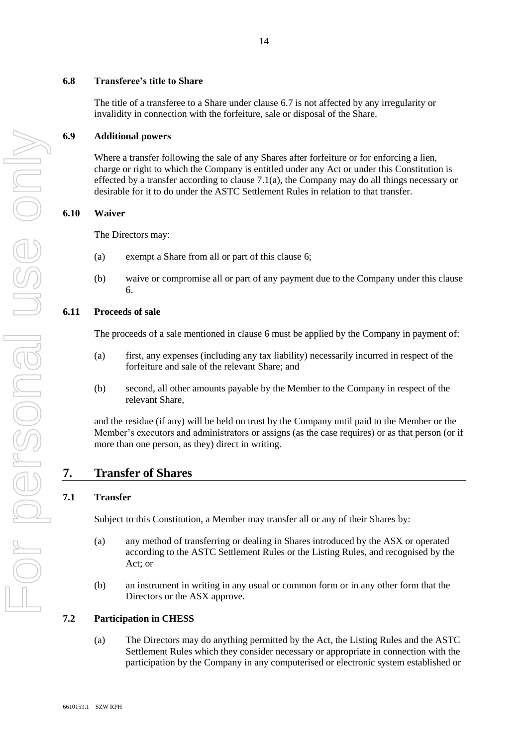### 6.8 Transferee's title to Share

The title of a transferee to a Share under clause 6.7 is not affected by any irregularity or invalidity in connection with the forfeiture, sale or disposal of the Share.

### 6.9 Additional powers

Where a transfer following the sale of any Shares after forfeiture or for enforcing a lien, charge or right to which the Company is entitled under any Act or under this Constitution is effected by a transfer according to clause 7.1(a), the Company may do all things necessary or desirable for it to do under the ASTC Settlement Rules in relation to that transfer.

### 6.10 Waiver

The Directors may:

(a) exempt a Share from all or part of this clause 6;

(b) waive or compromise all or part of any payment due to the Company under this clause 6.

### 6.11 Proceeds of sale

The proceeds of a sale mentioned in clause 6 must be applied by the Company in payment of:

(a) first, any expenses (including any tax liability) necessarily incurred in respect of the forfeiture and sale of the relevant Share; and

(b) second, all other amounts payable by the Member to the Company in respect of the relevant Share,

and the residue (if any) will be held on trust by the Company until paid to the Member or the Member's executors and administrators or assigns (as the case requires) or as that person (or if more than one person, as they) direct in writing.

## 7. Transfer of Shares

### 7.1 Transfer

Subject to this Constitution, a Member may transfer all or any of their Shares by:

(a) any method of transferring or dealing in Shares introduced by the ASX or operated according to the ASTC Settlement Rules or the Listing Rules, and recognised by the Act; or

(b) an instrument in writing in any usual or common form or in any other form that the Directors or the ASX approve.

### 7.2 Participation in CHESS

(a) The Directors may do anything permitted by the Act, the Listing Rules and the ASTC Settlement Rules which they consider necessary or appropriate in connection with the participation by the Company in any computerised or electronic system established or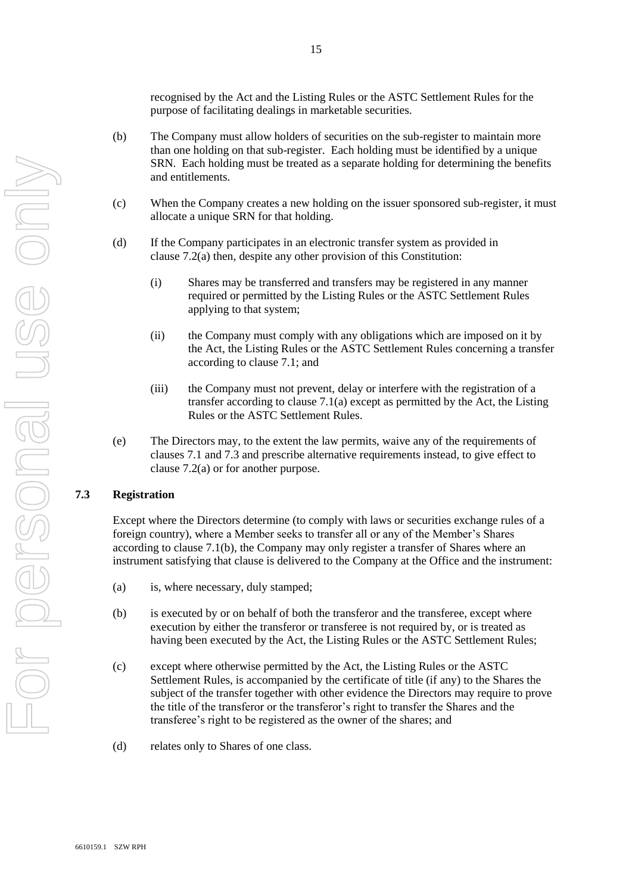recognised by the Act and the Listing Rules or the ASTC Settlement Rules for the purpose of facilitating dealings in marketable securities.

(b) The Company must allow holders of securities on the sub-register to maintain more than one holding on that sub-register. Each holding must be identified by a unique SRN. Each holding must be treated as a separate holding for determining the benefits and entitlements.

(c) When the Company creates a new holding on the issuer sponsored sub-register, it must allocate a unique SRN for that holding.

(d) If the Company participates in an electronic transfer system as provided in clause 7.2(a) then, despite any other provision of this Constitution:

  (i) Shares may be transferred and transfers may be registered in any manner required or permitted by the Listing Rules or the ASTC Settlement Rules applying to that system;

  (ii) the Company must comply with any obligations which are imposed on it by the Act, the Listing Rules or the ASTC Settlement Rules concerning a transfer according to clause 7.1; and

  (iii) the Company must not prevent, delay or interfere with the registration of a transfer according to clause 7.1(a) except as permitted by the Act, the Listing Rules or the ASTC Settlement Rules.

(e) The Directors may, to the extent the law permits, waive any of the requirements of clauses 7.1 and 7.3 and prescribe alternative requirements instead, to give effect to clause 7.2(a) or for another purpose.

### 7.3 Registration

Except where the Directors determine (to comply with laws or securities exchange rules of a foreign country), where a Member seeks to transfer all or any of the Member's Shares according to clause 7.1(b), the Company may only register a transfer of Shares where an instrument satisfying that clause is delivered to the Company at the Office and the instrument:

(a) is, where necessary, duly stamped;

(b) is executed by or on behalf of both the transferor and the transferee, except where execution by either the transferor or transferee is not required by, or is treated as having been executed by the Act, the Listing Rules or the ASTC Settlement Rules;

(c) except where otherwise permitted by the Act, the Listing Rules or the ASTC Settlement Rules, is accompanied by the certificate of title (if any) to the Shares the subject of the transfer together with other evidence the Directors may require to prove the title of the transferor or the transferor's right to transfer the Shares and the transferee's right to be registered as the owner of the shares; and

(d) relates only to Shares of one class.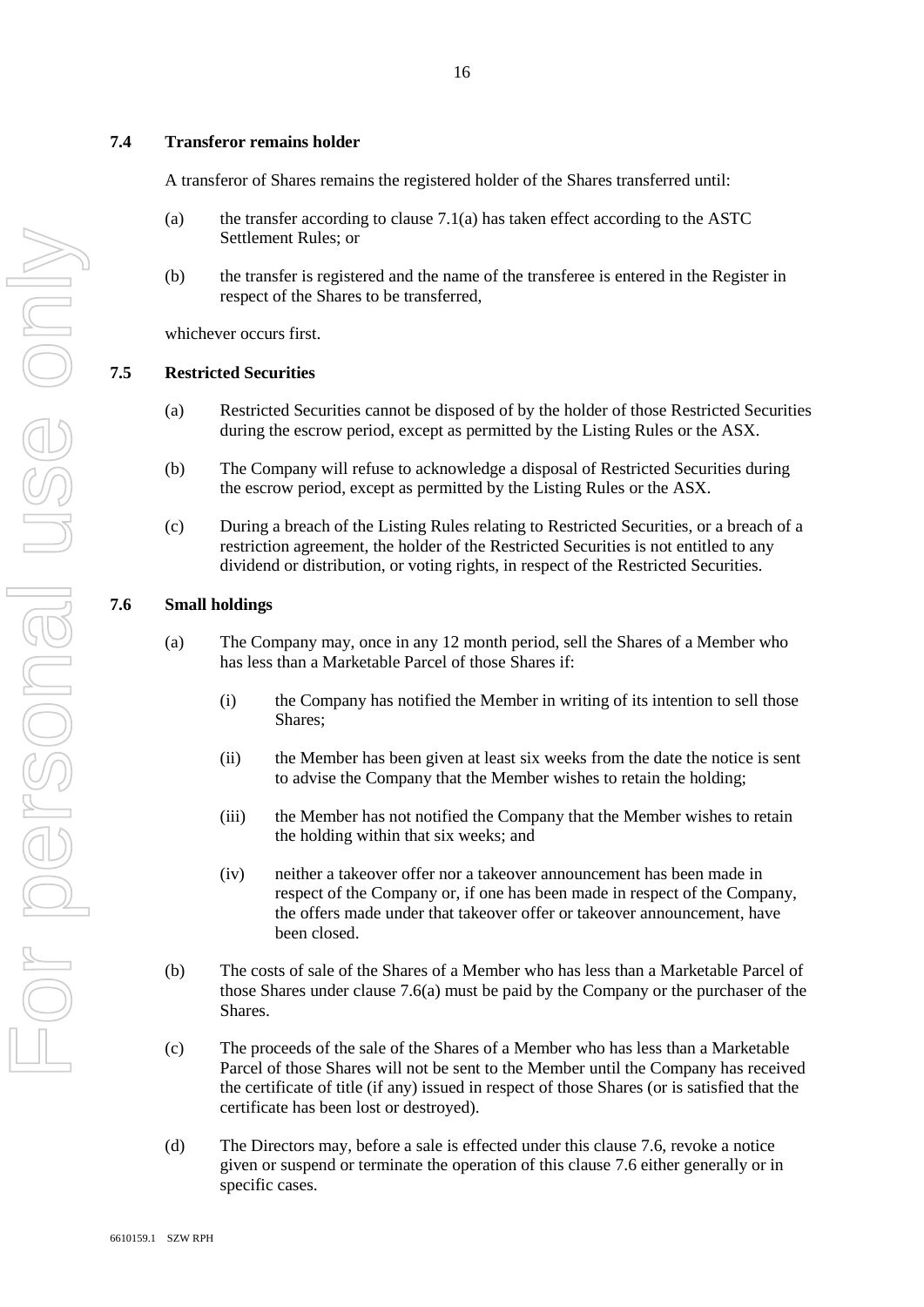### 7.4 Transferor remains holder

A transferor of Shares remains the registered holder of the Shares transferred until:

(a) the transfer according to clause 7.1(a) has taken effect according to the ASTC Settlement Rules; or

(b) the transfer is registered and the name of the transferee is entered in the Register in respect of the Shares to be transferred,

whichever occurs first.

### 7.5 Restricted Securities

(a) Restricted Securities cannot be disposed of by the holder of those Restricted Securities during the escrow period, except as permitted by the Listing Rules or the ASX.

(b) The Company will refuse to acknowledge a disposal of Restricted Securities during the escrow period, except as permitted by the Listing Rules or the ASX.

(c) During a breach of the Listing Rules relating to Restricted Securities, or a breach of a restriction agreement, the holder of the Restricted Securities is not entitled to any dividend or distribution, or voting rights, in respect of the Restricted Securities.

### 7.6 Small holdings

(a) The Company may, once in any 12 month period, sell the Shares of a Member who has less than a Marketable Parcel of those Shares if:

   (i) the Company has notified the Member in writing of its intention to sell those Shares;

   (ii) the Member has been given at least six weeks from the date the notice is sent to advise the Company that the Member wishes to retain the holding;

   (iii) the Member has not notified the Company that the Member wishes to retain the holding within that six weeks; and

   (iv) neither a takeover offer nor a takeover announcement has been made in respect of the Company or, if one has been made in respect of the Company, the offers made under that takeover offer or takeover announcement, have been closed.

(b) The costs of sale of the Shares of a Member who has less than a Marketable Parcel of those Shares under clause 7.6(a) must be paid by the Company or the purchaser of the Shares.

(c) The proceeds of the sale of the Shares of a Member who has less than a Marketable Parcel of those Shares will not be sent to the Member until the Company has received the certificate of title (if any) issued in respect of those Shares (or is satisfied that the certificate has been lost or destroyed).

(d) The Directors may, before a sale is effected under this clause 7.6, revoke a notice given or suspend or terminate the operation of this clause 7.6 either generally or in specific cases.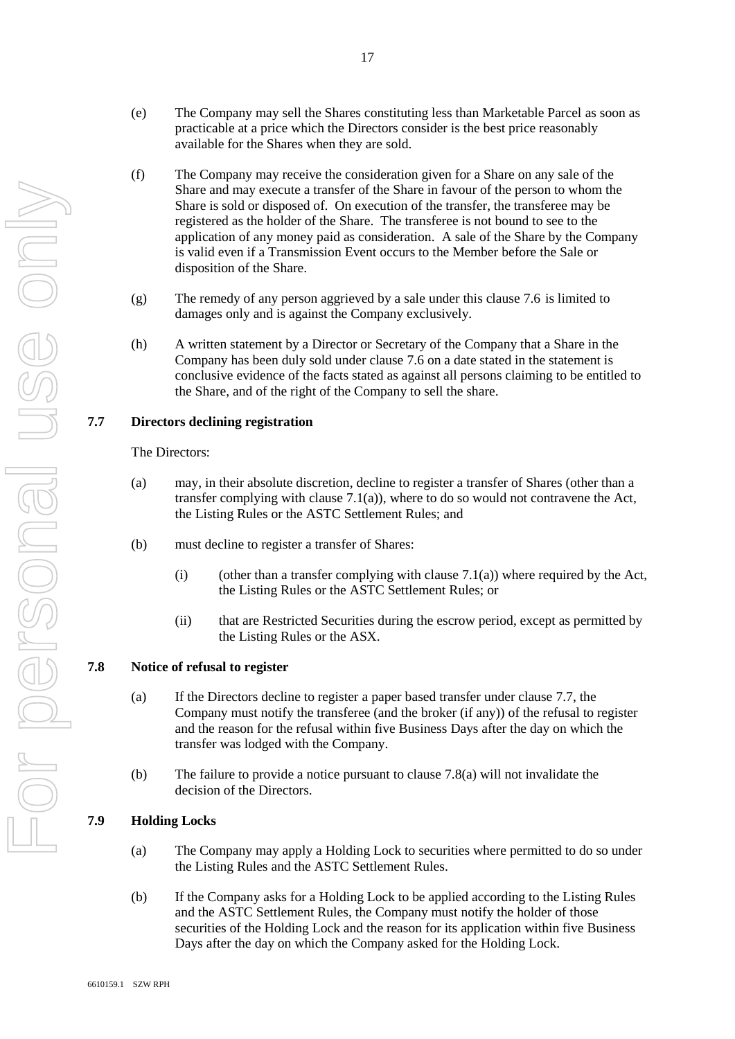(e) The Company may sell the Shares constituting less than Marketable Parcel as soon as practicable at a price which the Directors consider is the best price reasonably available for the Shares when they are sold.

(f) The Company may receive the consideration given for a Share on any sale of the Share and may execute a transfer of the Share in favour of the person to whom the Share is sold or disposed of. On execution of the transfer, the transferee may be registered as the holder of the Share. The transferee is not bound to see to the application of any money paid as consideration. A sale of the Share by the Company is valid even if a Transmission Event occurs to the Member before the Sale or disposition of the Share.

(g) The remedy of any person aggrieved by a sale under this clause 7.6 is limited to damages only and is against the Company exclusively.

(h) A written statement by a Director or Secretary of the Company that a Share in the Company has been duly sold under clause 7.6 on a date stated in the statement is conclusive evidence of the facts stated as against all persons claiming to be entitled to the Share, and of the right of the Company to sell the share.

**7.7 Directors declining registration**

The Directors:

(a) may, in their absolute discretion, decline to register a transfer of Shares (other than a transfer complying with clause 7.1(a)), where to do so would not contravene the Act, the Listing Rules or the ASTC Settlement Rules; and

(b) must decline to register a transfer of Shares:

  (i) (other than a transfer complying with clause 7.1(a)) where required by the Act, the Listing Rules or the ASTC Settlement Rules; or

  (ii) that are Restricted Securities during the escrow period, except as permitted by the Listing Rules or the ASX.

**7.8 Notice of refusal to register**

(a) If the Directors decline to register a paper based transfer under clause 7.7, the Company must notify the transferee (and the broker (if any)) of the refusal to register and the reason for the refusal within five Business Days after the day on which the transfer was lodged with the Company.

(b) The failure to provide a notice pursuant to clause 7.8(a) will not invalidate the decision of the Directors.

**7.9 Holding Locks**

(a) The Company may apply a Holding Lock to securities where permitted to do so under the Listing Rules and the ASTC Settlement Rules.

(b) If the Company asks for a Holding Lock to be applied according to the Listing Rules and the ASTC Settlement Rules, the Company must notify the holder of those securities of the Holding Lock and the reason for its application within five Business Days after the day on which the Company asked for the Holding Lock.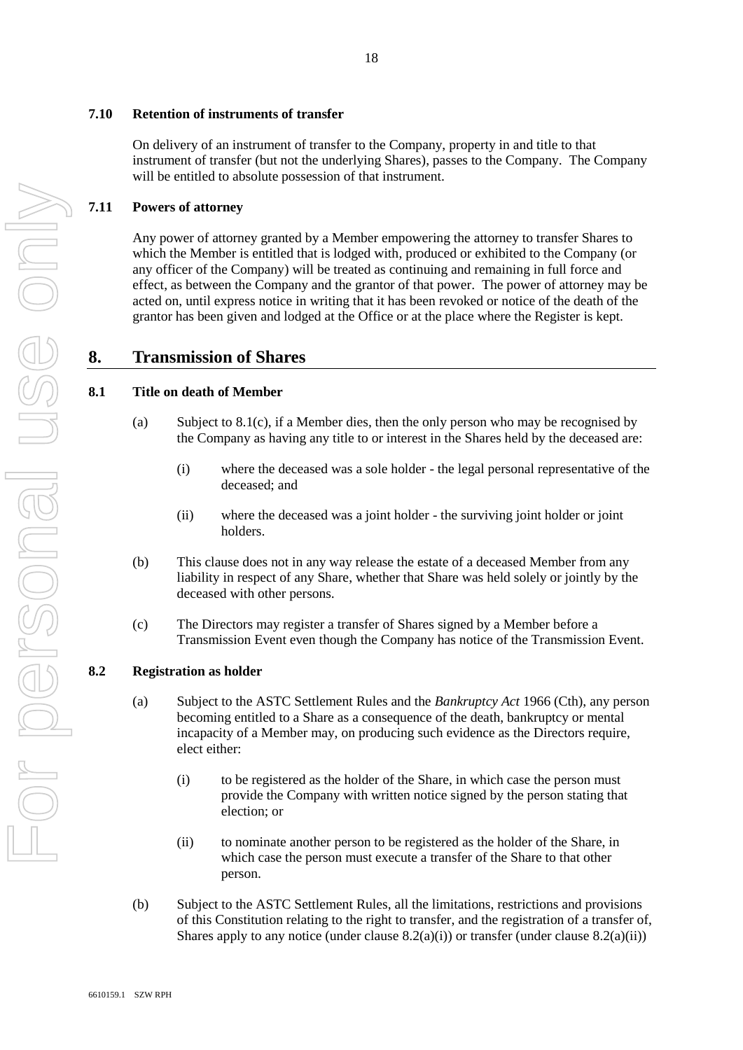### 7.10 Retention of instruments of transfer

On delivery of an instrument of transfer to the Company, property in and title to that instrument of transfer (but not the underlying Shares), passes to the Company. The Company will be entitled to absolute possession of that instrument.

### 7.11 Powers of attorney

Any power of attorney granted by a Member empowering the attorney to transfer Shares to which the Member is entitled that is lodged with, produced or exhibited to the Company (or any officer of the Company) will be treated as continuing and remaining in full force and effect, as between the Company and the grantor of that power. The power of attorney may be acted on, until express notice in writing that it has been revoked or notice of the death of the grantor has been given and lodged at the Office or at the place where the Register is kept.

## 8. Transmission of Shares

### 8.1 Title on death of Member

(a) Subject to 8.1(c), if a Member dies, then the only person who may be recognised by the Company as having any title to or interest in the Shares held by the deceased are:

(i) where the deceased was a sole holder - the legal personal representative of the deceased; and

(ii) where the deceased was a joint holder - the surviving joint holder or joint holders.

(b) This clause does not in any way release the estate of a deceased Member from any liability in respect of any Share, whether that Share was held solely or jointly by the deceased with other persons.

(c) The Directors may register a transfer of Shares signed by a Member before a Transmission Event even though the Company has notice of the Transmission Event.

### 8.2 Registration as holder

(a) Subject to the ASTC Settlement Rules and the *Bankruptcy Act* 1966 (Cth), any person becoming entitled to a Share as a consequence of the death, bankruptcy or mental incapacity of a Member may, on producing such evidence as the Directors require, elect either:

(i) to be registered as the holder of the Share, in which case the person must provide the Company with written notice signed by the person stating that election; or

(ii) to nominate another person to be registered as the holder of the Share, in which case the person must execute a transfer of the Share to that other person.

(b) Subject to the ASTC Settlement Rules, all the limitations, restrictions and provisions of this Constitution relating to the right to transfer, and the registration of a transfer of, Shares apply to any notice (under clause 8.2(a)(i)) or transfer (under clause 8.2(a)(ii))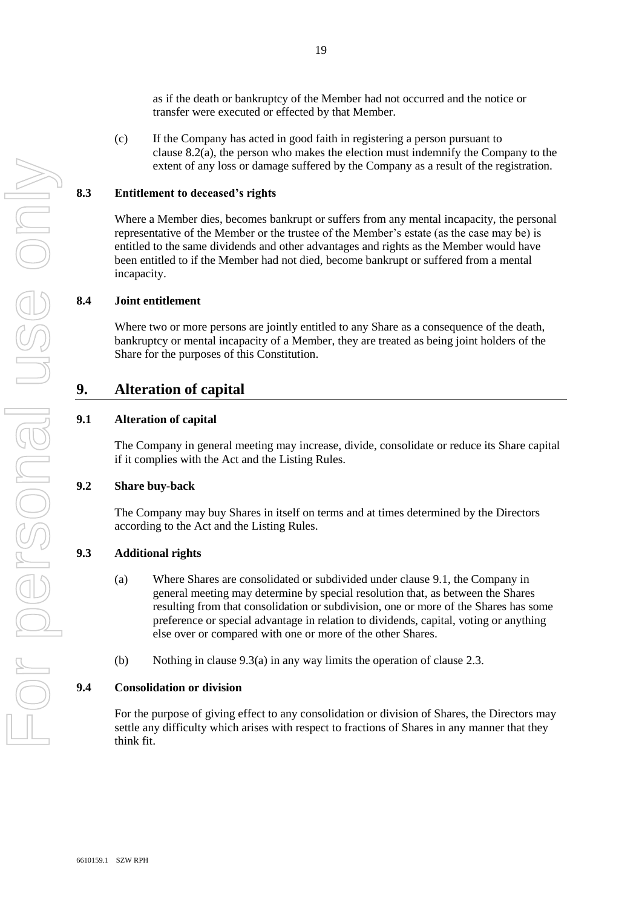as if the death or bankruptcy of the Member had not occurred and the notice or transfer were executed or effected by that Member.

(c) If the Company has acted in good faith in registering a person pursuant to clause 8.2(a), the person who makes the election must indemnify the Company to the extent of any loss or damage suffered by the Company as a result of the registration.

### 8.3 Entitlement to deceased's rights

Where a Member dies, becomes bankrupt or suffers from any mental incapacity, the personal representative of the Member or the trustee of the Member's estate (as the case may be) is entitled to the same dividends and other advantages and rights as the Member would have been entitled to if the Member had not died, become bankrupt or suffered from a mental incapacity.

### 8.4 Joint entitlement

Where two or more persons are jointly entitled to any Share as a consequence of the death, bankruptcy or mental incapacity of a Member, they are treated as being joint holders of the Share for the purposes of this Constitution.

## 9. Alteration of capital

### 9.1 Alteration of capital

The Company in general meeting may increase, divide, consolidate or reduce its Share capital if it complies with the Act and the Listing Rules.

### 9.2 Share buy-back

The Company may buy Shares in itself on terms and at times determined by the Directors according to the Act and the Listing Rules.

### 9.3 Additional rights

(a) Where Shares are consolidated or subdivided under clause 9.1, the Company in general meeting may determine by special resolution that, as between the Shares resulting from that consolidation or subdivision, one or more of the Shares has some preference or special advantage in relation to dividends, capital, voting or anything else over or compared with one or more of the other Shares.

(b) Nothing in clause 9.3(a) in any way limits the operation of clause 2.3.

### 9.4 Consolidation or division

For the purpose of giving effect to any consolidation or division of Shares, the Directors may settle any difficulty which arises with respect to fractions of Shares in any manner that they think fit.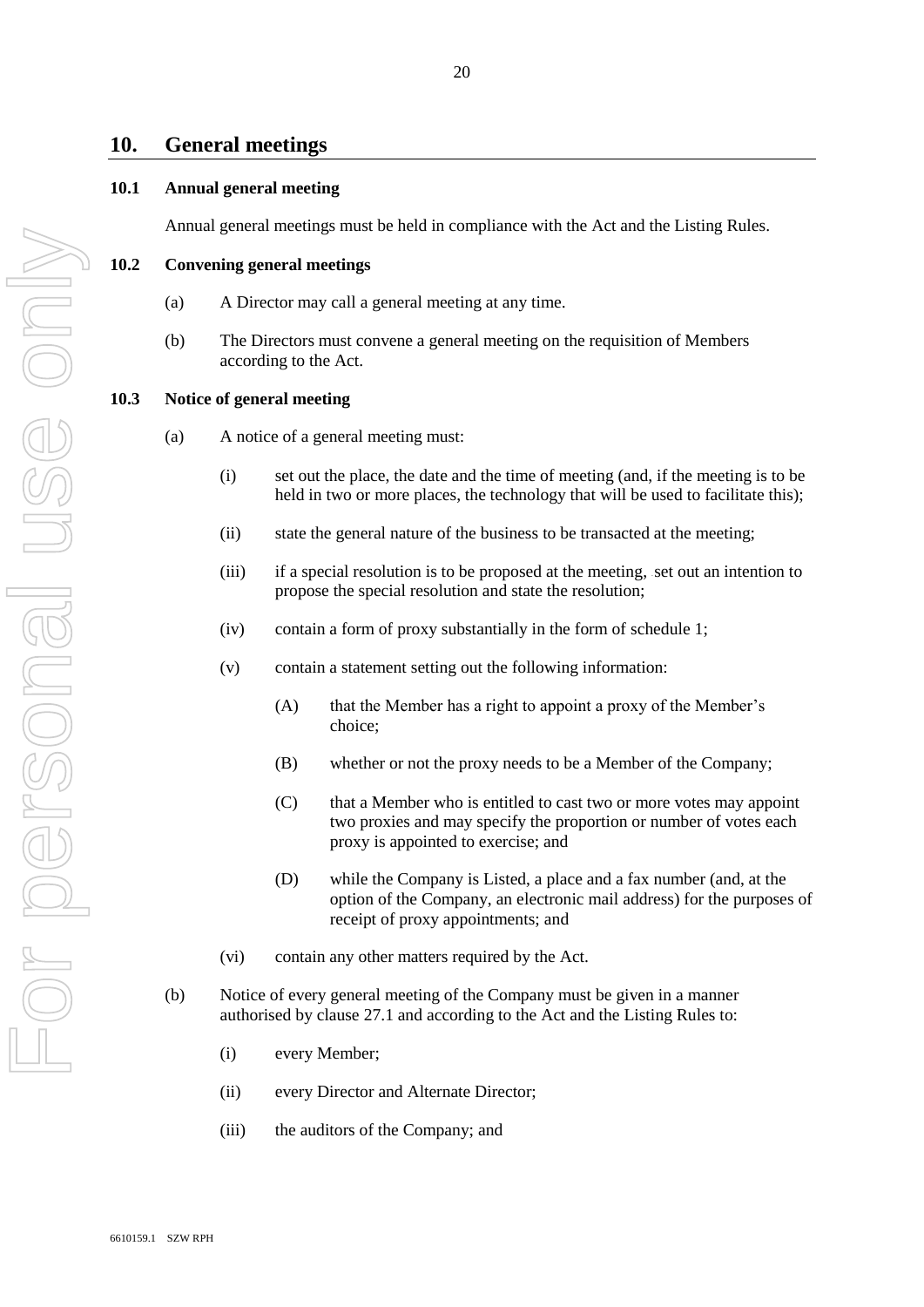## 10. General meetings

### 10.1 Annual general meeting

Annual general meetings must be held in compliance with the Act and the Listing Rules.

### 10.2 Convening general meetings

(a) A Director may call a general meeting at any time.

(b) The Directors must convene a general meeting on the requisition of Members according to the Act.

### 10.3 Notice of general meeting

(a) A notice of a general meeting must:

  (i) set out the place, the date and the time of meeting (and, if the meeting is to be held in two or more places, the technology that will be used to facilitate this);

  (ii) state the general nature of the business to be transacted at the meeting;

  (iii) if a special resolution is to be proposed at the meeting, set out an intention to propose the special resolution and state the resolution;

  (iv) contain a form of proxy substantially in the form of schedule 1;

  (v) contain a statement setting out the following information:

    (A) that the Member has a right to appoint a proxy of the Member's choice;

    (B) whether or not the proxy needs to be a Member of the Company;

    (C) that a Member who is entitled to cast two or more votes may appoint two proxies and may specify the proportion or number of votes each proxy is appointed to exercise; and

    (D) while the Company is Listed, a place and a fax number (and, at the option of the Company, an electronic mail address) for the purposes of receipt of proxy appointments; and

  (vi) contain any other matters required by the Act.

(b) Notice of every general meeting of the Company must be given in a manner authorised by clause 27.1 and according to the Act and the Listing Rules to:

  (i) every Member;

  (ii) every Director and Alternate Director;

  (iii) the auditors of the Company; and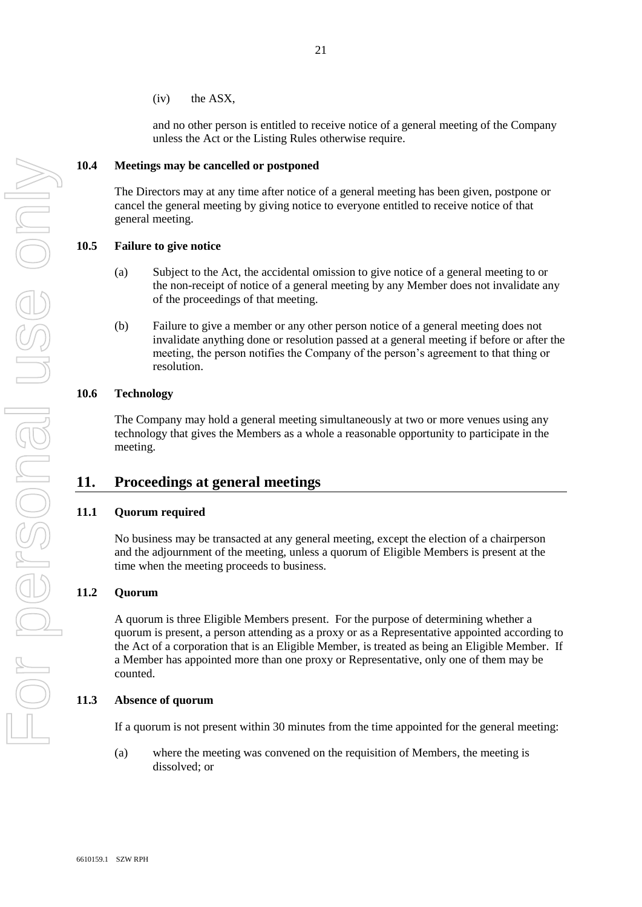(iv) the ASX,

and no other person is entitled to receive notice of a general meeting of the Company unless the Act or the Listing Rules otherwise require.

### 10.4 Meetings may be cancelled or postponed

The Directors may at any time after notice of a general meeting has been given, postpone or cancel the general meeting by giving notice to everyone entitled to receive notice of that general meeting.

### 10.5 Failure to give notice

(a) Subject to the Act, the accidental omission to give notice of a general meeting to or the non-receipt of notice of a general meeting by any Member does not invalidate any of the proceedings of that meeting.

(b) Failure to give a member or any other person notice of a general meeting does not invalidate anything done or resolution passed at a general meeting if before or after the meeting, the person notifies the Company of the person's agreement to that thing or resolution.

### 10.6 Technology

The Company may hold a general meeting simultaneously at two or more venues using any technology that gives the Members as a whole a reasonable opportunity to participate in the meeting.

## 11. Proceedings at general meetings

### 11.1 Quorum required

No business may be transacted at any general meeting, except the election of a chairperson and the adjournment of the meeting, unless a quorum of Eligible Members is present at the time when the meeting proceeds to business.

### 11.2 Quorum

A quorum is three Eligible Members present. For the purpose of determining whether a quorum is present, a person attending as a proxy or as a Representative appointed according to the Act of a corporation that is an Eligible Member, is treated as being an Eligible Member. If a Member has appointed more than one proxy or Representative, only one of them may be counted.

### 11.3 Absence of quorum

If a quorum is not present within 30 minutes from the time appointed for the general meeting:

(a) where the meeting was convened on the requisition of Members, the meeting is dissolved; or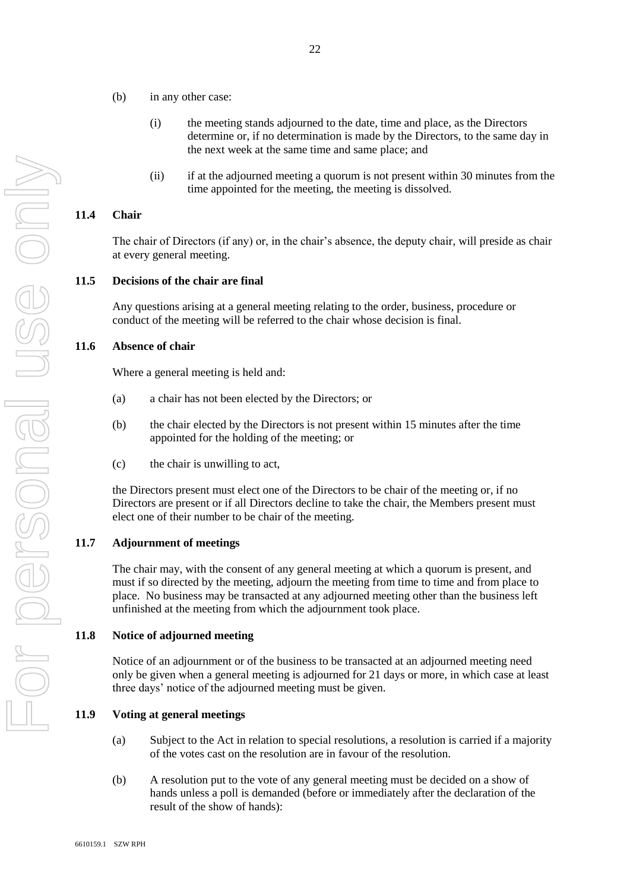(b) in any other case:

   (i) the meeting stands adjourned to the date, time and place, as the Directors determine or, if no determination is made by the Directors, to the same day in the next week at the same time and same place; and

   (ii) if at the adjourned meeting a quorum is not present within 30 minutes from the time appointed for the meeting, the meeting is dissolved.

### 11.4 Chair

The chair of Directors (if any) or, in the chair's absence, the deputy chair, will preside as chair at every general meeting.

### 11.5 Decisions of the chair are final

Any questions arising at a general meeting relating to the order, business, procedure or conduct of the meeting will be referred to the chair whose decision is final.

### 11.6 Absence of chair

Where a general meeting is held and:

(a) a chair has not been elected by the Directors; or

(b) the chair elected by the Directors is not present within 15 minutes after the time appointed for the holding of the meeting; or

(c) the chair is unwilling to act,

the Directors present must elect one of the Directors to be chair of the meeting or, if no Directors are present or if all Directors decline to take the chair, the Members present must elect one of their number to be chair of the meeting.

### 11.7 Adjournment of meetings

The chair may, with the consent of any general meeting at which a quorum is present, and must if so directed by the meeting, adjourn the meeting from time to time and from place to place. No business may be transacted at any adjourned meeting other than the business left unfinished at the meeting from which the adjournment took place.

### 11.8 Notice of adjourned meeting

Notice of an adjournment or of the business to be transacted at an adjourned meeting need only be given when a general meeting is adjourned for 21 days or more, in which case at least three days' notice of the adjourned meeting must be given.

### 11.9 Voting at general meetings

(a) Subject to the Act in relation to special resolutions, a resolution is carried if a majority of the votes cast on the resolution are in favour of the resolution.

(b) A resolution put to the vote of any general meeting must be decided on a show of hands unless a poll is demanded (before or immediately after the declaration of the result of the show of hands):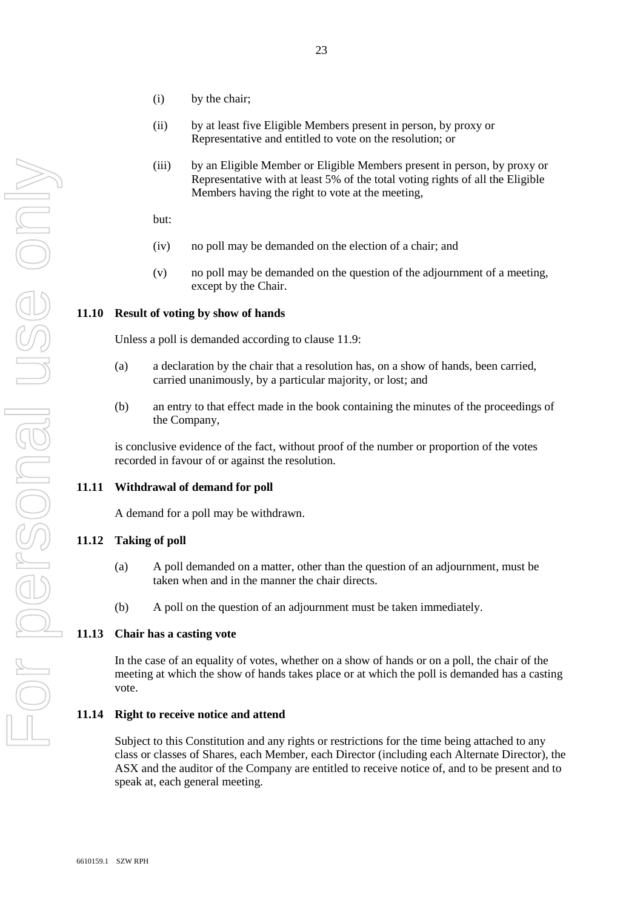- (i) by the chair;
- (ii) by at least five Eligible Members present in person, by proxy or Representative and entitled to vote on the resolution; or
- (iii) by an Eligible Member or Eligible Members present in person, by proxy or Representative with at least 5% of the total voting rights of all the Eligible Members having the right to vote at the meeting,

but:

- (iv) no poll may be demanded on the election of a chair; and
- (v) no poll may be demanded on the question of the adjournment of a meeting, except by the Chair.

### 11.10 Result of voting by show of hands

Unless a poll is demanded according to clause 11.9:

- (a) a declaration by the chair that a resolution has, on a show of hands, been carried, carried unanimously, by a particular majority, or lost; and
- (b) an entry to that effect made in the book containing the minutes of the proceedings of the Company,

is conclusive evidence of the fact, without proof of the number or proportion of the votes recorded in favour of or against the resolution.

### 11.11 Withdrawal of demand for poll

A demand for a poll may be withdrawn.

### 11.12 Taking of poll

- (a) A poll demanded on a matter, other than the question of an adjournment, must be taken when and in the manner the chair directs.
- (b) A poll on the question of an adjournment must be taken immediately.

### 11.13 Chair has a casting vote

In the case of an equality of votes, whether on a show of hands or on a poll, the chair of the meeting at which the show of hands takes place or at which the poll is demanded has a casting vote.

### 11.14 Right to receive notice and attend

Subject to this Constitution and any rights or restrictions for the time being attached to any class or classes of Shares, each Member, each Director (including each Alternate Director), the ASX and the auditor of the Company are entitled to receive notice of, and to be present and to speak at, each general meeting.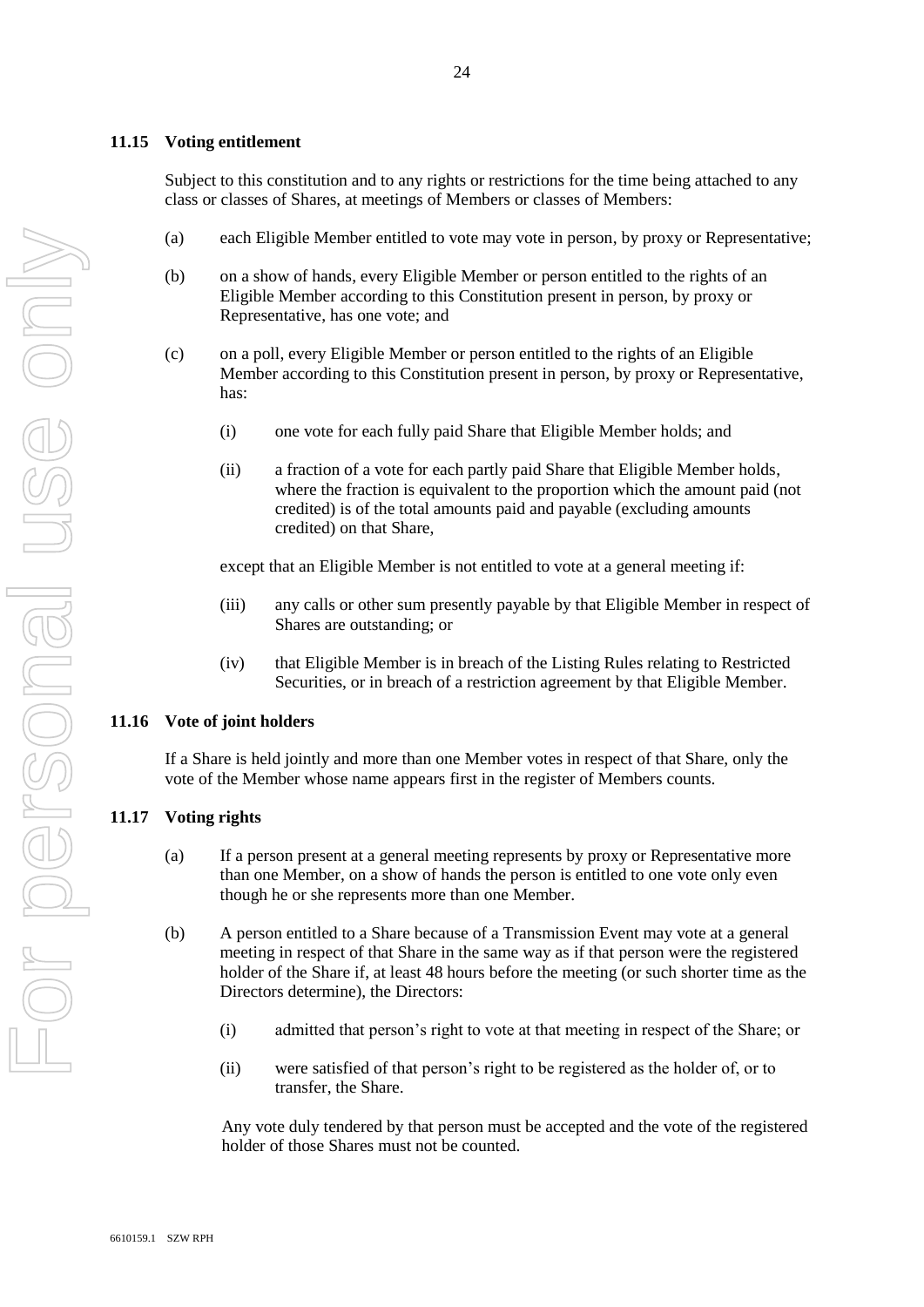## 11.15 Voting entitlement

Subject to this constitution and to any rights or restrictions for the time being attached to any class or classes of Shares, at meetings of Members or classes of Members:

(a) each Eligible Member entitled to vote may vote in person, by proxy or Representative;

(b) on a show of hands, every Eligible Member or person entitled to the rights of an Eligible Member according to this Constitution present in person, by proxy or Representative, has one vote; and

(c) on a poll, every Eligible Member or person entitled to the rights of an Eligible Member according to this Constitution present in person, by proxy or Representative, has:

  (i) one vote for each fully paid Share that Eligible Member holds; and

  (ii) a fraction of a vote for each partly paid Share that Eligible Member holds, where the fraction is equivalent to the proportion which the amount paid (not credited) is of the total amounts paid and payable (excluding amounts credited) on that Share,

  except that an Eligible Member is not entitled to vote at a general meeting if:

  (iii) any calls or other sum presently payable by that Eligible Member in respect of Shares are outstanding; or

  (iv) that Eligible Member is in breach of the Listing Rules relating to Restricted Securities, or in breach of a restriction agreement by that Eligible Member.

## 11.16 Vote of joint holders

If a Share is held jointly and more than one Member votes in respect of that Share, only the vote of the Member whose name appears first in the register of Members counts.

## 11.17 Voting rights

(a) If a person present at a general meeting represents by proxy or Representative more than one Member, on a show of hands the person is entitled to one vote only even though he or she represents more than one Member.

(b) A person entitled to a Share because of a Transmission Event may vote at a general meeting in respect of that Share in the same way as if that person were the registered holder of the Share if, at least 48 hours before the meeting (or such shorter time as the Directors determine), the Directors:

  (i) admitted that person's right to vote at that meeting in respect of the Share; or

  (ii) were satisfied of that person's right to be registered as the holder of, or to transfer, the Share.

  Any vote duly tendered by that person must be accepted and the vote of the registered holder of those Shares must not be counted.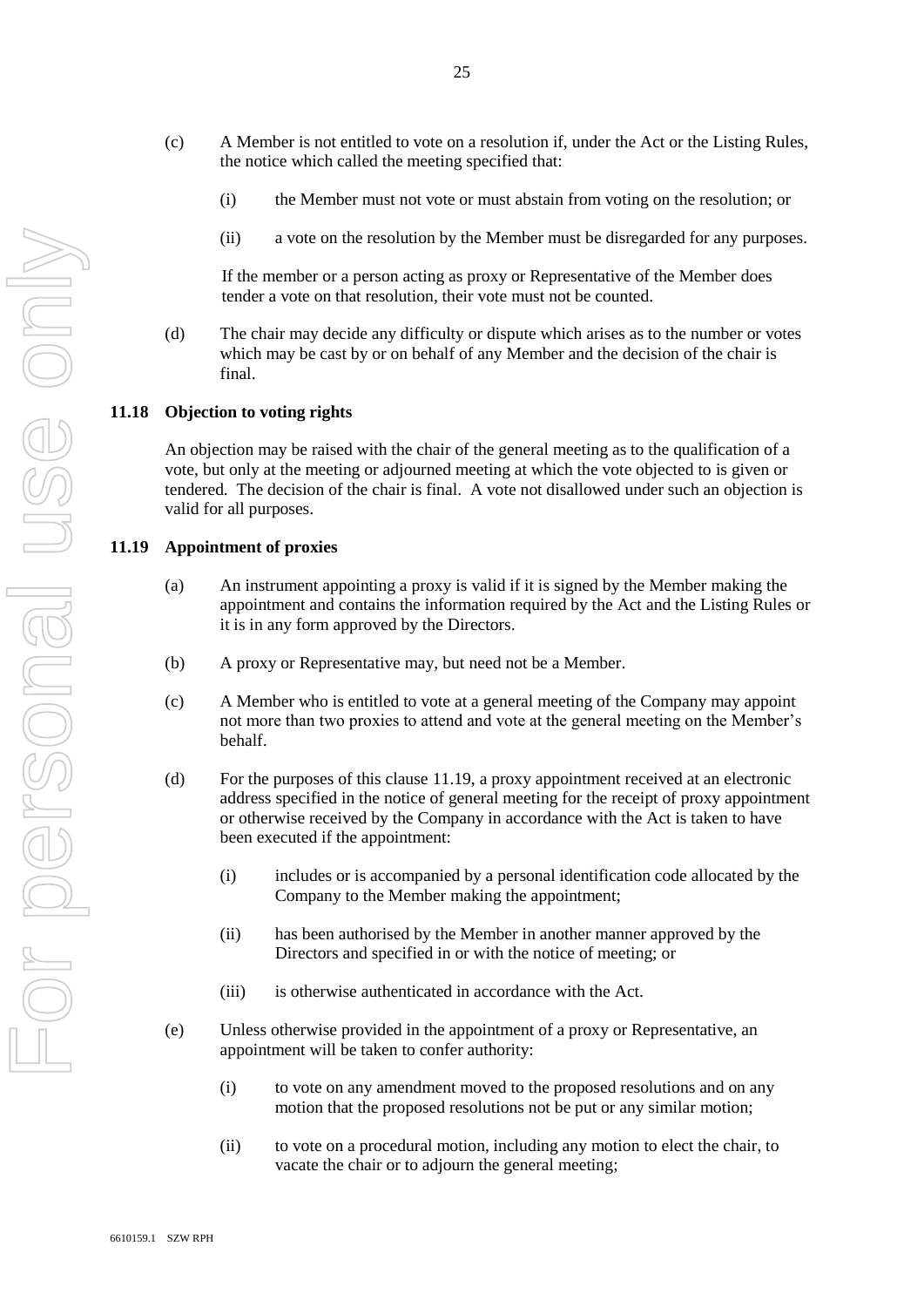(c) A Member is not entitled to vote on a resolution if, under the Act or the Listing Rules, the notice which called the meeting specified that:

  (i) the Member must not vote or must abstain from voting on the resolution; or

  (ii) a vote on the resolution by the Member must be disregarded for any purposes.

  If the member or a person acting as proxy or Representative of the Member does tender a vote on that resolution, their vote must not be counted.

(d) The chair may decide any difficulty or dispute which arises as to the number or votes which may be cast by or on behalf of any Member and the decision of the chair is final.

### 11.18 Objection to voting rights

An objection may be raised with the chair of the general meeting as to the qualification of a vote, but only at the meeting or adjourned meeting at which the vote objected to is given or tendered. The decision of the chair is final. A vote not disallowed under such an objection is valid for all purposes.

### 11.19 Appointment of proxies

(a) An instrument appointing a proxy is valid if it is signed by the Member making the appointment and contains the information required by the Act and the Listing Rules or it is in any form approved by the Directors.

(b) A proxy or Representative may, but need not be a Member.

(c) A Member who is entitled to vote at a general meeting of the Company may appoint not more than two proxies to attend and vote at the general meeting on the Member's behalf.

(d) For the purposes of this clause 11.19, a proxy appointment received at an electronic address specified in the notice of general meeting for the receipt of proxy appointment or otherwise received by the Company in accordance with the Act is taken to have been executed if the appointment:

  (i) includes or is accompanied by a personal identification code allocated by the Company to the Member making the appointment;

  (ii) has been authorised by the Member in another manner approved by the Directors and specified in or with the notice of meeting; or

  (iii) is otherwise authenticated in accordance with the Act.

(e) Unless otherwise provided in the appointment of a proxy or Representative, an appointment will be taken to confer authority:

  (i) to vote on any amendment moved to the proposed resolutions and on any motion that the proposed resolutions not be put or any similar motion;

  (ii) to vote on a procedural motion, including any motion to elect the chair, to vacate the chair or to adjourn the general meeting;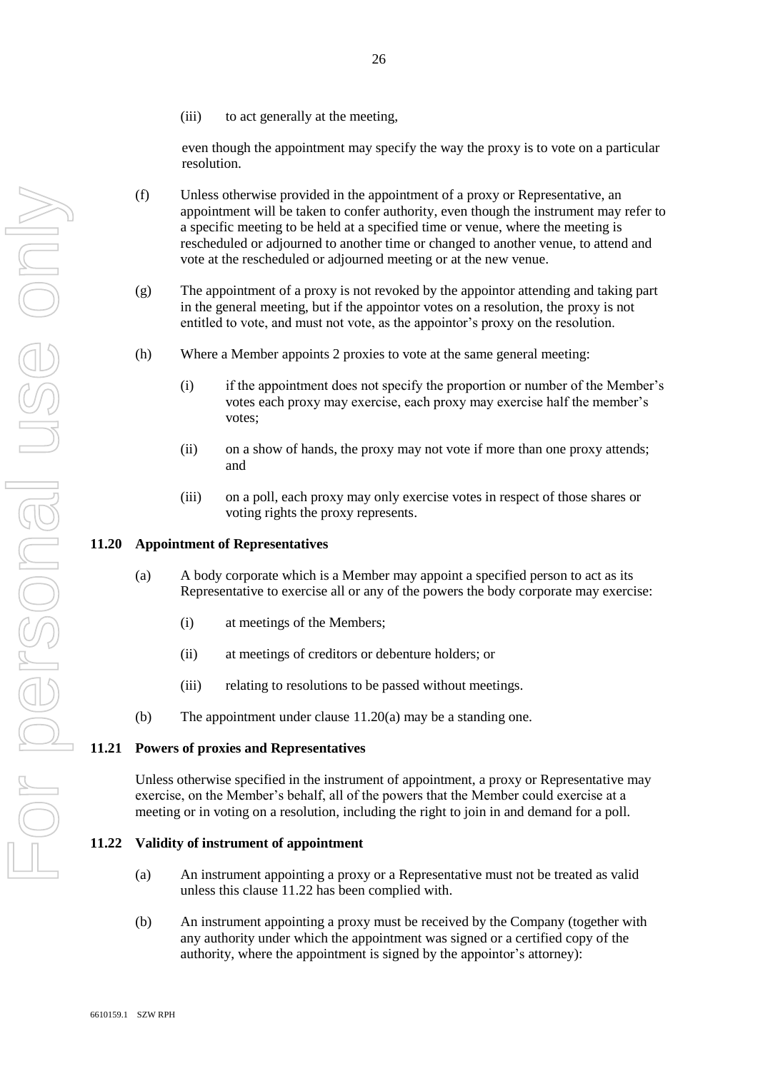(iii) to act generally at the meeting,

even though the appointment may specify the way the proxy is to vote on a particular resolution.

(f) Unless otherwise provided in the appointment of a proxy or Representative, an appointment will be taken to confer authority, even though the instrument may refer to a specific meeting to be held at a specified time or venue, where the meeting is rescheduled or adjourned to another time or changed to another venue, to attend and vote at the rescheduled or adjourned meeting or at the new venue.

(g) The appointment of a proxy is not revoked by the appointor attending and taking part in the general meeting, but if the appointor votes on a resolution, the proxy is not entitled to vote, and must not vote, as the appointor's proxy on the resolution.

(h) Where a Member appoints 2 proxies to vote at the same general meeting:

(i) if the appointment does not specify the proportion or number of the Member's votes each proxy may exercise, each proxy may exercise half the member's votes;

(ii) on a show of hands, the proxy may not vote if more than one proxy attends; and

(iii) on a poll, each proxy may only exercise votes in respect of those shares or voting rights the proxy represents.

### 11.20 Appointment of Representatives

(a) A body corporate which is a Member may appoint a specified person to act as its Representative to exercise all or any of the powers the body corporate may exercise:

(i) at meetings of the Members;

(ii) at meetings of creditors or debenture holders; or

(iii) relating to resolutions to be passed without meetings.

(b) The appointment under clause 11.20(a) may be a standing one.

### 11.21 Powers of proxies and Representatives

Unless otherwise specified in the instrument of appointment, a proxy or Representative may exercise, on the Member's behalf, all of the powers that the Member could exercise at a meeting or in voting on a resolution, including the right to join in and demand for a poll.

### 11.22 Validity of instrument of appointment

(a) An instrument appointing a proxy or a Representative must not be treated as valid unless this clause 11.22 has been complied with.

(b) An instrument appointing a proxy must be received by the Company (together with any authority under which the appointment was signed or a certified copy of the authority, where the appointment is signed by the appointor's attorney):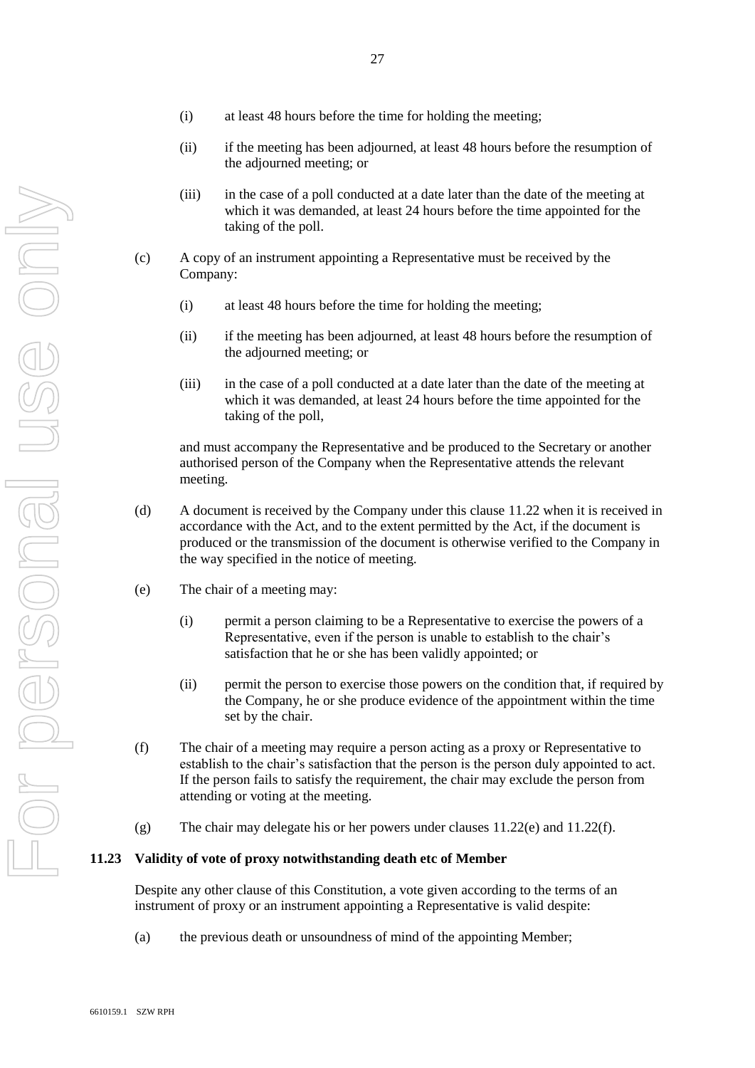(i) at least 48 hours before the time for holding the meeting;

(ii) if the meeting has been adjourned, at least 48 hours before the resumption of the adjourned meeting; or

(iii) in the case of a poll conducted at a date later than the date of the meeting at which it was demanded, at least 24 hours before the time appointed for the taking of the poll.

(c) A copy of an instrument appointing a Representative must be received by the Company:

(i) at least 48 hours before the time for holding the meeting;

(ii) if the meeting has been adjourned, at least 48 hours before the resumption of the adjourned meeting; or

(iii) in the case of a poll conducted at a date later than the date of the meeting at which it was demanded, at least 24 hours before the time appointed for the taking of the poll,

and must accompany the Representative and be produced to the Secretary or another authorised person of the Company when the Representative attends the relevant meeting.

(d) A document is received by the Company under this clause 11.22 when it is received in accordance with the Act, and to the extent permitted by the Act, if the document is produced or the transmission of the document is otherwise verified to the Company in the way specified in the notice of meeting.

(e) The chair of a meeting may:

(i) permit a person claiming to be a Representative to exercise the powers of a Representative, even if the person is unable to establish to the chair's satisfaction that he or she has been validly appointed; or

(ii) permit the person to exercise those powers on the condition that, if required by the Company, he or she produce evidence of the appointment within the time set by the chair.

(f) The chair of a meeting may require a person acting as a proxy or Representative to establish to the chair's satisfaction that the person is the person duly appointed to act. If the person fails to satisfy the requirement, the chair may exclude the person from attending or voting at the meeting.

(g) The chair may delegate his or her powers under clauses 11.22(e) and 11.22(f).

### 11.23 Validity of vote of proxy notwithstanding death etc of Member

Despite any other clause of this Constitution, a vote given according to the terms of an instrument of proxy or an instrument appointing a Representative is valid despite:

(a) the previous death or unsoundness of mind of the appointing Member;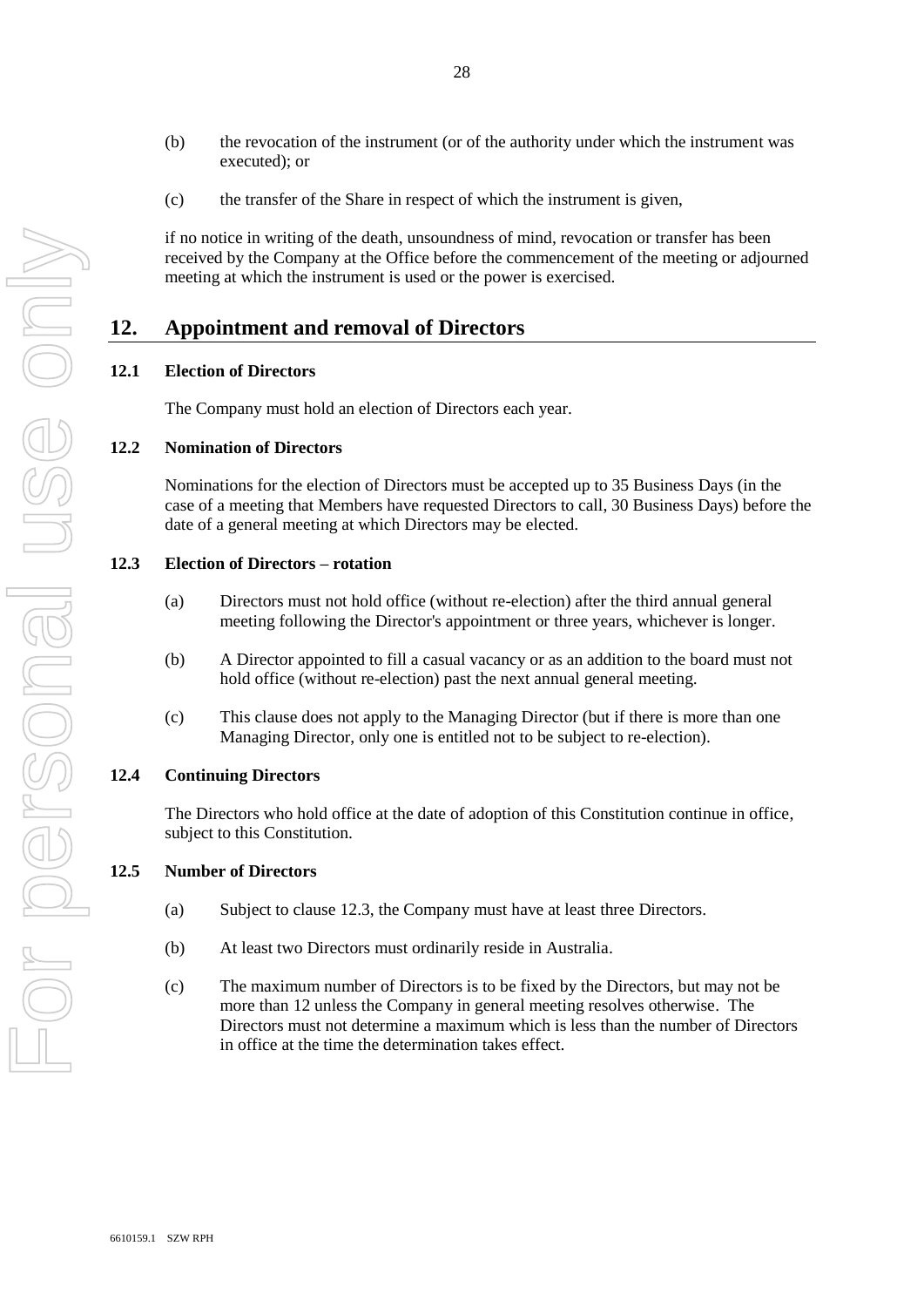(b) the revocation of the instrument (or of the authority under which the instrument was executed); or

(c) the transfer of the Share in respect of which the instrument is given,

if no notice in writing of the death, unsoundness of mind, revocation or transfer has been received by the Company at the Office before the commencement of the meeting or adjourned meeting at which the instrument is used or the power is exercised.

# 12. Appointment and removal of Directors

### 12.1 Election of Directors

The Company must hold an election of Directors each year.

### 12.2 Nomination of Directors

Nominations for the election of Directors must be accepted up to 35 Business Days (in the case of a meeting that Members have requested Directors to call, 30 Business Days) before the date of a general meeting at which Directors may be elected.

### 12.3 Election of Directors – rotation

(a) Directors must not hold office (without re-election) after the third annual general meeting following the Director's appointment or three years, whichever is longer.

(b) A Director appointed to fill a casual vacancy or as an addition to the board must not hold office (without re-election) past the next annual general meeting.

(c) This clause does not apply to the Managing Director (but if there is more than one Managing Director, only one is entitled not to be subject to re-election).

### 12.4 Continuing Directors

The Directors who hold office at the date of adoption of this Constitution continue in office, subject to this Constitution.

### 12.5 Number of Directors

(a) Subject to clause 12.3, the Company must have at least three Directors.

(b) At least two Directors must ordinarily reside in Australia.

(c) The maximum number of Directors is to be fixed by the Directors, but may not be more than 12 unless the Company in general meeting resolves otherwise. The Directors must not determine a maximum which is less than the number of Directors in office at the time the determination takes effect.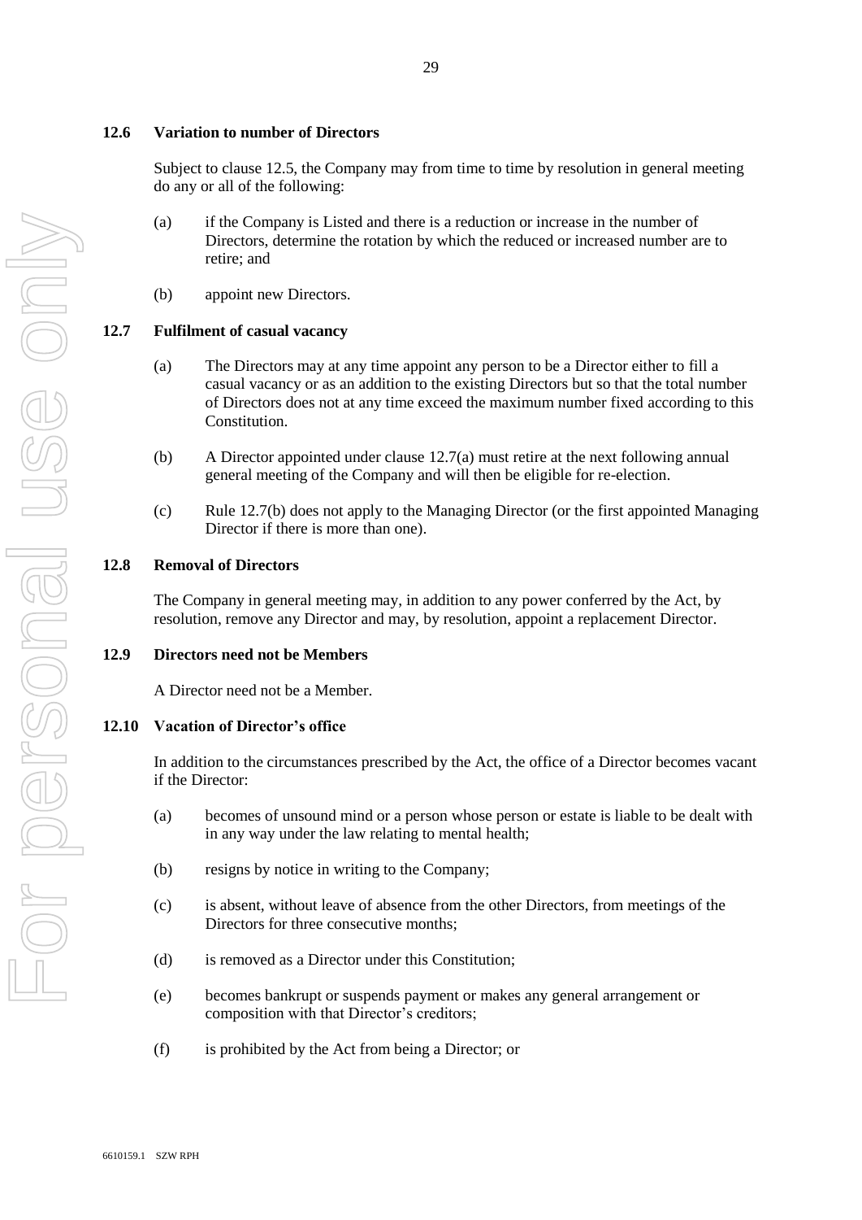### 12.6 Variation to number of Directors

Subject to clause 12.5, the Company may from time to time by resolution in general meeting do any or all of the following:

(a) if the Company is Listed and there is a reduction or increase in the number of Directors, determine the rotation by which the reduced or increased number are to retire; and

(b) appoint new Directors.

### 12.7 Fulfilment of casual vacancy

(a) The Directors may at any time appoint any person to be a Director either to fill a casual vacancy or as an addition to the existing Directors but so that the total number of Directors does not at any time exceed the maximum number fixed according to this Constitution.

(b) A Director appointed under clause 12.7(a) must retire at the next following annual general meeting of the Company and will then be eligible for re-election.

(c) Rule 12.7(b) does not apply to the Managing Director (or the first appointed Managing Director if there is more than one).

### 12.8 Removal of Directors

The Company in general meeting may, in addition to any power conferred by the Act, by resolution, remove any Director and may, by resolution, appoint a replacement Director.

### 12.9 Directors need not be Members

A Director need not be a Member.

### 12.10 Vacation of Director's office

In addition to the circumstances prescribed by the Act, the office of a Director becomes vacant if the Director:

(a) becomes of unsound mind or a person whose person or estate is liable to be dealt with in any way under the law relating to mental health;

(b) resigns by notice in writing to the Company;

(c) is absent, without leave of absence from the other Directors, from meetings of the Directors for three consecutive months;

(d) is removed as a Director under this Constitution;

(e) becomes bankrupt or suspends payment or makes any general arrangement or composition with that Director's creditors;

(f) is prohibited by the Act from being a Director; or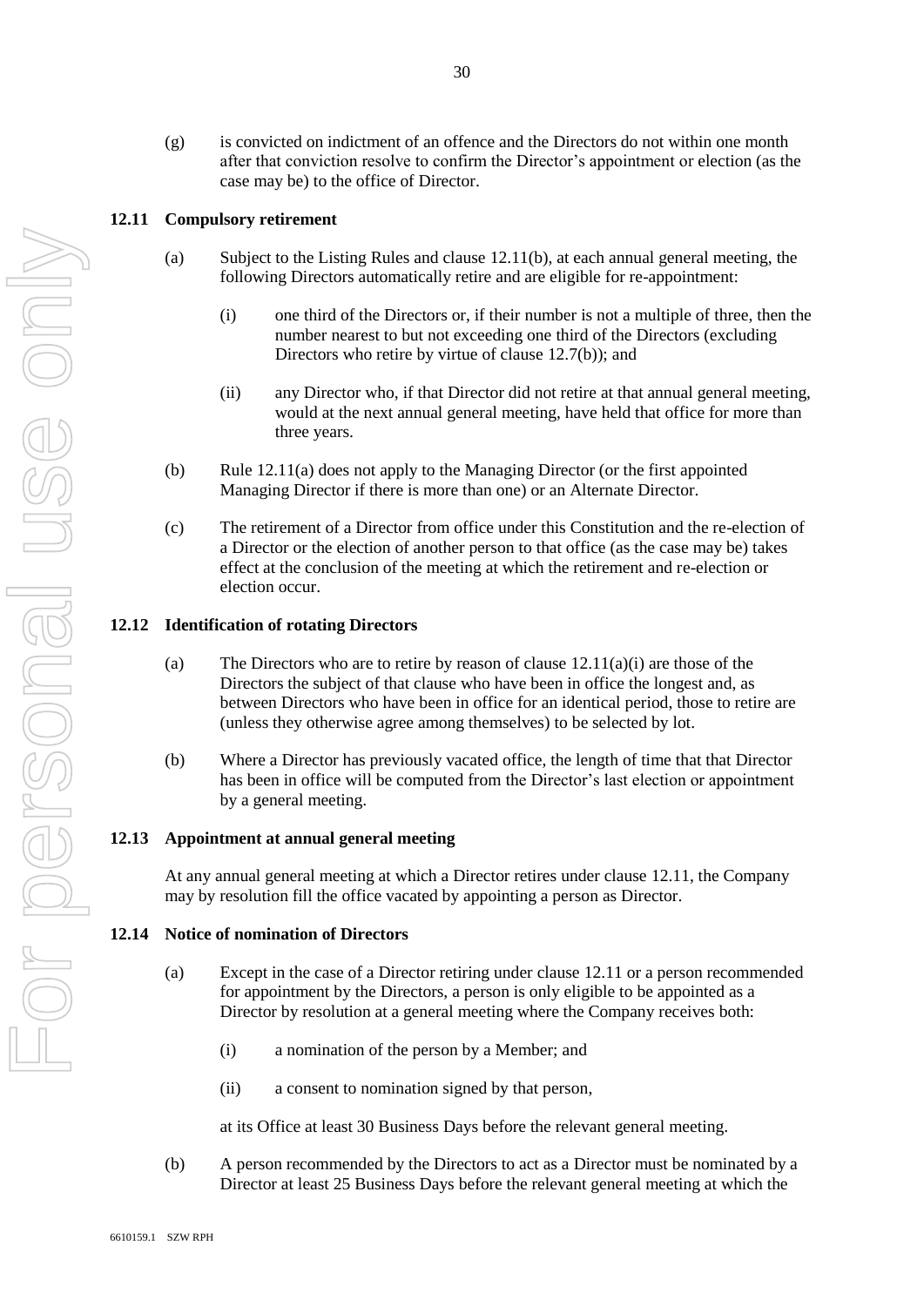(g) is convicted on indictment of an offence and the Directors do not within one month after that conviction resolve to confirm the Director's appointment or election (as the case may be) to the office of Director.

### 12.11 Compulsory retirement

(a) Subject to the Listing Rules and clause 12.11(b), at each annual general meeting, the following Directors automatically retire and are eligible for re-appointment:

(i) one third of the Directors or, if their number is not a multiple of three, then the number nearest to but not exceeding one third of the Directors (excluding Directors who retire by virtue of clause 12.7(b)); and

(ii) any Director who, if that Director did not retire at that annual general meeting, would at the next annual general meeting, have held that office for more than three years.

(b) Rule 12.11(a) does not apply to the Managing Director (or the first appointed Managing Director if there is more than one) or an Alternate Director.

(c) The retirement of a Director from office under this Constitution and the re-election of a Director or the election of another person to that office (as the case may be) takes effect at the conclusion of the meeting at which the retirement and re-election or election occur.

### 12.12 Identification of rotating Directors

(a) The Directors who are to retire by reason of clause 12.11(a)(i) are those of the Directors the subject of that clause who have been in office the longest and, as between Directors who have been in office for an identical period, those to retire are (unless they otherwise agree among themselves) to be selected by lot.

(b) Where a Director has previously vacated office, the length of time that that Director has been in office will be computed from the Director's last election or appointment by a general meeting.

### 12.13 Appointment at annual general meeting

At any annual general meeting at which a Director retires under clause 12.11, the Company may by resolution fill the office vacated by appointing a person as Director.

### 12.14 Notice of nomination of Directors

(a) Except in the case of a Director retiring under clause 12.11 or a person recommended for appointment by the Directors, a person is only eligible to be appointed as a Director by resolution at a general meeting where the Company receives both:

(i) a nomination of the person by a Member; and

(ii) a consent to nomination signed by that person,

at its Office at least 30 Business Days before the relevant general meeting.

(b) A person recommended by the Directors to act as a Director must be nominated by a Director at least 25 Business Days before the relevant general meeting at which the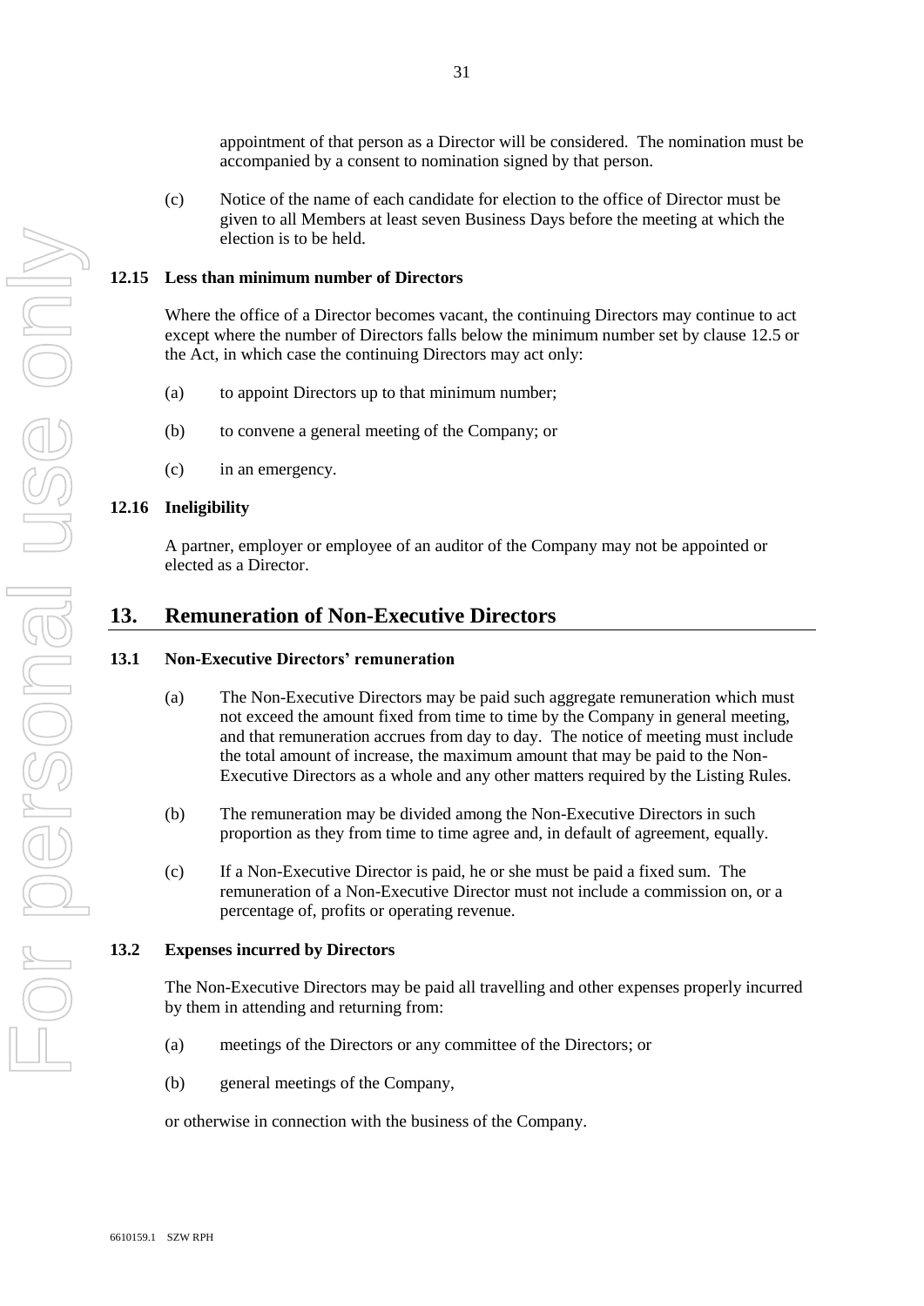appointment of that person as a Director will be considered. The nomination must be accompanied by a consent to nomination signed by that person.

(c) Notice of the name of each candidate for election to the office of Director must be given to all Members at least seven Business Days before the meeting at which the election is to be held.

### 12.15 Less than minimum number of Directors

Where the office of a Director becomes vacant, the continuing Directors may continue to act except where the number of Directors falls below the minimum number set by clause 12.5 or the Act, in which case the continuing Directors may act only:

(a) to appoint Directors up to that minimum number;

(b) to convene a general meeting of the Company; or

(c) in an emergency.

### 12.16 Ineligibility

A partner, employer or employee of an auditor of the Company may not be appointed or elected as a Director.

## 13. Remuneration of Non-Executive Directors

### 13.1 Non-Executive Directors' remuneration

(a) The Non-Executive Directors may be paid such aggregate remuneration which must not exceed the amount fixed from time to time by the Company in general meeting, and that remuneration accrues from day to day. The notice of meeting must include the total amount of increase, the maximum amount that may be paid to the Non-Executive Directors as a whole and any other matters required by the Listing Rules.

(b) The remuneration may be divided among the Non-Executive Directors in such proportion as they from time to time agree and, in default of agreement, equally.

(c) If a Non-Executive Director is paid, he or she must be paid a fixed sum. The remuneration of a Non-Executive Director must not include a commission on, or a percentage of, profits or operating revenue.

### 13.2 Expenses incurred by Directors

The Non-Executive Directors may be paid all travelling and other expenses properly incurred by them in attending and returning from:

(a) meetings of the Directors or any committee of the Directors; or

(b) general meetings of the Company,

or otherwise in connection with the business of the Company.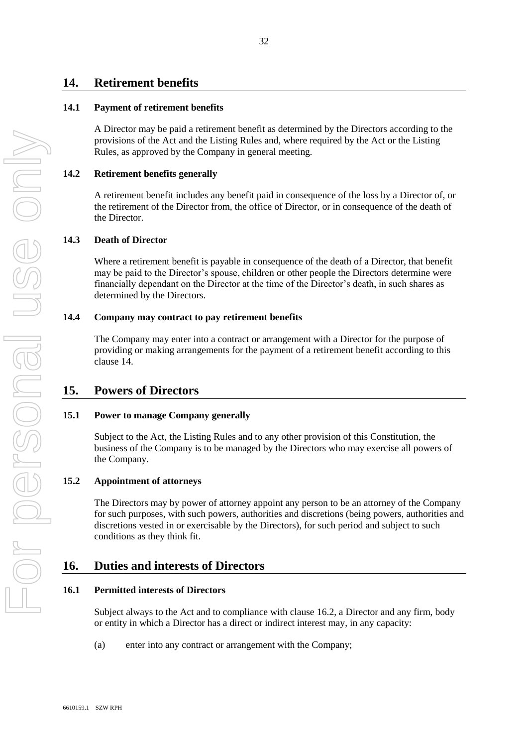## 14. Retirement benefits

### 14.1 Payment of retirement benefits

A Director may be paid a retirement benefit as determined by the Directors according to the provisions of the Act and the Listing Rules and, where required by the Act or the Listing Rules, as approved by the Company in general meeting.

### 14.2 Retirement benefits generally

A retirement benefit includes any benefit paid in consequence of the loss by a Director of, or the retirement of the Director from, the office of Director, or in consequence of the death of the Director.

### 14.3 Death of Director

Where a retirement benefit is payable in consequence of the death of a Director, that benefit may be paid to the Director's spouse, children or other people the Directors determine were financially dependant on the Director at the time of the Director's death, in such shares as determined by the Directors.

### 14.4 Company may contract to pay retirement benefits

The Company may enter into a contract or arrangement with a Director for the purpose of providing or making arrangements for the payment of a retirement benefit according to this clause 14.

## 15. Powers of Directors

### 15.1 Power to manage Company generally

Subject to the Act, the Listing Rules and to any other provision of this Constitution, the business of the Company is to be managed by the Directors who may exercise all powers of the Company.

### 15.2 Appointment of attorneys

The Directors may by power of attorney appoint any person to be an attorney of the Company for such purposes, with such powers, authorities and discretions (being powers, authorities and discretions vested in or exercisable by the Directors), for such period and subject to such conditions as they think fit.

## 16. Duties and interests of Directors

### 16.1 Permitted interests of Directors

Subject always to the Act and to compliance with clause 16.2, a Director and any firm, body or entity in which a Director has a direct or indirect interest may, in any capacity:

(a) enter into any contract or arrangement with the Company;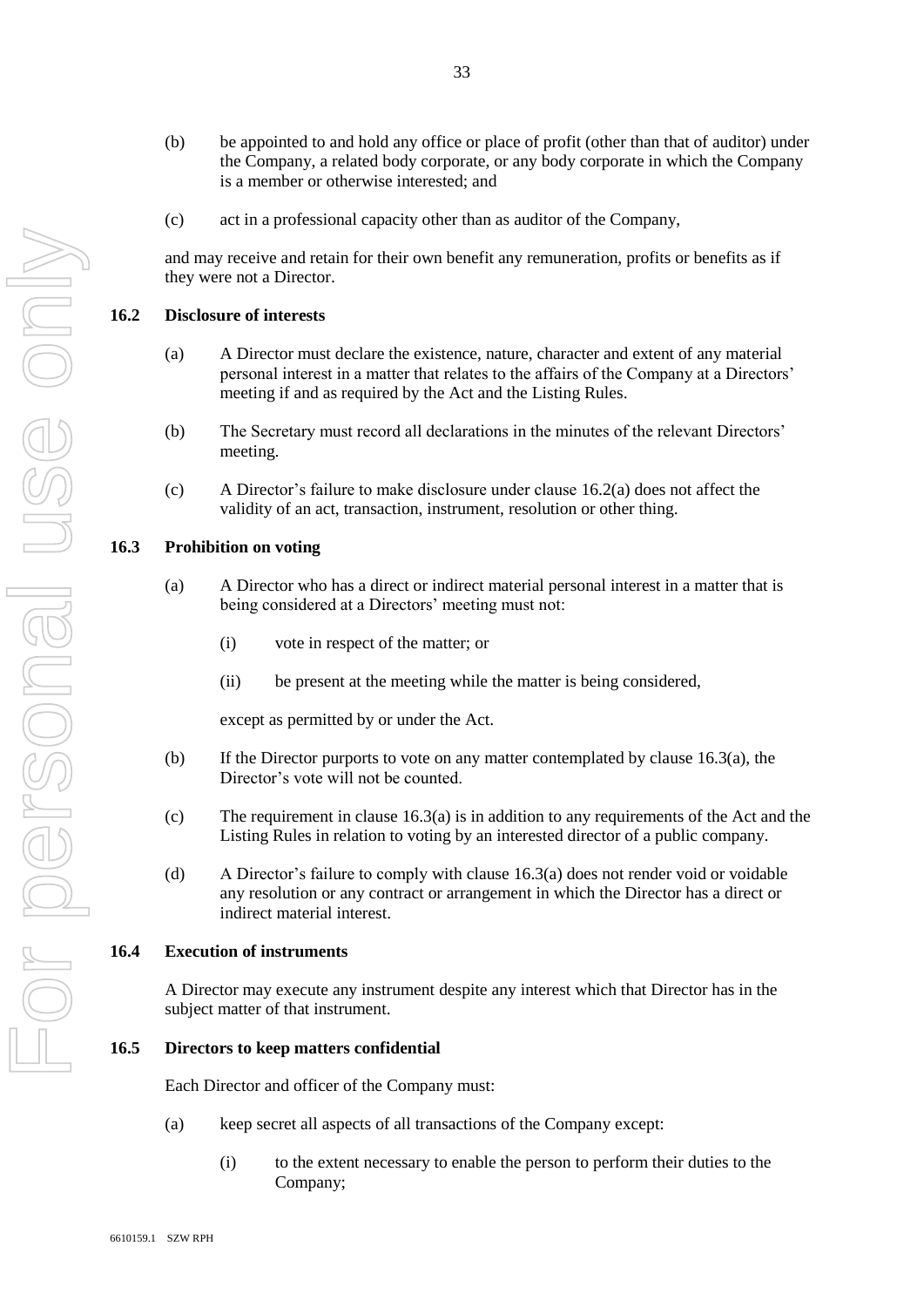(b) be appointed to and hold any office or place of profit (other than that of auditor) under the Company, a related body corporate, or any body corporate in which the Company is a member or otherwise interested; and

(c) act in a professional capacity other than as auditor of the Company,

and may receive and retain for their own benefit any remuneration, profits or benefits as if they were not a Director.

### 16.2 Disclosure of interests

(a) A Director must declare the existence, nature, character and extent of any material personal interest in a matter that relates to the affairs of the Company at a Directors' meeting if and as required by the Act and the Listing Rules.

(b) The Secretary must record all declarations in the minutes of the relevant Directors' meeting.

(c) A Director's failure to make disclosure under clause 16.2(a) does not affect the validity of an act, transaction, instrument, resolution or other thing.

### 16.3 Prohibition on voting

(a) A Director who has a direct or indirect material personal interest in a matter that is being considered at a Directors' meeting must not:

(i) vote in respect of the matter; or

(ii) be present at the meeting while the matter is being considered,

except as permitted by or under the Act.

(b) If the Director purports to vote on any matter contemplated by clause 16.3(a), the Director's vote will not be counted.

(c) The requirement in clause 16.3(a) is in addition to any requirements of the Act and the Listing Rules in relation to voting by an interested director of a public company.

(d) A Director's failure to comply with clause 16.3(a) does not render void or voidable any resolution or any contract or arrangement in which the Director has a direct or indirect material interest.

### 16.4 Execution of instruments

A Director may execute any instrument despite any interest which that Director has in the subject matter of that instrument.

### 16.5 Directors to keep matters confidential

Each Director and officer of the Company must:

(a) keep secret all aspects of all transactions of the Company except:

(i) to the extent necessary to enable the person to perform their duties to the Company;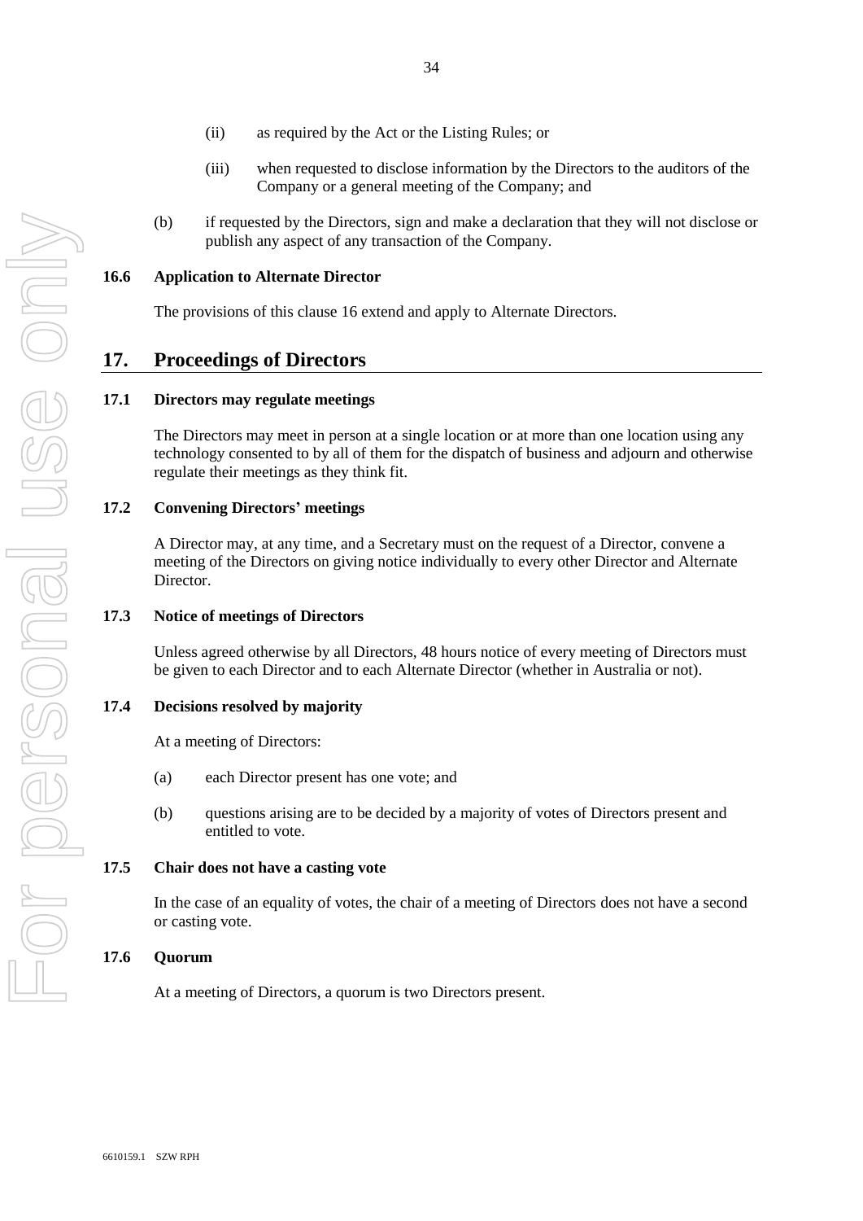(ii) as required by the Act or the Listing Rules; or

(iii) when requested to disclose information by the Directors to the auditors of the Company or a general meeting of the Company; and

(b) if requested by the Directors, sign and make a declaration that they will not disclose or publish any aspect of any transaction of the Company.

### 16.6 Application to Alternate Director

The provisions of this clause 16 extend and apply to Alternate Directors.

## 17. Proceedings of Directors

### 17.1 Directors may regulate meetings

The Directors may meet in person at a single location or at more than one location using any technology consented to by all of them for the dispatch of business and adjourn and otherwise regulate their meetings as they think fit.

### 17.2 Convening Directors' meetings

A Director may, at any time, and a Secretary must on the request of a Director, convene a meeting of the Directors on giving notice individually to every other Director and Alternate Director.

### 17.3 Notice of meetings of Directors

Unless agreed otherwise by all Directors, 48 hours notice of every meeting of Directors must be given to each Director and to each Alternate Director (whether in Australia or not).

### 17.4 Decisions resolved by majority

At a meeting of Directors:

(a) each Director present has one vote; and

(b) questions arising are to be decided by a majority of votes of Directors present and entitled to vote.

### 17.5 Chair does not have a casting vote

In the case of an equality of votes, the chair of a meeting of Directors does not have a second or casting vote.

### 17.6 Quorum

At a meeting of Directors, a quorum is two Directors present.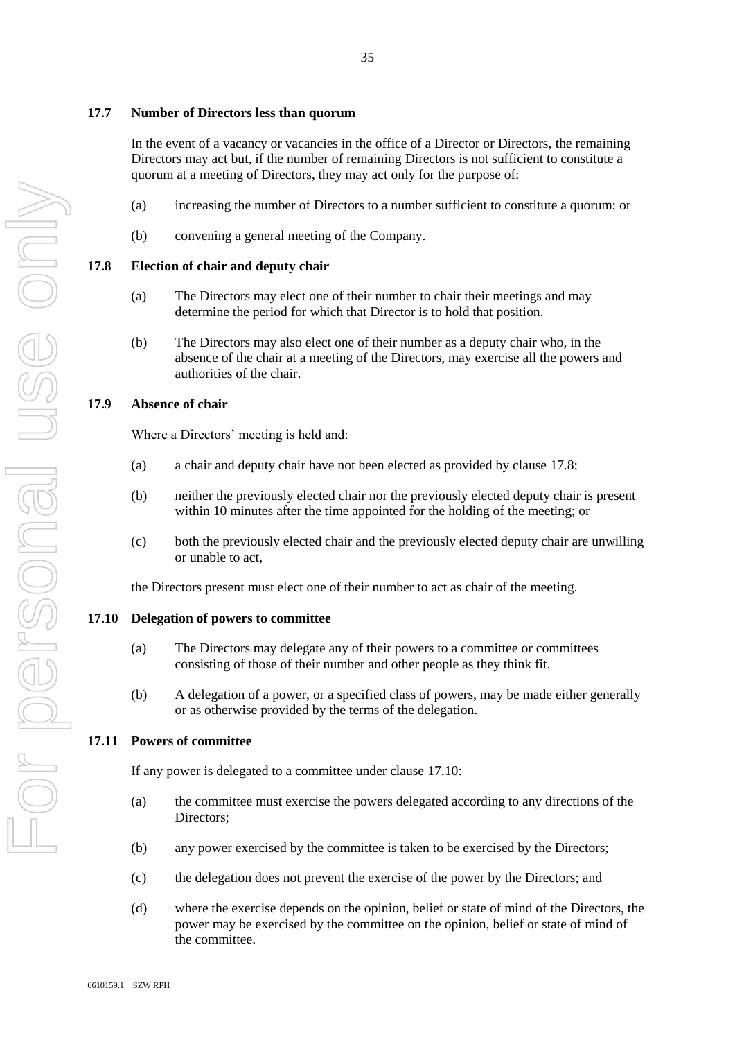### 17.7 Number of Directors less than quorum

In the event of a vacancy or vacancies in the office of a Director or Directors, the remaining Directors may act but, if the number of remaining Directors is not sufficient to constitute a quorum at a meeting of Directors, they may act only for the purpose of:

(a) increasing the number of Directors to a number sufficient to constitute a quorum; or

(b) convening a general meeting of the Company.

### 17.8 Election of chair and deputy chair

(a) The Directors may elect one of their number to chair their meetings and may determine the period for which that Director is to hold that position.

(b) The Directors may also elect one of their number as a deputy chair who, in the absence of the chair at a meeting of the Directors, may exercise all the powers and authorities of the chair.

### 17.9 Absence of chair

Where a Directors' meeting is held and:

(a) a chair and deputy chair have not been elected as provided by clause 17.8;

(b) neither the previously elected chair nor the previously elected deputy chair is present within 10 minutes after the time appointed for the holding of the meeting; or

(c) both the previously elected chair and the previously elected deputy chair are unwilling or unable to act,

the Directors present must elect one of their number to act as chair of the meeting.

### 17.10 Delegation of powers to committee

(a) The Directors may delegate any of their powers to a committee or committees consisting of those of their number and other people as they think fit.

(b) A delegation of a power, or a specified class of powers, may be made either generally or as otherwise provided by the terms of the delegation.

### 17.11 Powers of committee

If any power is delegated to a committee under clause 17.10:

(a) the committee must exercise the powers delegated according to any directions of the Directors;

(b) any power exercised by the committee is taken to be exercised by the Directors;

(c) the delegation does not prevent the exercise of the power by the Directors; and

(d) where the exercise depends on the opinion, belief or state of mind of the Directors, the power may be exercised by the committee on the opinion, belief or state of mind of the committee.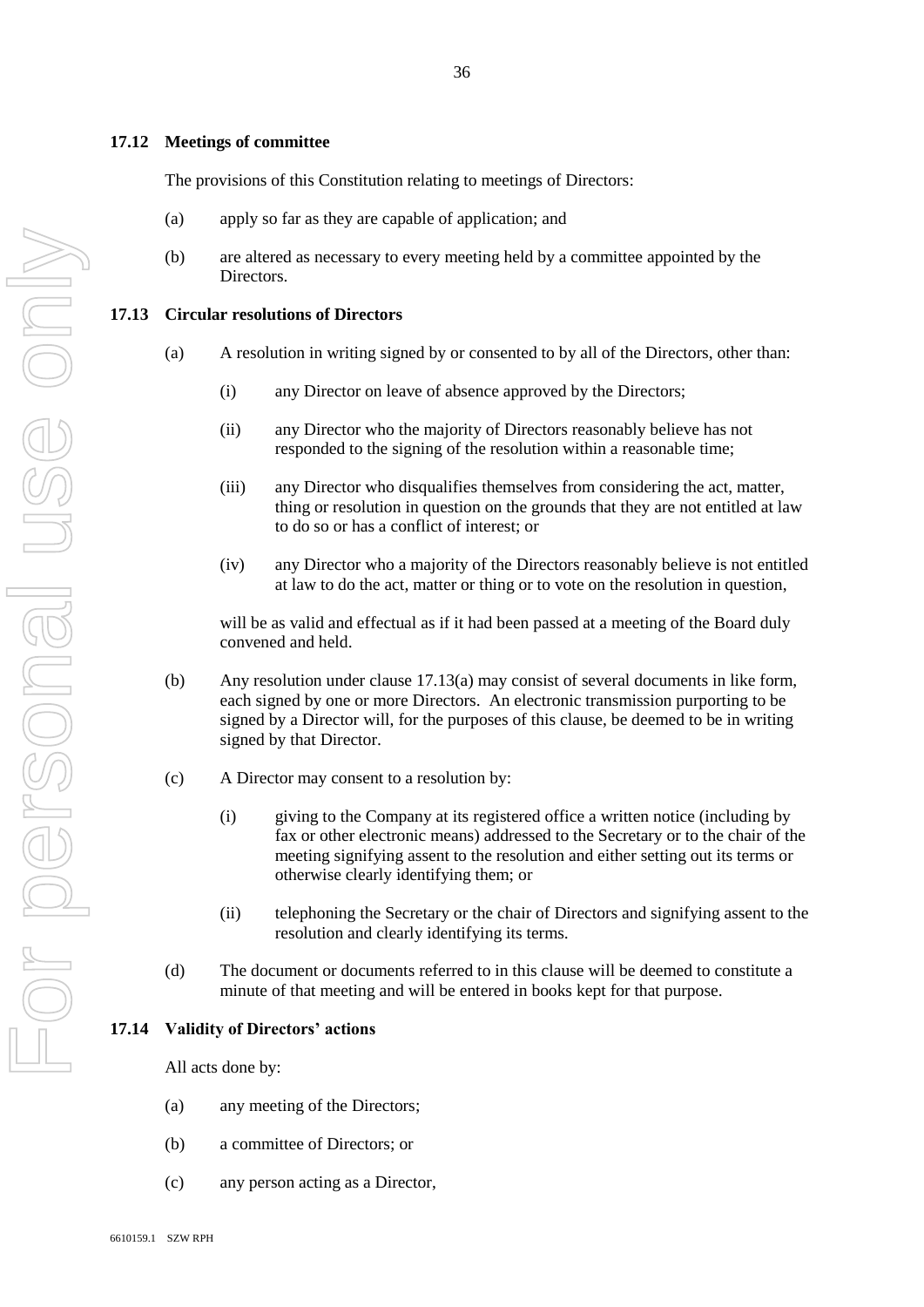### 17.12 Meetings of committee

The provisions of this Constitution relating to meetings of Directors:

(a) apply so far as they are capable of application; and

(b) are altered as necessary to every meeting held by a committee appointed by the Directors.

### 17.13 Circular resolutions of Directors

(a) A resolution in writing signed by or consented to by all of the Directors, other than:

  (i) any Director on leave of absence approved by the Directors;

  (ii) any Director who the majority of Directors reasonably believe has not responded to the signing of the resolution within a reasonable time;

  (iii) any Director who disqualifies themselves from considering the act, matter, thing or resolution in question on the grounds that they are not entitled at law to do so or has a conflict of interest; or

  (iv) any Director who a majority of the Directors reasonably believe is not entitled at law to do the act, matter or thing or to vote on the resolution in question,

  will be as valid and effectual as if it had been passed at a meeting of the Board duly convened and held.

(b) Any resolution under clause 17.13(a) may consist of several documents in like form, each signed by one or more Directors. An electronic transmission purporting to be signed by a Director will, for the purposes of this clause, be deemed to be in writing signed by that Director.

(c) A Director may consent to a resolution by:

  (i) giving to the Company at its registered office a written notice (including by fax or other electronic means) addressed to the Secretary or to the chair of the meeting signifying assent to the resolution and either setting out its terms or otherwise clearly identifying them; or

  (ii) telephoning the Secretary or the chair of Directors and signifying assent to the resolution and clearly identifying its terms.

(d) The document or documents referred to in this clause will be deemed to constitute a minute of that meeting and will be entered in books kept for that purpose.

### 17.14 Validity of Directors' actions

All acts done by:

(a) any meeting of the Directors;

(b) a committee of Directors; or

(c) any person acting as a Director,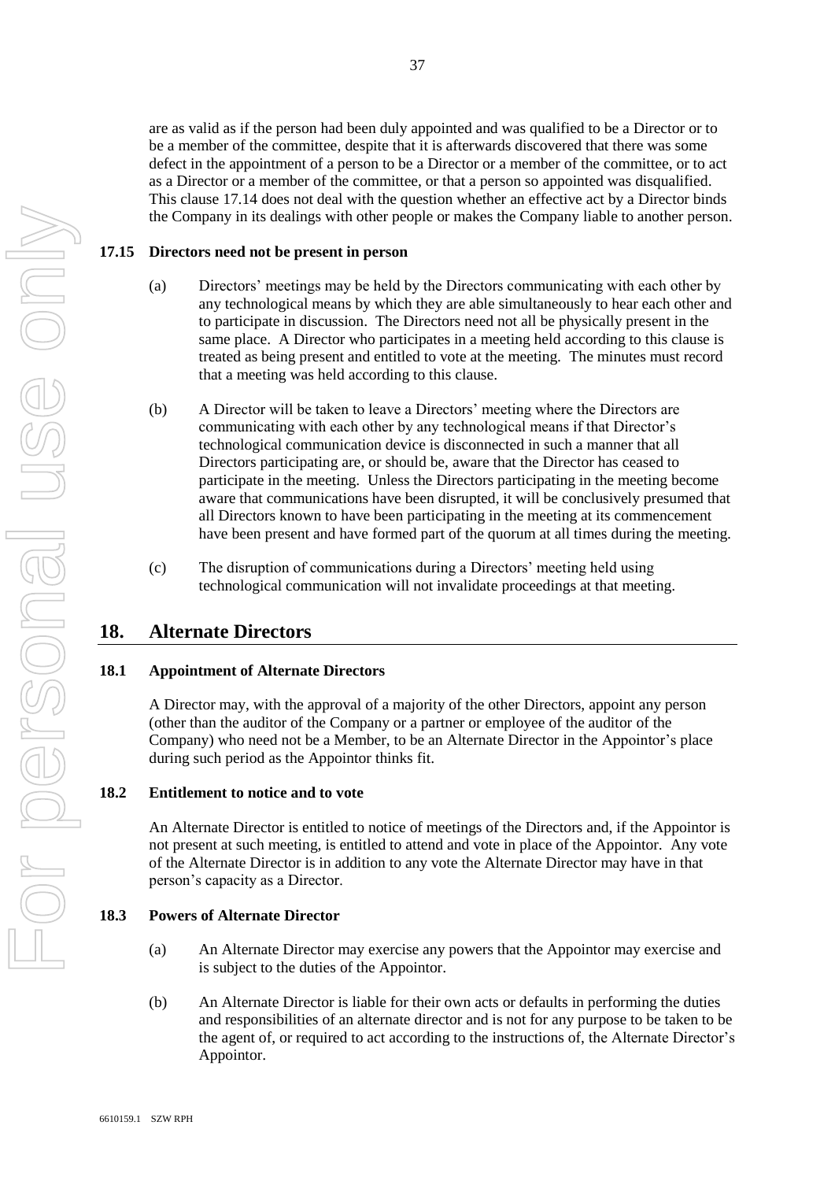are as valid as if the person had been duly appointed and was qualified to be a Director or to be a member of the committee, despite that it is afterwards discovered that there was some defect in the appointment of a person to be a Director or a member of the committee, or to act as a Director or a member of the committee, or that a person so appointed was disqualified. This clause 17.14 does not deal with the question whether an effective act by a Director binds the Company in its dealings with other people or makes the Company liable to another person.

### 17.15 Directors need not be present in person

(a) Directors' meetings may be held by the Directors communicating with each other by any technological means by which they are able simultaneously to hear each other and to participate in discussion. The Directors need not all be physically present in the same place. A Director who participates in a meeting held according to this clause is treated as being present and entitled to vote at the meeting. The minutes must record that a meeting was held according to this clause.

(b) A Director will be taken to leave a Directors' meeting where the Directors are communicating with each other by any technological means if that Director's technological communication device is disconnected in such a manner that all Directors participating are, or should be, aware that the Director has ceased to participate in the meeting. Unless the Directors participating in the meeting become aware that communications have been disrupted, it will be conclusively presumed that all Directors known to have been participating in the meeting at its commencement have been present and have formed part of the quorum at all times during the meeting.

(c) The disruption of communications during a Directors' meeting held using technological communication will not invalidate proceedings at that meeting.

## 18. Alternate Directors

### 18.1 Appointment of Alternate Directors

A Director may, with the approval of a majority of the other Directors, appoint any person (other than the auditor of the Company or a partner or employee of the auditor of the Company) who need not be a Member, to be an Alternate Director in the Appointor's place during such period as the Appointor thinks fit.

### 18.2 Entitlement to notice and to vote

An Alternate Director is entitled to notice of meetings of the Directors and, if the Appointor is not present at such meeting, is entitled to attend and vote in place of the Appointor. Any vote of the Alternate Director is in addition to any vote the Alternate Director may have in that person's capacity as a Director.

### 18.3 Powers of Alternate Director

(a) An Alternate Director may exercise any powers that the Appointor may exercise and is subject to the duties of the Appointor.

(b) An Alternate Director is liable for their own acts or defaults in performing the duties and responsibilities of an alternate director and is not for any purpose to be taken to be the agent of, or required to act according to the instructions of, the Alternate Director's Appointor.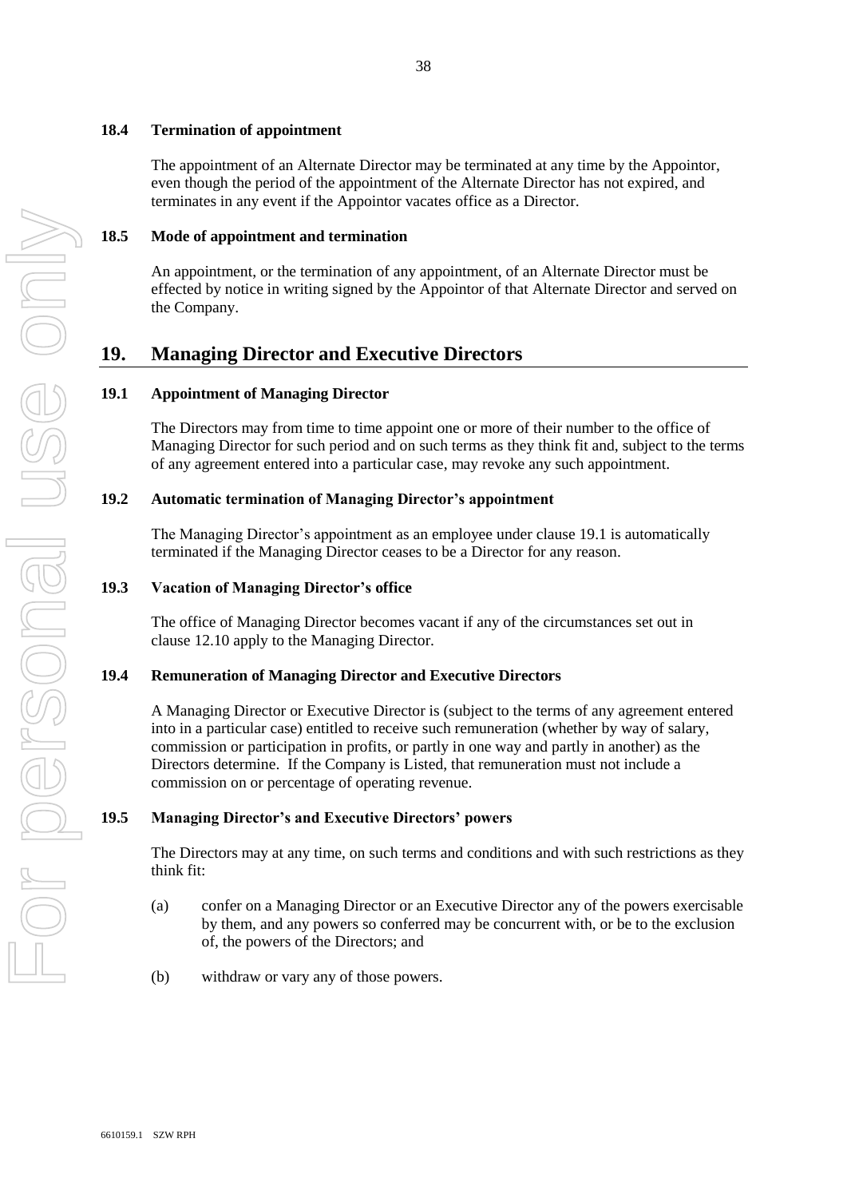### 18.4 Termination of appointment

The appointment of an Alternate Director may be terminated at any time by the Appointor, even though the period of the appointment of the Alternate Director has not expired, and terminates in any event if the Appointor vacates office as a Director.

### 18.5 Mode of appointment and termination

An appointment, or the termination of any appointment, of an Alternate Director must be effected by notice in writing signed by the Appointor of that Alternate Director and served on the Company.

## 19. Managing Director and Executive Directors

### 19.1 Appointment of Managing Director

The Directors may from time to time appoint one or more of their number to the office of Managing Director for such period and on such terms as they think fit and, subject to the terms of any agreement entered into a particular case, may revoke any such appointment.

### 19.2 Automatic termination of Managing Director's appointment

The Managing Director's appointment as an employee under clause 19.1 is automatically terminated if the Managing Director ceases to be a Director for any reason.

### 19.3 Vacation of Managing Director's office

The office of Managing Director becomes vacant if any of the circumstances set out in clause 12.10 apply to the Managing Director.

### 19.4 Remuneration of Managing Director and Executive Directors

A Managing Director or Executive Director is (subject to the terms of any agreement entered into in a particular case) entitled to receive such remuneration (whether by way of salary, commission or participation in profits, or partly in one way and partly in another) as the Directors determine. If the Company is Listed, that remuneration must not include a commission on or percentage of operating revenue.

### 19.5 Managing Director's and Executive Directors' powers

The Directors may at any time, on such terms and conditions and with such restrictions as they think fit:

(a) confer on a Managing Director or an Executive Director any of the powers exercisable by them, and any powers so conferred may be concurrent with, or be to the exclusion of, the powers of the Directors; and

(b) withdraw or vary any of those powers.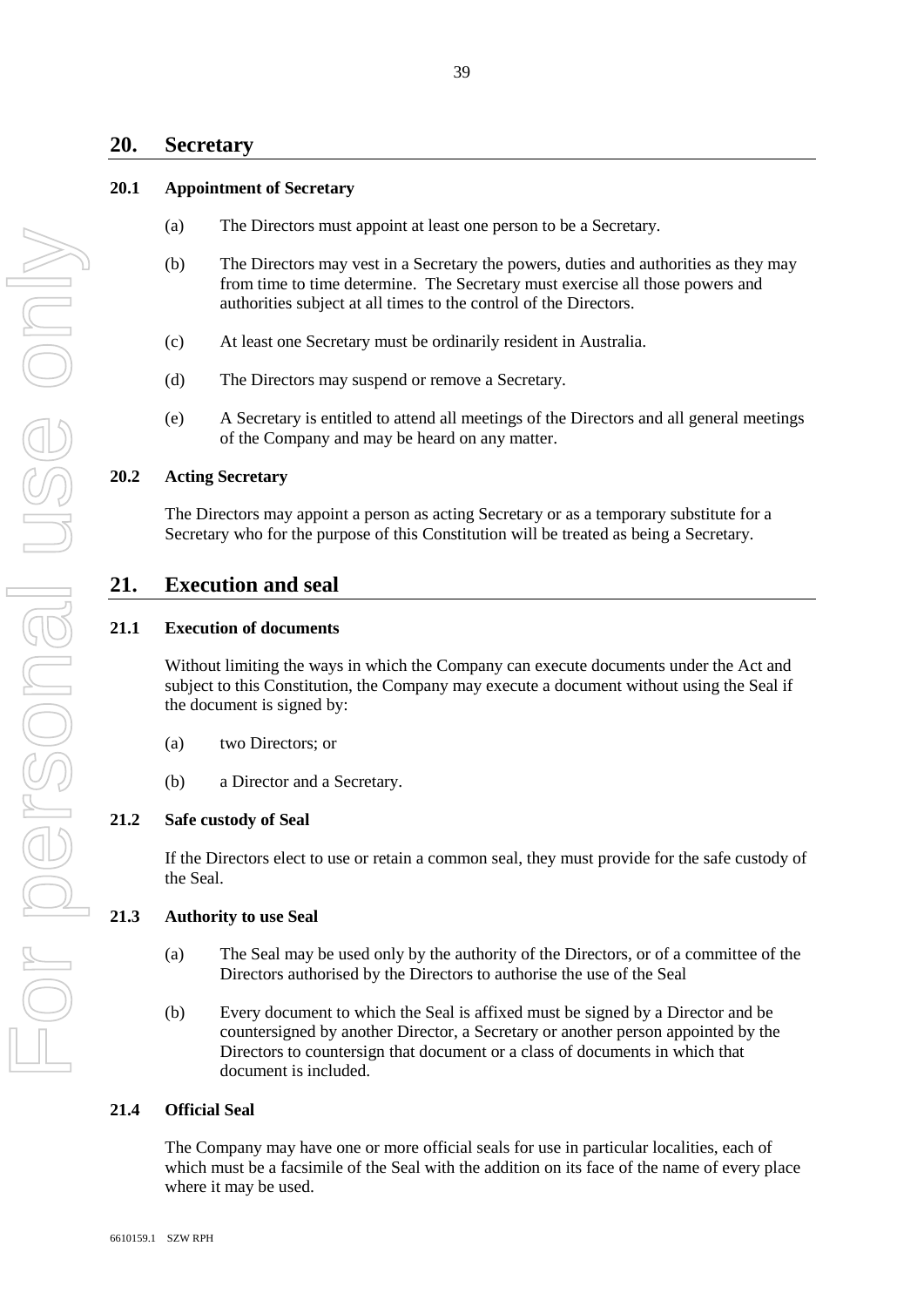## 20. Secretary

### 20.1 Appointment of Secretary

(a) The Directors must appoint at least one person to be a Secretary.

(b) The Directors may vest in a Secretary the powers, duties and authorities as they may from time to time determine. The Secretary must exercise all those powers and authorities subject at all times to the control of the Directors.

(c) At least one Secretary must be ordinarily resident in Australia.

(d) The Directors may suspend or remove a Secretary.

(e) A Secretary is entitled to attend all meetings of the Directors and all general meetings of the Company and may be heard on any matter.

### 20.2 Acting Secretary

The Directors may appoint a person as acting Secretary or as a temporary substitute for a Secretary who for the purpose of this Constitution will be treated as being a Secretary.

## 21. Execution and seal

### 21.1 Execution of documents

Without limiting the ways in which the Company can execute documents under the Act and subject to this Constitution, the Company may execute a document without using the Seal if the document is signed by:

(a) two Directors; or

(b) a Director and a Secretary.

### 21.2 Safe custody of Seal

If the Directors elect to use or retain a common seal, they must provide for the safe custody of the Seal.

### 21.3 Authority to use Seal

(a) The Seal may be used only by the authority of the Directors, or of a committee of the Directors authorised by the Directors to authorise the use of the Seal

(b) Every document to which the Seal is affixed must be signed by a Director and be countersigned by another Director, a Secretary or another person appointed by the Directors to countersign that document or a class of documents in which that document is included.

### 21.4 Official Seal

The Company may have one or more official seals for use in particular localities, each of which must be a facsimile of the Seal with the addition on its face of the name of every place where it may be used.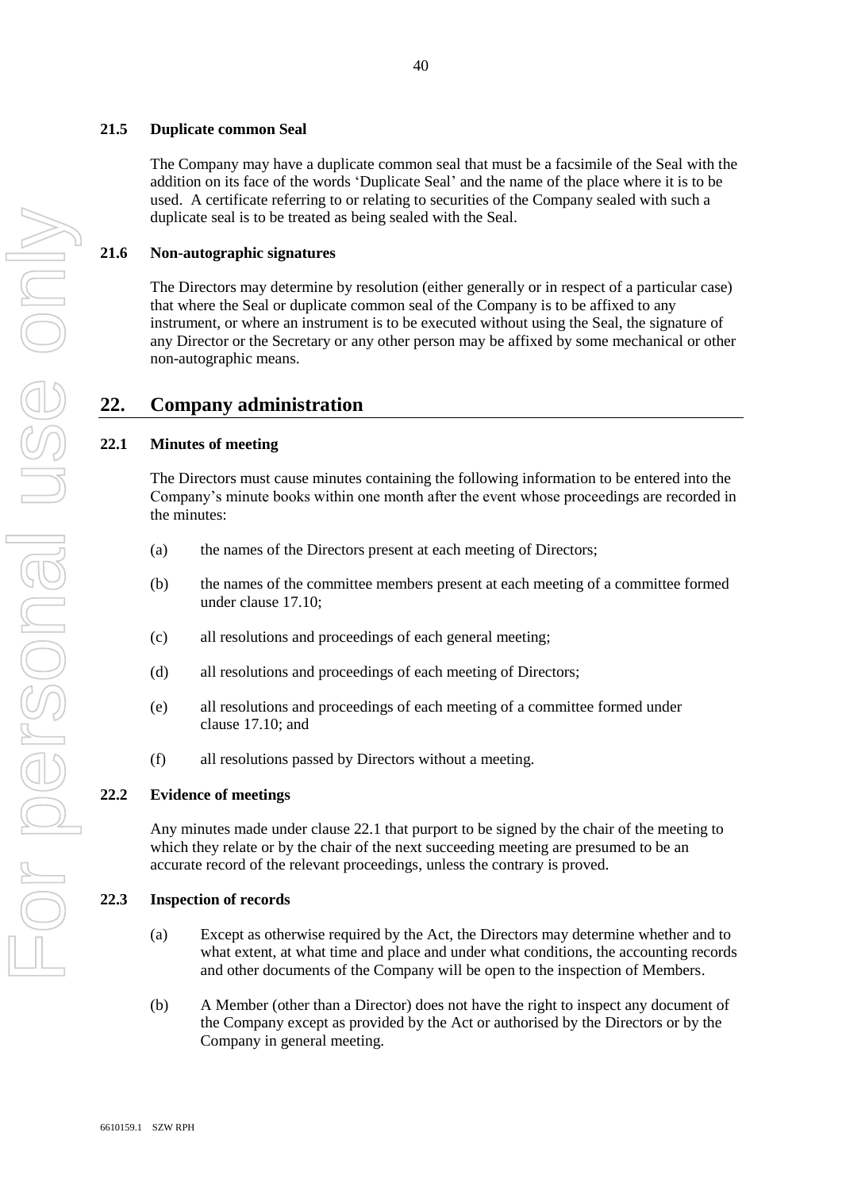### 21.5 Duplicate common Seal

The Company may have a duplicate common seal that must be a facsimile of the Seal with the addition on its face of the words 'Duplicate Seal' and the name of the place where it is to be used. A certificate referring to or relating to securities of the Company sealed with such a duplicate seal is to be treated as being sealed with the Seal.

### 21.6 Non-autographic signatures

The Directors may determine by resolution (either generally or in respect of a particular case) that where the Seal or duplicate common seal of the Company is to be affixed to any instrument, or where an instrument is to be executed without using the Seal, the signature of any Director or the Secretary or any other person may be affixed by some mechanical or other non-autographic means.

## 22. Company administration

### 22.1 Minutes of meeting

The Directors must cause minutes containing the following information to be entered into the Company's minute books within one month after the event whose proceedings are recorded in the minutes:

(a) the names of the Directors present at each meeting of Directors;

(b) the names of the committee members present at each meeting of a committee formed under clause 17.10;

(c) all resolutions and proceedings of each general meeting;

(d) all resolutions and proceedings of each meeting of Directors;

(e) all resolutions and proceedings of each meeting of a committee formed under clause 17.10; and

(f) all resolutions passed by Directors without a meeting.

### 22.2 Evidence of meetings

Any minutes made under clause 22.1 that purport to be signed by the chair of the meeting to which they relate or by the chair of the next succeeding meeting are presumed to be an accurate record of the relevant proceedings, unless the contrary is proved.

### 22.3 Inspection of records

(a) Except as otherwise required by the Act, the Directors may determine whether and to what extent, at what time and place and under what conditions, the accounting records and other documents of the Company will be open to the inspection of Members.

(b) A Member (other than a Director) does not have the right to inspect any document of the Company except as provided by the Act or authorised by the Directors or by the Company in general meeting.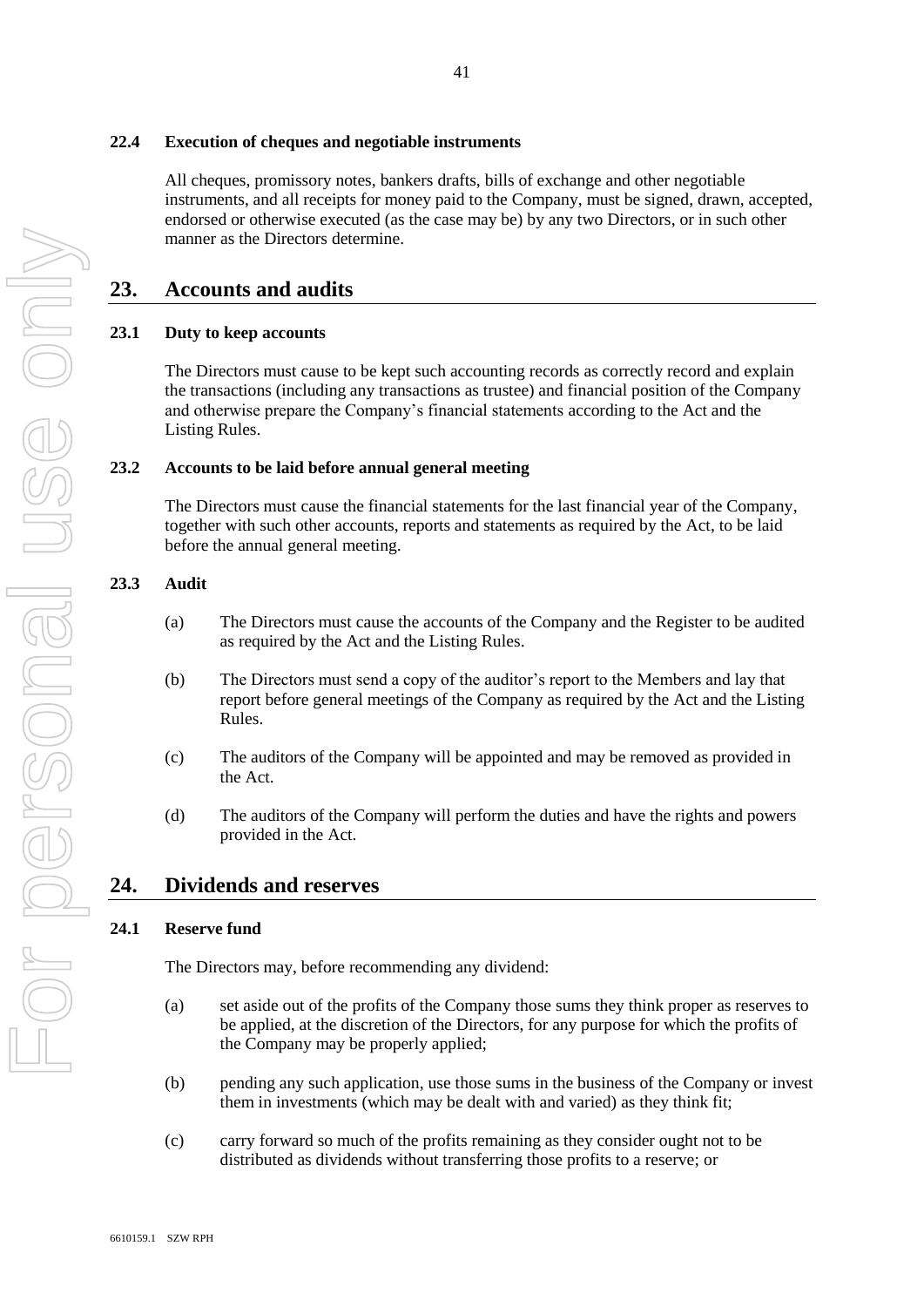### 22.4 Execution of cheques and negotiable instruments

All cheques, promissory notes, bankers drafts, bills of exchange and other negotiable instruments, and all receipts for money paid to the Company, must be signed, drawn, accepted, endorsed or otherwise executed (as the case may be) by any two Directors, or in such other manner as the Directors determine.

## 23. Accounts and audits

### 23.1 Duty to keep accounts

The Directors must cause to be kept such accounting records as correctly record and explain the transactions (including any transactions as trustee) and financial position of the Company and otherwise prepare the Company's financial statements according to the Act and the Listing Rules.

### 23.2 Accounts to be laid before annual general meeting

The Directors must cause the financial statements for the last financial year of the Company, together with such other accounts, reports and statements as required by the Act, to be laid before the annual general meeting.

### 23.3 Audit

(a) The Directors must cause the accounts of the Company and the Register to be audited as required by the Act and the Listing Rules.

(b) The Directors must send a copy of the auditor's report to the Members and lay that report before general meetings of the Company as required by the Act and the Listing Rules.

(c) The auditors of the Company will be appointed and may be removed as provided in the Act.

(d) The auditors of the Company will perform the duties and have the rights and powers provided in the Act.

## 24. Dividends and reserves

### 24.1 Reserve fund

The Directors may, before recommending any dividend:

(a) set aside out of the profits of the Company those sums they think proper as reserves to be applied, at the discretion of the Directors, for any purpose for which the profits of the Company may be properly applied;

(b) pending any such application, use those sums in the business of the Company or invest them in investments (which may be dealt with and varied) as they think fit;

(c) carry forward so much of the profits remaining as they consider ought not to be distributed as dividends without transferring those profits to a reserve; or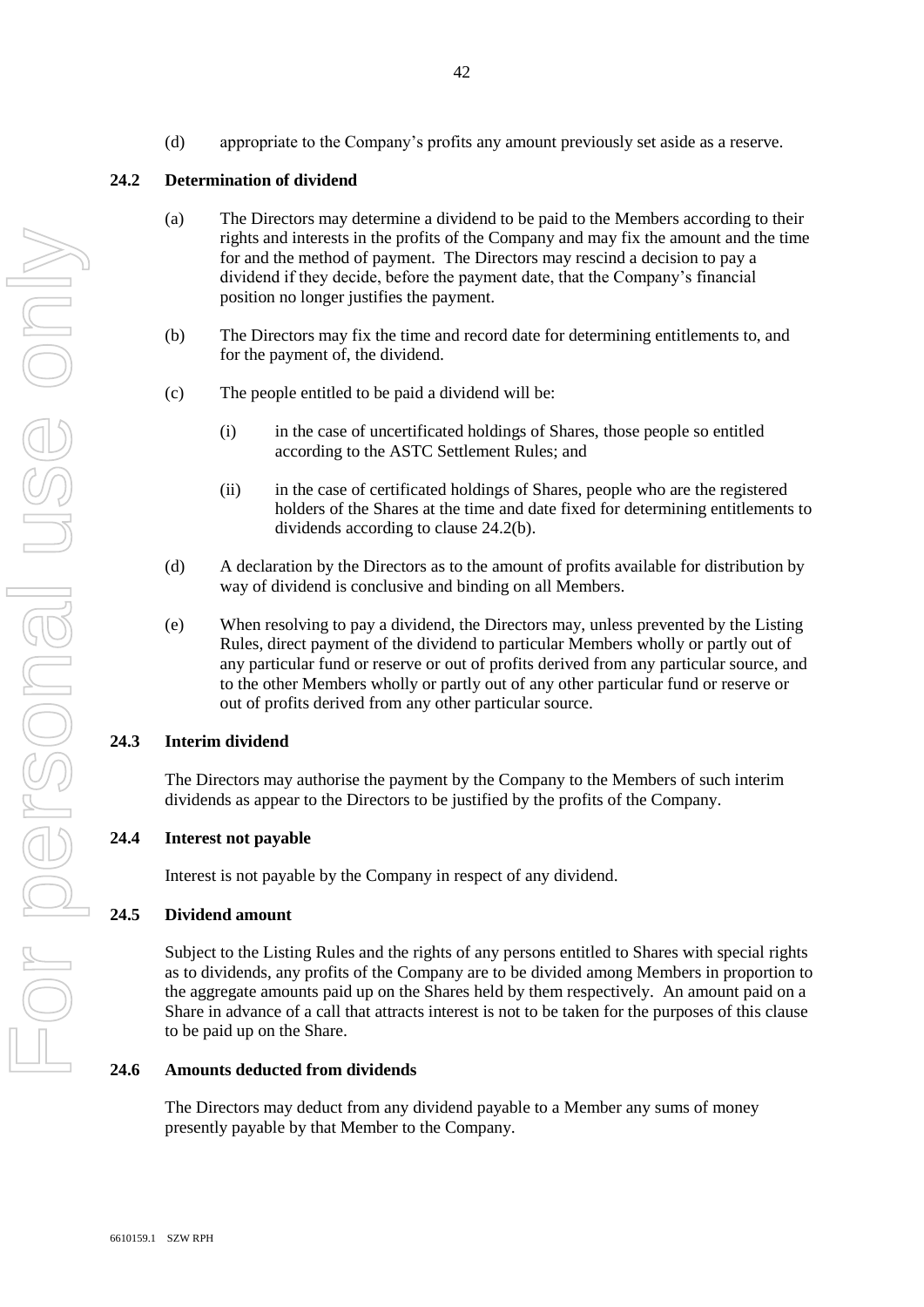(d) appropriate to the Company's profits any amount previously set aside as a reserve.

### 24.2 Determination of dividend

(a) The Directors may determine a dividend to be paid to the Members according to their rights and interests in the profits of the Company and may fix the amount and the time for and the method of payment. The Directors may rescind a decision to pay a dividend if they decide, before the payment date, that the Company's financial position no longer justifies the payment.

(b) The Directors may fix the time and record date for determining entitlements to, and for the payment of, the dividend.

(c) The people entitled to be paid a dividend will be:

(i) in the case of uncertificated holdings of Shares, those people so entitled according to the ASTC Settlement Rules; and

(ii) in the case of certificated holdings of Shares, people who are the registered holders of the Shares at the time and date fixed for determining entitlements to dividends according to clause 24.2(b).

(d) A declaration by the Directors as to the amount of profits available for distribution by way of dividend is conclusive and binding on all Members.

(e) When resolving to pay a dividend, the Directors may, unless prevented by the Listing Rules, direct payment of the dividend to particular Members wholly or partly out of any particular fund or reserve or out of profits derived from any particular source, and to the other Members wholly or partly out of any other particular fund or reserve or out of profits derived from any other particular source.

### 24.3 Interim dividend

The Directors may authorise the payment by the Company to the Members of such interim dividends as appear to the Directors to be justified by the profits of the Company.

### 24.4 Interest not payable

Interest is not payable by the Company in respect of any dividend.

### 24.5 Dividend amount

Subject to the Listing Rules and the rights of any persons entitled to Shares with special rights as to dividends, any profits of the Company are to be divided among Members in proportion to the aggregate amounts paid up on the Shares held by them respectively. An amount paid on a Share in advance of a call that attracts interest is not to be taken for the purposes of this clause to be paid up on the Share.

### 24.6 Amounts deducted from dividends

The Directors may deduct from any dividend payable to a Member any sums of money presently payable by that Member to the Company.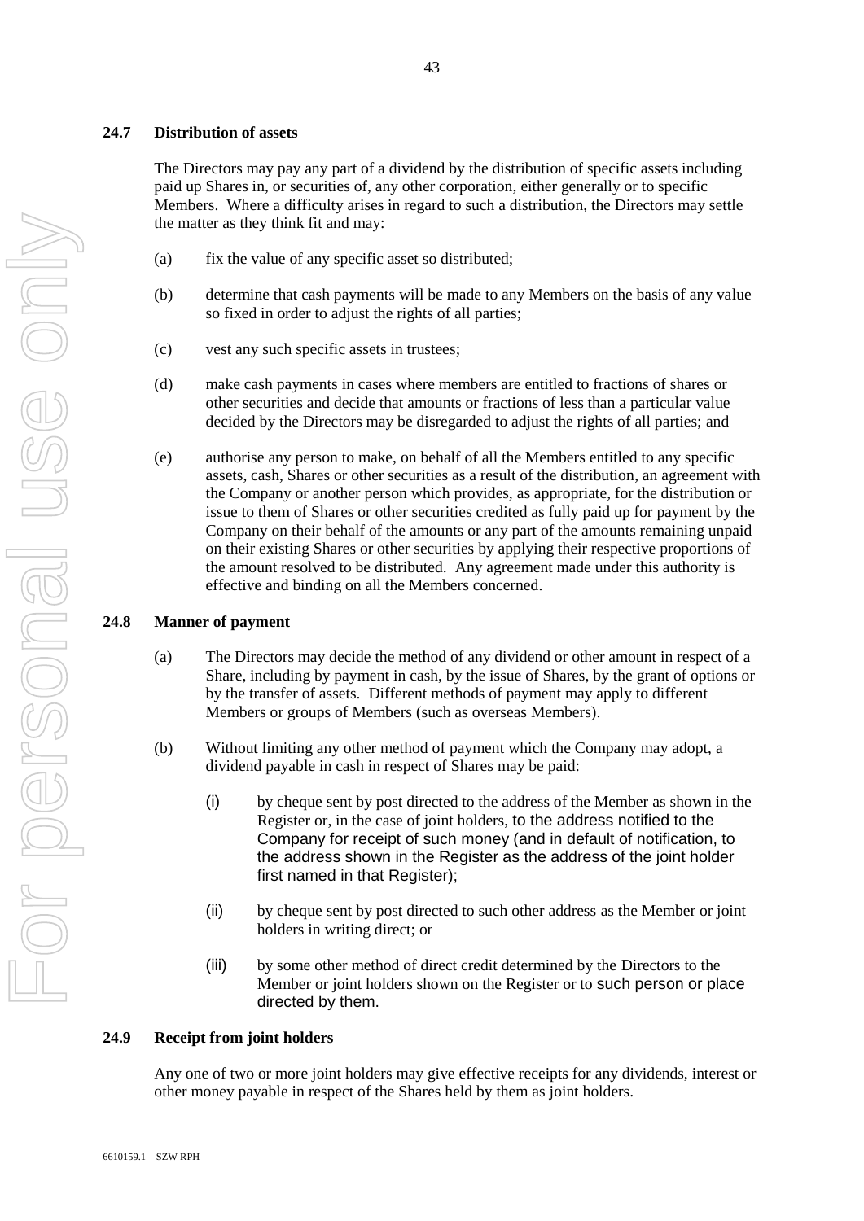### 24.7 Distribution of assets

The Directors may pay any part of a dividend by the distribution of specific assets including paid up Shares in, or securities of, any other corporation, either generally or to specific Members. Where a difficulty arises in regard to such a distribution, the Directors may settle the matter as they think fit and may:

(a) fix the value of any specific asset so distributed;

(b) determine that cash payments will be made to any Members on the basis of any value so fixed in order to adjust the rights of all parties;

(c) vest any such specific assets in trustees;

(d) make cash payments in cases where members are entitled to fractions of shares or other securities and decide that amounts or fractions of less than a particular value decided by the Directors may be disregarded to adjust the rights of all parties; and

(e) authorise any person to make, on behalf of all the Members entitled to any specific assets, cash, Shares or other securities as a result of the distribution, an agreement with the Company or another person which provides, as appropriate, for the distribution or issue to them of Shares or other securities credited as fully paid up for payment by the Company on their behalf of the amounts or any part of the amounts remaining unpaid on their existing Shares or other securities by applying their respective proportions of the amount resolved to be distributed. Any agreement made under this authority is effective and binding on all the Members concerned.

### 24.8 Manner of payment

(a) The Directors may decide the method of any dividend or other amount in respect of a Share, including by payment in cash, by the issue of Shares, by the grant of options or by the transfer of assets. Different methods of payment may apply to different Members or groups of Members (such as overseas Members).

(b) Without limiting any other method of payment which the Company may adopt, a dividend payable in cash in respect of Shares may be paid:

(i) by cheque sent by post directed to the address of the Member as shown in the Register or, in the case of joint holders, to the address notified to the Company for receipt of such money (and in default of notification, to the address shown in the Register as the address of the joint holder first named in that Register);

(ii) by cheque sent by post directed to such other address as the Member or joint holders in writing direct; or

(iii) by some other method of direct credit determined by the Directors to the Member or joint holders shown on the Register or to such person or place directed by them.

### 24.9 Receipt from joint holders

Any one of two or more joint holders may give effective receipts for any dividends, interest or other money payable in respect of the Shares held by them as joint holders.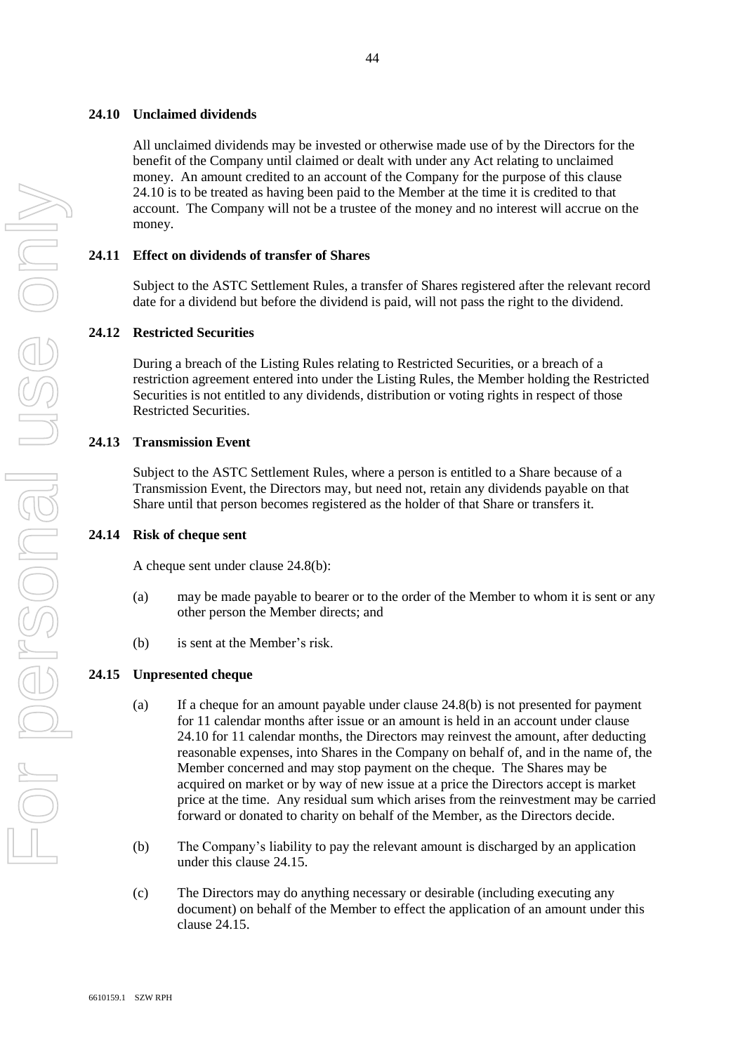### 24.10 Unclaimed dividends

All unclaimed dividends may be invested or otherwise made use of by the Directors for the benefit of the Company until claimed or dealt with under any Act relating to unclaimed money. An amount credited to an account of the Company for the purpose of this clause 24.10 is to be treated as having been paid to the Member at the time it is credited to that account. The Company will not be a trustee of the money and no interest will accrue on the money.

### 24.11 Effect on dividends of transfer of Shares

Subject to the ASTC Settlement Rules, a transfer of Shares registered after the relevant record date for a dividend but before the dividend is paid, will not pass the right to the dividend.

### 24.12 Restricted Securities

During a breach of the Listing Rules relating to Restricted Securities, or a breach of a restriction agreement entered into under the Listing Rules, the Member holding the Restricted Securities is not entitled to any dividends, distribution or voting rights in respect of those Restricted Securities.

### 24.13 Transmission Event

Subject to the ASTC Settlement Rules, where a person is entitled to a Share because of a Transmission Event, the Directors may, but need not, retain any dividends payable on that Share until that person becomes registered as the holder of that Share or transfers it.

### 24.14 Risk of cheque sent

A cheque sent under clause 24.8(b):

(a) may be made payable to bearer or to the order of the Member to whom it is sent or any other person the Member directs; and

(b) is sent at the Member's risk.

### 24.15 Unpresented cheque

(a) If a cheque for an amount payable under clause 24.8(b) is not presented for payment for 11 calendar months after issue or an amount is held in an account under clause 24.10 for 11 calendar months, the Directors may reinvest the amount, after deducting reasonable expenses, into Shares in the Company on behalf of, and in the name of, the Member concerned and may stop payment on the cheque. The Shares may be acquired on market or by way of new issue at a price the Directors accept is market price at the time. Any residual sum which arises from the reinvestment may be carried forward or donated to charity on behalf of the Member, as the Directors decide.

(b) The Company's liability to pay the relevant amount is discharged by an application under this clause 24.15.

(c) The Directors may do anything necessary or desirable (including executing any document) on behalf of the Member to effect the application of an amount under this clause 24.15.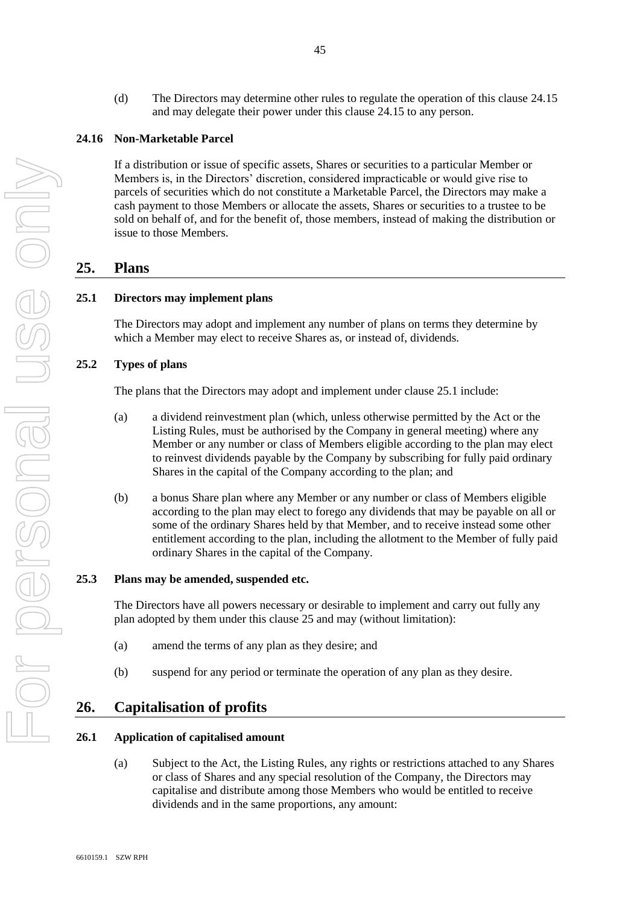(d) The Directors may determine other rules to regulate the operation of this clause 24.15 and may delegate their power under this clause 24.15 to any person.

### 24.16 Non-Marketable Parcel

If a distribution or issue of specific assets, Shares or securities to a particular Member or Members is, in the Directors' discretion, considered impracticable or would give rise to parcels of securities which do not constitute a Marketable Parcel, the Directors may make a cash payment to those Members or allocate the assets, Shares or securities to a trustee to be sold on behalf of, and for the benefit of, those members, instead of making the distribution or issue to those Members.

## 25. Plans

### 25.1 Directors may implement plans

The Directors may adopt and implement any number of plans on terms they determine by which a Member may elect to receive Shares as, or instead of, dividends.

### 25.2 Types of plans

The plans that the Directors may adopt and implement under clause 25.1 include:

(a) a dividend reinvestment plan (which, unless otherwise permitted by the Act or the Listing Rules, must be authorised by the Company in general meeting) where any Member or any number or class of Members eligible according to the plan may elect to reinvest dividends payable by the Company by subscribing for fully paid ordinary Shares in the capital of the Company according to the plan; and

(b) a bonus Share plan where any Member or any number or class of Members eligible according to the plan may elect to forego any dividends that may be payable on all or some of the ordinary Shares held by that Member, and to receive instead some other entitlement according to the plan, including the allotment to the Member of fully paid ordinary Shares in the capital of the Company.

### 25.3 Plans may be amended, suspended etc.

The Directors have all powers necessary or desirable to implement and carry out fully any plan adopted by them under this clause 25 and may (without limitation):

(a) amend the terms of any plan as they desire; and

(b) suspend for any period or terminate the operation of any plan as they desire.

## 26. Capitalisation of profits

### 26.1 Application of capitalised amount

(a) Subject to the Act, the Listing Rules, any rights or restrictions attached to any Shares or class of Shares and any special resolution of the Company, the Directors may capitalise and distribute among those Members who would be entitled to receive dividends and in the same proportions, any amount: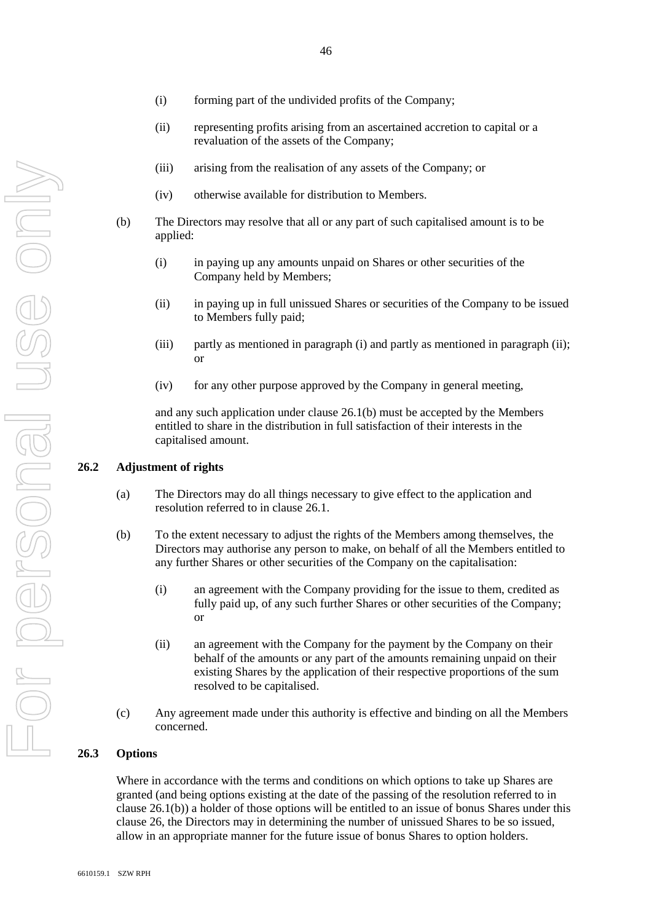(i) forming part of the undivided profits of the Company;

(ii) representing profits arising from an ascertained accretion to capital or a revaluation of the assets of the Company;

(iii) arising from the realisation of any assets of the Company; or

(iv) otherwise available for distribution to Members.

(b) The Directors may resolve that all or any part of such capitalised amount is to be applied:

(i) in paying up any amounts unpaid on Shares or other securities of the Company held by Members;

(ii) in paying up in full unissued Shares or securities of the Company to be issued to Members fully paid;

(iii) partly as mentioned in paragraph (i) and partly as mentioned in paragraph (ii); or

(iv) for any other purpose approved by the Company in general meeting,

and any such application under clause 26.1(b) must be accepted by the Members entitled to share in the distribution in full satisfaction of their interests in the capitalised amount.

## 26.2 Adjustment of rights

(a) The Directors may do all things necessary to give effect to the application and resolution referred to in clause 26.1.

(b) To the extent necessary to adjust the rights of the Members among themselves, the Directors may authorise any person to make, on behalf of all the Members entitled to any further Shares or other securities of the Company on the capitalisation:

(i) an agreement with the Company providing for the issue to them, credited as fully paid up, of any such further Shares or other securities of the Company; or

(ii) an agreement with the Company for the payment by the Company on their behalf of the amounts or any part of the amounts remaining unpaid on their existing Shares by the application of their respective proportions of the sum resolved to be capitalised.

(c) Any agreement made under this authority is effective and binding on all the Members concerned.

## 26.3 Options

Where in accordance with the terms and conditions on which options to take up Shares are granted (and being options existing at the date of the passing of the resolution referred to in clause 26.1(b)) a holder of those options will be entitled to an issue of bonus Shares under this clause 26, the Directors may in determining the number of unissued Shares to be so issued, allow in an appropriate manner for the future issue of bonus Shares to option holders.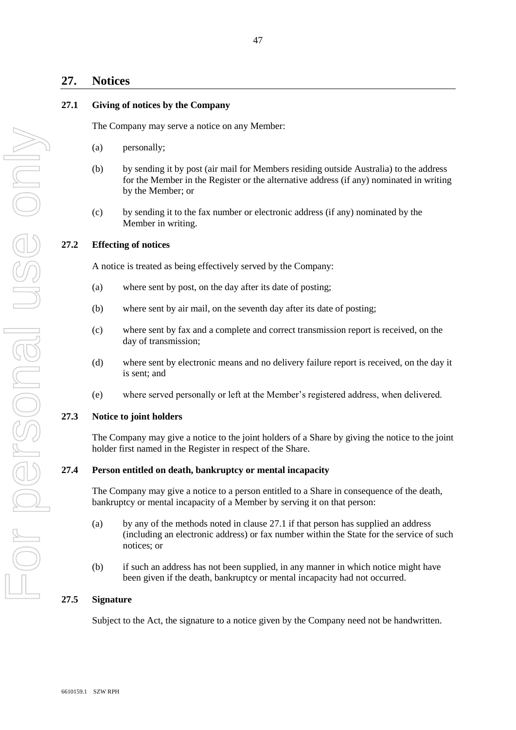## 27. Notices

### 27.1 Giving of notices by the Company

The Company may serve a notice on any Member:

(a) personally;

(b) by sending it by post (air mail for Members residing outside Australia) to the address for the Member in the Register or the alternative address (if any) nominated in writing by the Member; or

(c) by sending it to the fax number or electronic address (if any) nominated by the Member in writing.

### 27.2 Effecting of notices

A notice is treated as being effectively served by the Company:

(a) where sent by post, on the day after its date of posting;

(b) where sent by air mail, on the seventh day after its date of posting;

(c) where sent by fax and a complete and correct transmission report is received, on the day of transmission;

(d) where sent by electronic means and no delivery failure report is received, on the day it is sent; and

(e) where served personally or left at the Member's registered address, when delivered.

### 27.3 Notice to joint holders

The Company may give a notice to the joint holders of a Share by giving the notice to the joint holder first named in the Register in respect of the Share.

### 27.4 Person entitled on death, bankruptcy or mental incapacity

The Company may give a notice to a person entitled to a Share in consequence of the death, bankruptcy or mental incapacity of a Member by serving it on that person:

(a) by any of the methods noted in clause 27.1 if that person has supplied an address (including an electronic address) or fax number within the State for the service of such notices; or

(b) if such an address has not been supplied, in any manner in which notice might have been given if the death, bankruptcy or mental incapacity had not occurred.

### 27.5 Signature

Subject to the Act, the signature to a notice given by the Company need not be handwritten.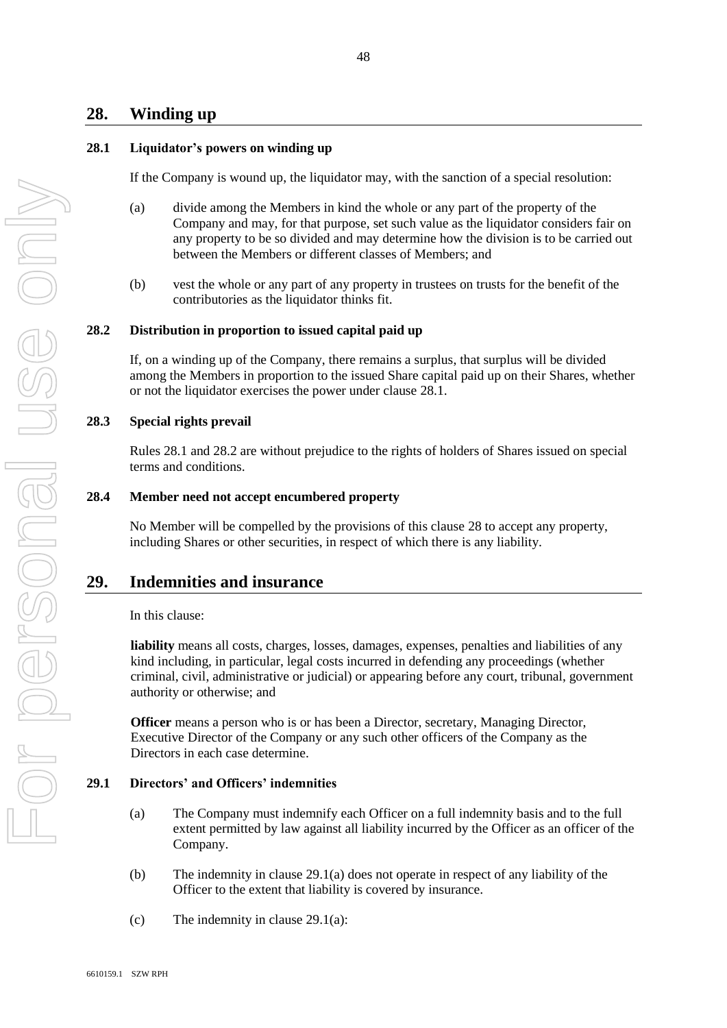## 28. Winding up

### 28.1 Liquidator's powers on winding up

If the Company is wound up, the liquidator may, with the sanction of a special resolution:

(a) divide among the Members in kind the whole or any part of the property of the Company and may, for that purpose, set such value as the liquidator considers fair on any property to be so divided and may determine how the division is to be carried out between the Members or different classes of Members; and

(b) vest the whole or any part of any property in trustees on trusts for the benefit of the contributories as the liquidator thinks fit.

### 28.2 Distribution in proportion to issued capital paid up

If, on a winding up of the Company, there remains a surplus, that surplus will be divided among the Members in proportion to the issued Share capital paid up on their Shares, whether or not the liquidator exercises the power under clause 28.1.

### 28.3 Special rights prevail

Rules 28.1 and 28.2 are without prejudice to the rights of holders of Shares issued on special terms and conditions.

### 28.4 Member need not accept encumbered property

No Member will be compelled by the provisions of this clause 28 to accept any property, including Shares or other securities, in respect of which there is any liability.

## 29. Indemnities and insurance

In this clause:

**liability** means all costs, charges, losses, damages, expenses, penalties and liabilities of any kind including, in particular, legal costs incurred in defending any proceedings (whether criminal, civil, administrative or judicial) or appearing before any court, tribunal, government authority or otherwise; and

**Officer** means a person who is or has been a Director, secretary, Managing Director, Executive Director of the Company or any such other officers of the Company as the Directors in each case determine.

### 29.1 Directors' and Officers' indemnities

(a) The Company must indemnify each Officer on a full indemnity basis and to the full extent permitted by law against all liability incurred by the Officer as an officer of the Company.

(b) The indemnity in clause 29.1(a) does not operate in respect of any liability of the Officer to the extent that liability is covered by insurance.

(c) The indemnity in clause 29.1(a):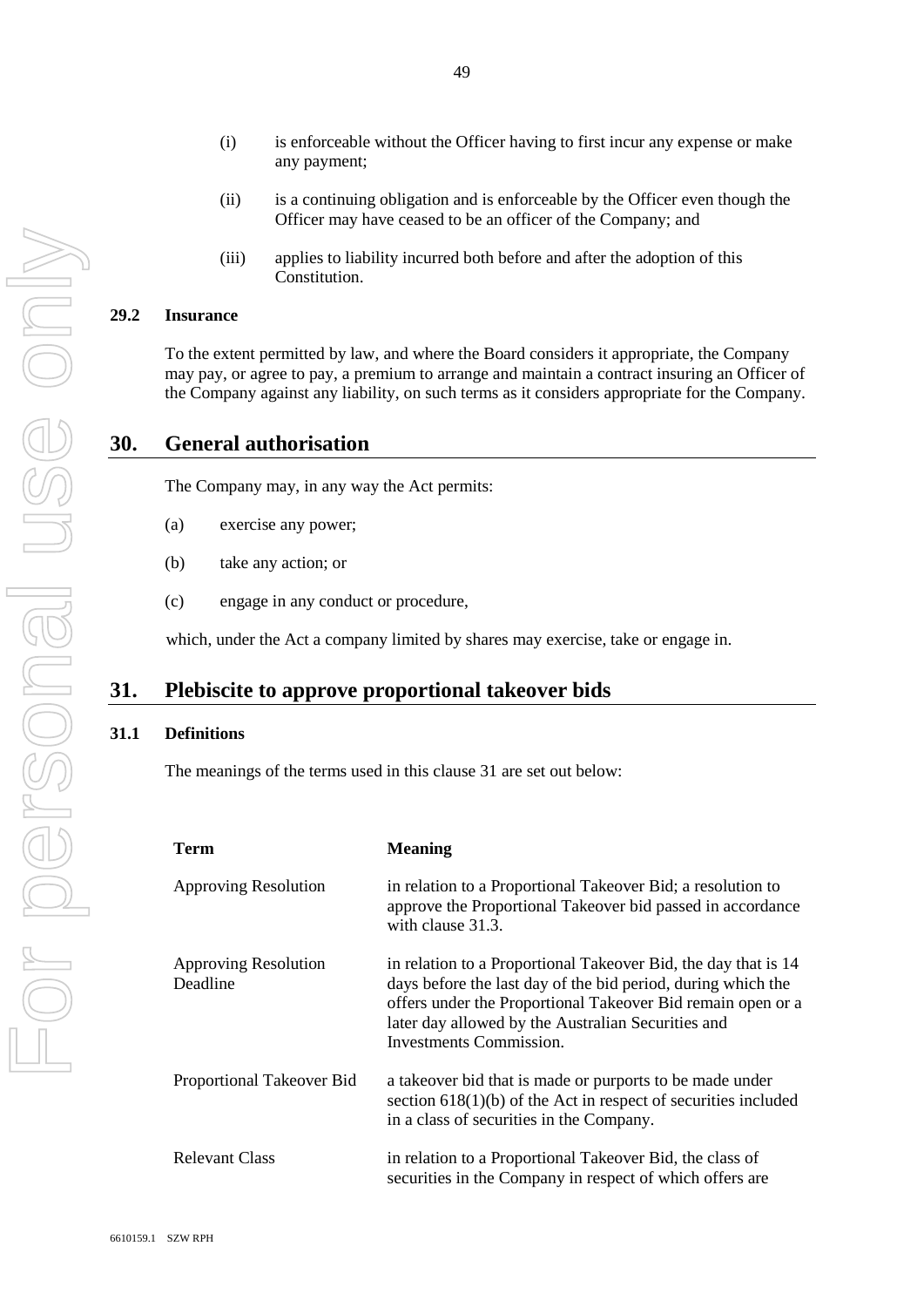(i) is enforceable without the Officer having to first incur any expense or make any payment;

(ii) is a continuing obligation and is enforceable by the Officer even though the Officer may have ceased to be an officer of the Company; and

(iii) applies to liability incurred both before and after the adoption of this Constitution.

### 29.2 Insurance

To the extent permitted by law, and where the Board considers it appropriate, the Company may pay, or agree to pay, a premium to arrange and maintain a contract insuring an Officer of the Company against any liability, on such terms as it considers appropriate for the Company.

## 30. General authorisation

The Company may, in any way the Act permits:

(a) exercise any power;

(b) take any action; or

(c) engage in any conduct or procedure,

which, under the Act a company limited by shares may exercise, take or engage in.

## 31. Plebiscite to approve proportional takeover bids

### 31.1 Definitions

The meanings of the terms used in this clause 31 are set out below:

| Term | Meaning |
|---|---|
| Approving Resolution | in relation to a Proportional Takeover Bid; a resolution to approve the Proportional Takeover bid passed in accordance with clause 31.3. |
| Approving Resolution Deadline | in relation to a Proportional Takeover Bid, the day that is 14 days before the last day of the bid period, during which the offers under the Proportional Takeover Bid remain open or a later day allowed by the Australian Securities and Investments Commission. |
| Proportional Takeover Bid | a takeover bid that is made or purports to be made under section 618(1)(b) of the Act in respect of securities included in a class of securities in the Company. |
| Relevant Class | in relation to a Proportional Takeover Bid, the class of securities in the Company in respect of which offers are |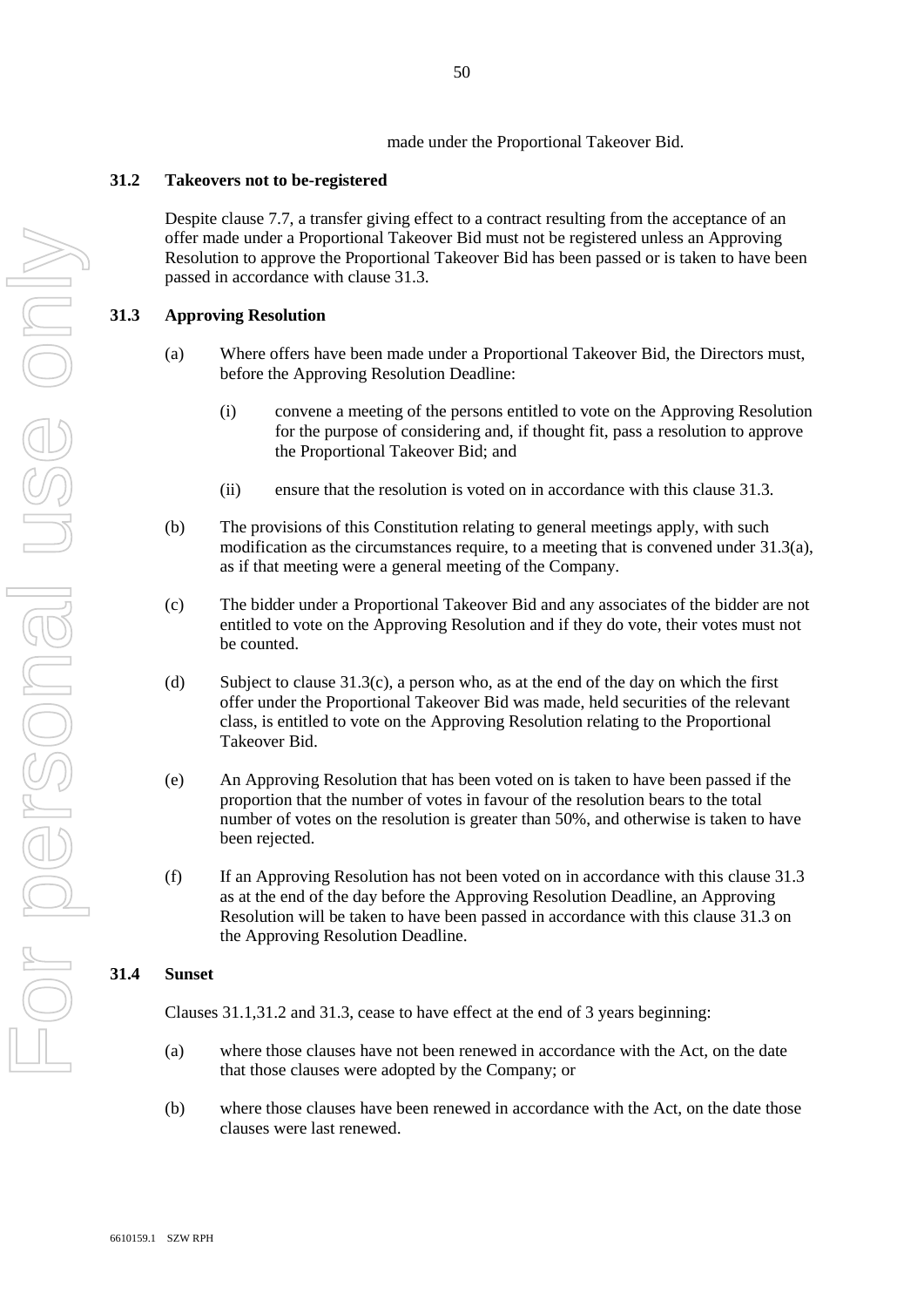made under the Proportional Takeover Bid.

### 31.2 Takeovers not to be-registered

Despite clause 7.7, a transfer giving effect to a contract resulting from the acceptance of an offer made under a Proportional Takeover Bid must not be registered unless an Approving Resolution to approve the Proportional Takeover Bid has been passed or is taken to have been passed in accordance with clause 31.3.

### 31.3 Approving Resolution

(a) Where offers have been made under a Proportional Takeover Bid, the Directors must, before the Approving Resolution Deadline:

   (i) convene a meeting of the persons entitled to vote on the Approving Resolution for the purpose of considering and, if thought fit, pass a resolution to approve the Proportional Takeover Bid; and

   (ii) ensure that the resolution is voted on in accordance with this clause 31.3.

(b) The provisions of this Constitution relating to general meetings apply, with such modification as the circumstances require, to a meeting that is convened under 31.3(a), as if that meeting were a general meeting of the Company.

(c) The bidder under a Proportional Takeover Bid and any associates of the bidder are not entitled to vote on the Approving Resolution and if they do vote, their votes must not be counted.

(d) Subject to clause 31.3(c), a person who, as at the end of the day on which the first offer under the Proportional Takeover Bid was made, held securities of the relevant class, is entitled to vote on the Approving Resolution relating to the Proportional Takeover Bid.

(e) An Approving Resolution that has been voted on is taken to have been passed if the proportion that the number of votes in favour of the resolution bears to the total number of votes on the resolution is greater than 50%, and otherwise is taken to have been rejected.

(f) If an Approving Resolution has not been voted on in accordance with this clause 31.3 as at the end of the day before the Approving Resolution Deadline, an Approving Resolution will be taken to have been passed in accordance with this clause 31.3 on the Approving Resolution Deadline.

### 31.4 Sunset

Clauses 31.1,31.2 and 31.3, cease to have effect at the end of 3 years beginning:

(a) where those clauses have not been renewed in accordance with the Act, on the date that those clauses were adopted by the Company; or

(b) where those clauses have been renewed in accordance with the Act, on the date those clauses were last renewed.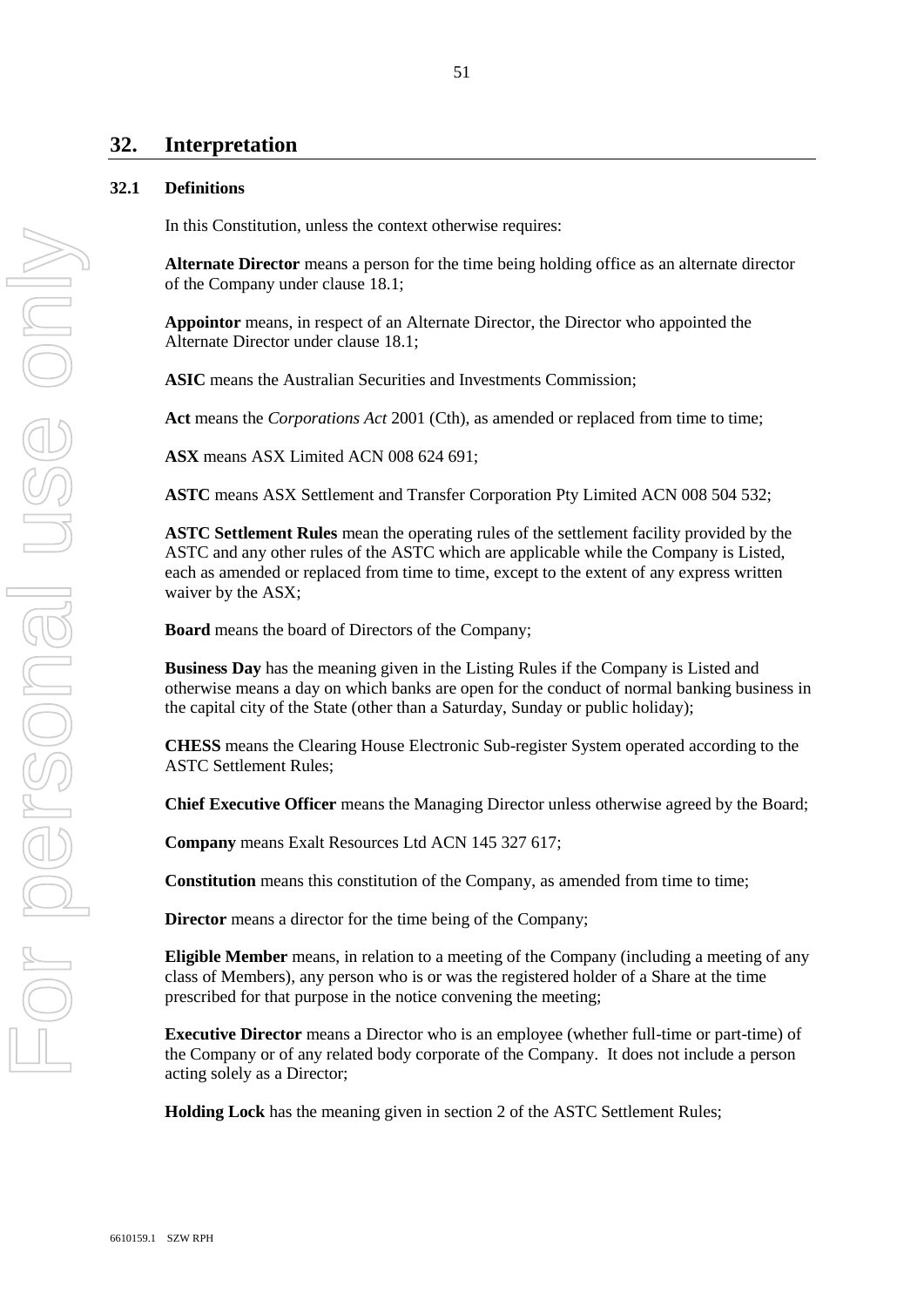## 32. Interpretation

### 32.1 Definitions

In this Constitution, unless the context otherwise requires:

**Alternate Director** means a person for the time being holding office as an alternate director of the Company under clause 18.1;

**Appointor** means, in respect of an Alternate Director, the Director who appointed the Alternate Director under clause 18.1;

**ASIC** means the Australian Securities and Investments Commission;

**Act** means the *Corporations Act* 2001 (Cth), as amended or replaced from time to time;

**ASX** means ASX Limited ACN 008 624 691;

**ASTC** means ASX Settlement and Transfer Corporation Pty Limited ACN 008 504 532;

**ASTC Settlement Rules** mean the operating rules of the settlement facility provided by the ASTC and any other rules of the ASTC which are applicable while the Company is Listed, each as amended or replaced from time to time, except to the extent of any express written waiver by the ASX;

**Board** means the board of Directors of the Company;

**Business Day** has the meaning given in the Listing Rules if the Company is Listed and otherwise means a day on which banks are open for the conduct of normal banking business in the capital city of the State (other than a Saturday, Sunday or public holiday);

**CHESS** means the Clearing House Electronic Sub-register System operated according to the ASTC Settlement Rules;

**Chief Executive Officer** means the Managing Director unless otherwise agreed by the Board;

**Company** means Exalt Resources Ltd ACN 145 327 617;

**Constitution** means this constitution of the Company, as amended from time to time;

**Director** means a director for the time being of the Company;

**Eligible Member** means, in relation to a meeting of the Company (including a meeting of any class of Members), any person who is or was the registered holder of a Share at the time prescribed for that purpose in the notice convening the meeting;

**Executive Director** means a Director who is an employee (whether full-time or part-time) of the Company or of any related body corporate of the Company. It does not include a person acting solely as a Director;

**Holding Lock** has the meaning given in section 2 of the ASTC Settlement Rules;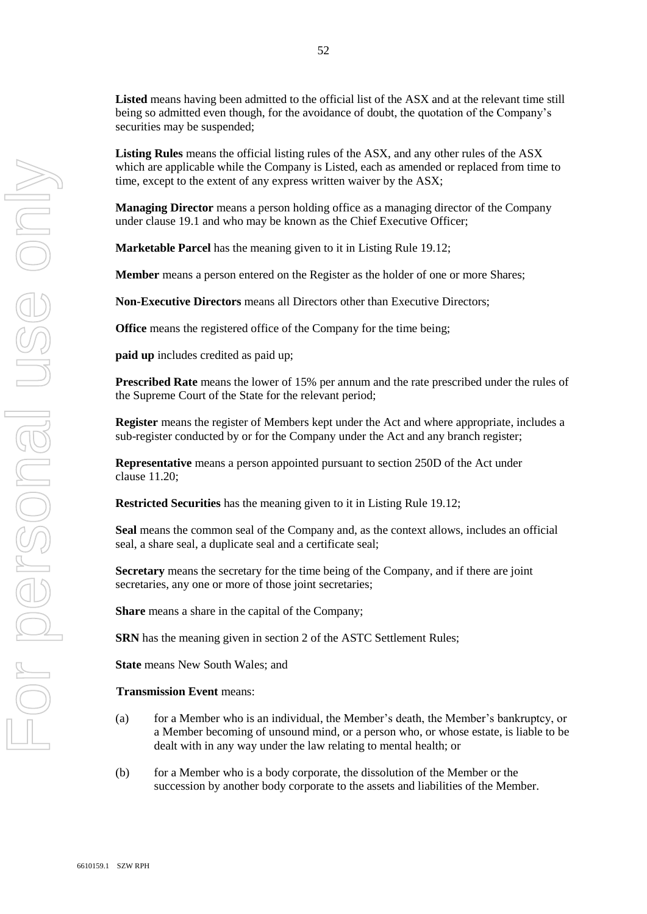**Listed** means having been admitted to the official list of the ASX and at the relevant time still being so admitted even though, for the avoidance of doubt, the quotation of the Company's securities may be suspended;

**Listing Rules** means the official listing rules of the ASX, and any other rules of the ASX which are applicable while the Company is Listed, each as amended or replaced from time to time, except to the extent of any express written waiver by the ASX;

**Managing Director** means a person holding office as a managing director of the Company under clause 19.1 and who may be known as the Chief Executive Officer;

**Marketable Parcel** has the meaning given to it in Listing Rule 19.12;

**Member** means a person entered on the Register as the holder of one or more Shares;

**Non-Executive Directors** means all Directors other than Executive Directors;

**Office** means the registered office of the Company for the time being;

**paid up** includes credited as paid up;

**Prescribed Rate** means the lower of 15% per annum and the rate prescribed under the rules of the Supreme Court of the State for the relevant period;

**Register** means the register of Members kept under the Act and where appropriate, includes a sub-register conducted by or for the Company under the Act and any branch register;

**Representative** means a person appointed pursuant to section 250D of the Act under clause 11.20;

**Restricted Securities** has the meaning given to it in Listing Rule 19.12;

**Seal** means the common seal of the Company and, as the context allows, includes an official seal, a share seal, a duplicate seal and a certificate seal;

**Secretary** means the secretary for the time being of the Company, and if there are joint secretaries, any one or more of those joint secretaries;

**Share** means a share in the capital of the Company;

**SRN** has the meaning given in section 2 of the ASTC Settlement Rules;

**State** means New South Wales; and

**Transmission Event** means:

(a) for a Member who is an individual, the Member's death, the Member's bankruptcy, or a Member becoming of unsound mind, or a person who, or whose estate, is liable to be dealt with in any way under the law relating to mental health; or

(b) for a Member who is a body corporate, the dissolution of the Member or the succession by another body corporate to the assets and liabilities of the Member.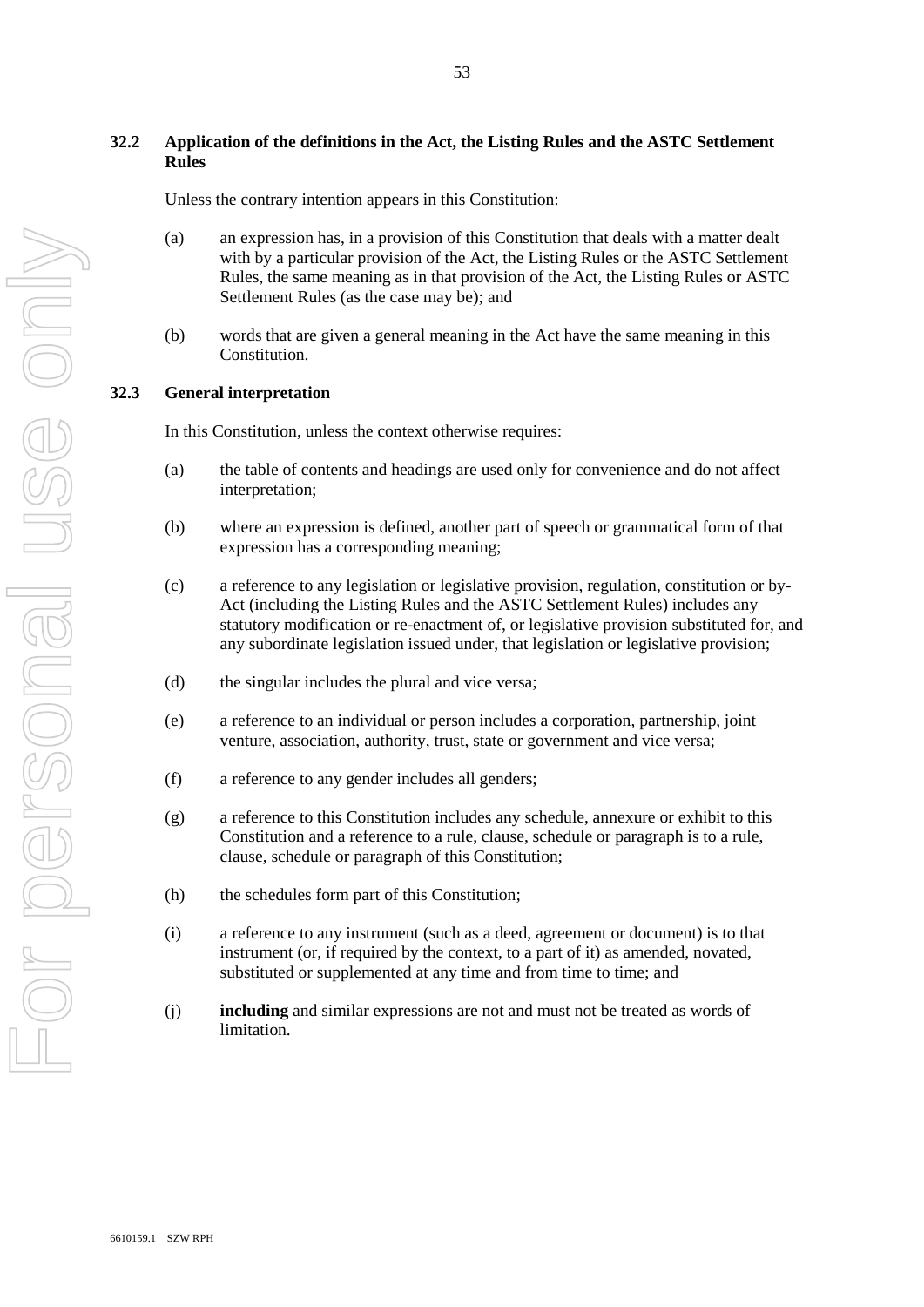### 32.2 Application of the definitions in the Act, the Listing Rules and the ASTC Settlement Rules

Unless the contrary intention appears in this Constitution:

(a) an expression has, in a provision of this Constitution that deals with a matter dealt with by a particular provision of the Act, the Listing Rules or the ASTC Settlement Rules, the same meaning as in that provision of the Act, the Listing Rules or ASTC Settlement Rules (as the case may be); and

(b) words that are given a general meaning in the Act have the same meaning in this Constitution.

### 32.3 General interpretation

In this Constitution, unless the context otherwise requires:

(a) the table of contents and headings are used only for convenience and do not affect interpretation;

(b) where an expression is defined, another part of speech or grammatical form of that expression has a corresponding meaning;

(c) a reference to any legislation or legislative provision, regulation, constitution or by-Act (including the Listing Rules and the ASTC Settlement Rules) includes any statutory modification or re-enactment of, or legislative provision substituted for, and any subordinate legislation issued under, that legislation or legislative provision;

(d) the singular includes the plural and vice versa;

(e) a reference to an individual or person includes a corporation, partnership, joint venture, association, authority, trust, state or government and vice versa;

(f) a reference to any gender includes all genders;

(g) a reference to this Constitution includes any schedule, annexure or exhibit to this Constitution and a reference to a rule, clause, schedule or paragraph is to a rule, clause, schedule or paragraph of this Constitution;

(h) the schedules form part of this Constitution;

(i) a reference to any instrument (such as a deed, agreement or document) is to that instrument (or, if required by the context, to a part of it) as amended, novated, substituted or supplemented at any time and from time to time; and

(j) **including** and similar expressions are not and must not be treated as words of limitation.